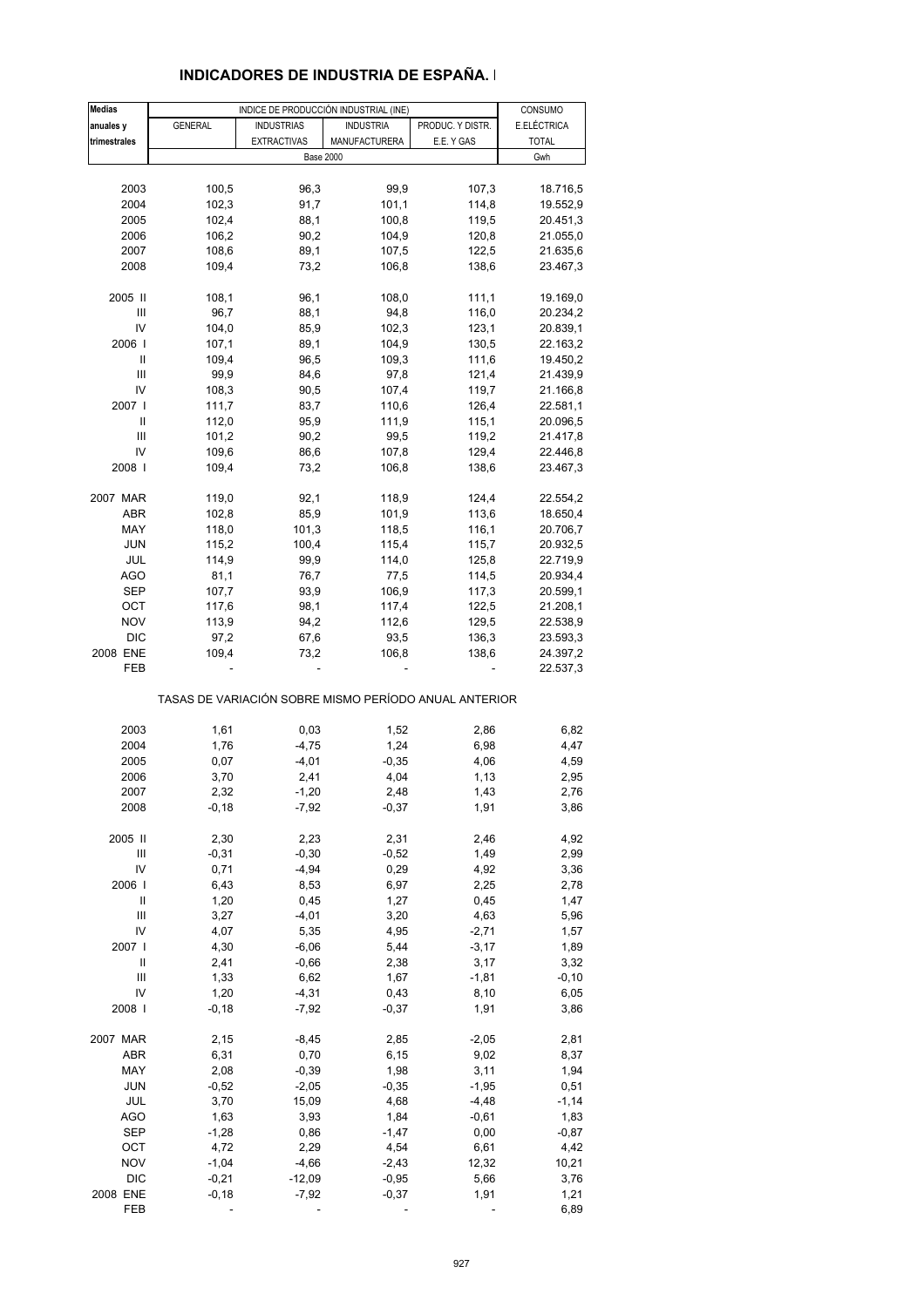## INDICADORES DE INDUSTRIA DE ESPAÑA. I

| Medias anuales y trimestrales | INDICE DE PRODUCCIÓN INDUSTRIAL (INE) | | | | CONSUMO |
|---|---|---|---|---|---|
| | GENERAL | INDUSTRIAS EXTRACTIVAS | INDUSTRIA MANUFACTURERA | PRODUC. Y DISTR. E.E. Y GAS | E.ELÉCTRICA TOTAL |
| | Base 2000 | | | | Gwh |
| 2003 | 100,5 | 96,3 | 99,9 | 107,3 | 18.716,5 |
| 2004 | 102,3 | 91,7 | 101,1 | 114,8 | 19.552,9 |
| 2005 | 102,4 | 88,1 | 100,8 | 119,5 | 20.451,3 |
| 2006 | 106,2 | 90,2 | 104,9 | 120,8 | 21.055,0 |
| 2007 | 108,6 | 89,1 | 107,5 | 122,5 | 21.635,6 |
| 2008 | 109,4 | 73,2 | 106,8 | 138,6 | 23.467,3 |
| 2005 II | 108,1 | 96,1 | 108,0 | 111,1 | 19.169,0 |
| III | 96,7 | 88,1 | 94,8 | 116,0 | 20.234,2 |
| IV | 104,0 | 85,9 | 102,3 | 123,1 | 20.839,1 |
| 2006 I | 107,1 | 89,1 | 104,9 | 130,5 | 22.163,2 |
| II | 109,4 | 96,5 | 109,3 | 111,6 | 19.450,2 |
| III | 99,9 | 84,6 | 97,8 | 121,4 | 21.439,9 |
| IV | 108,3 | 90,5 | 107,4 | 119,7 | 21.166,8 |
| 2007 I | 111,7 | 83,7 | 110,6 | 126,4 | 22.581,1 |
| II | 112,0 | 95,9 | 111,9 | 115,1 | 20.096,5 |
| III | 101,2 | 90,2 | 99,5 | 119,2 | 21.417,8 |
| IV | 109,6 | 86,6 | 107,8 | 129,4 | 22.446,8 |
| 2008 I | 109,4 | 73,2 | 106,8 | 138,6 | 23.467,3 |
| 2007 MAR | 119,0 | 92,1 | 118,9 | 124,4 | 22.554,2 |
| ABR | 102,8 | 85,9 | 101,9 | 113,6 | 18.650,4 |
| MAY | 118,0 | 101,3 | 118,5 | 116,1 | 20.706,7 |
| JUN | 115,2 | 100,4 | 115,4 | 115,7 | 20.932,5 |
| JUL | 114,9 | 99,9 | 114,0 | 125,8 | 22.719,9 |
| AGO | 81,1 | 76,7 | 77,5 | 114,5 | 20.934,4 |
| SEP | 107,7 | 93,9 | 106,9 | 117,3 | 20.599,1 |
| OCT | 117,6 | 98,1 | 117,4 | 122,5 | 21.208,1 |
| NOV | 113,9 | 94,2 | 112,6 | 129,5 | 22.538,9 |
| DIC | 97,2 | 67,6 | 93,5 | 136,3 | 23.593,3 |
| 2008 ENE | 109,4 | 73,2 | 106,8 | 138,6 | 24.397,2 |
| FEB | - | - | - | - | 22.537,3 |
| TASAS DE VARIACIÓN SOBRE MISMO PERÍODO ANUAL ANTERIOR | | | | | |
| 2003 | 1,61 | 0,03 | 1,52 | 2,86 | 6,82 |
| 2004 | 1,76 | -4,75 | 1,24 | 6,98 | 4,47 |
| 2005 | 0,07 | -4,01 | -0,35 | 4,06 | 4,59 |
| 2006 | 3,70 | 2,41 | 4,04 | 1,13 | 2,95 |
| 2007 | 2,32 | -1,20 | 2,48 | 1,43 | 2,76 |
| 2008 | -0,18 | -7,92 | -0,37 | 1,91 | 3,86 |
| 2005 II | 2,30 | 2,23 | 2,31 | 2,46 | 4,92 |
| III | -0,31 | -0,30 | -0,52 | 1,49 | 2,99 |
| IV | 0,71 | -4,94 | 0,29 | 4,92 | 3,36 |
| 2006 I | 6,43 | 8,53 | 6,97 | 2,25 | 2,78 |
| II | 1,20 | 0,45 | 1,27 | 0,45 | 1,47 |
| III | 3,27 | -4,01 | 3,20 | 4,63 | 5,96 |
| IV | 4,07 | 5,35 | 4,95 | -2,71 | 1,57 |
| 2007 I | 4,30 | -6,06 | 5,44 | -3,17 | 1,89 |
| II | 2,41 | -0,66 | 2,38 | 3,17 | 3,32 |
| III | 1,33 | 6,62 | 1,67 | -1,81 | -0,10 |
| IV | 1,20 | -4,31 | 0,43 | 8,10 | 6,05 |
| 2008 I | -0,18 | -7,92 | -0,37 | 1,91 | 3,86 |
| 2007 MAR | 2,15 | -8,45 | 2,85 | -2,05 | 2,81 |
| ABR | 6,31 | 0,70 | 6,15 | 9,02 | 8,37 |
| MAY | 2,08 | -0,39 | 1,98 | 3,11 | 1,94 |
| JUN | -0,52 | -2,05 | -0,35 | -1,95 | 0,51 |
| JUL | 3,70 | 15,09 | 4,68 | -4,48 | -1,14 |
| AGO | 1,63 | 3,93 | 1,84 | -0,61 | 1,83 |
| SEP | -1,28 | 0,86 | -1,47 | 0,00 | -0,87 |
| OCT | 4,72 | 2,29 | 4,54 | 6,61 | 4,42 |
| NOV | -1,04 | -4,66 | -2,43 | 12,32 | 10,21 |
| DIC | -0,21 | -12,09 | -0,95 | 5,66 | 3,76 |
| 2008 ENE | -0,18 | -7,92 | -0,37 | 1,91 | 1,21 |
| FEB | - | - | - | - | 6,89 |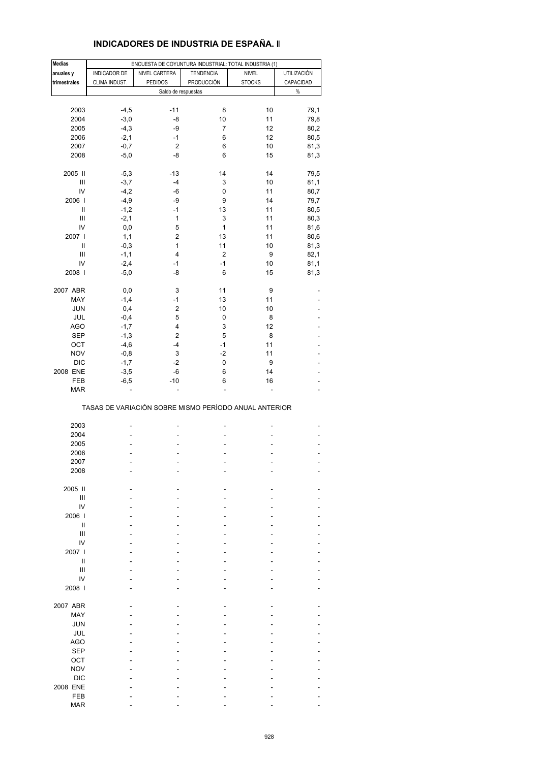## INDICADORES DE INDUSTRIA DE ESPAÑA. II

| Medias anuales y trimestrales | ENCUESTA DE COYUNTURA INDUSTRIAL: TOTAL INDUSTRIA (1) | | | | |
|---|---|---|---|---|---|
| | INDICADOR DE CLIMA INDUST. | NIVEL CARTERA PEDIDOS | TENDENCIA PRODUCCIÓN | NIVEL STOCKS | UTILIZACIÓN CAPACIDAD |
| | Saldo de respuestas | | | | % |
| 2003 | -4,5 | -11 | 8 | 10 | 79,1 |
| 2004 | -3,0 | -8 | 10 | 11 | 79,8 |
| 2005 | -4,3 | -9 | 7 | 12 | 80,2 |
| 2006 | -2,1 | -1 | 6 | 12 | 80,5 |
| 2007 | -0,7 | 2 | 6 | 10 | 81,3 |
| 2008 | -5,0 | -8 | 6 | 15 | 81,3 |
| 2005 II | -5,3 | -13 | 14 | 14 | 79,5 |
| III | -3,7 | -4 | 3 | 10 | 81,1 |
| IV | -4,2 | -6 | 0 | 11 | 80,7 |
| 2006 I | -4,9 | -9 | 9 | 14 | 79,7 |
| II | -1,2 | -1 | 13 | 11 | 80,5 |
| III | -2,1 | 1 | 3 | 11 | 80,3 |
| IV | 0,0 | 5 | 1 | 11 | 81,6 |
| 2007 I | 1,1 | 2 | 13 | 11 | 80,6 |
| II | -0,3 | 1 | 11 | 10 | 81,3 |
| III | -1,1 | 4 | 2 | 9 | 82,1 |
| IV | -2,4 | -1 | -1 | 10 | 81,1 |
| 2008 I | -5,0 | -8 | 6 | 15 | 81,3 |
| 2007 ABR | 0,0 | 3 | 11 | 9 | - |
| MAY | -1,4 | -1 | 13 | 11 | - |
| JUN | 0,4 | 2 | 10 | 10 | - |
| JUL | -0,4 | 5 | 0 | 8 | - |
| AGO | -1,7 | 4 | 3 | 12 | - |
| SEP | -1,3 | 2 | 5 | 8 | - |
| OCT | -4,6 | -4 | -1 | 11 | - |
| NOV | -0,8 | 3 | -2 | 11 | - |
| DIC | -1,7 | -2 | 0 | 9 | - |
| 2008 ENE | -3,5 | -6 | 6 | 14 | - |
| FEB | -6,5 | -10 | 6 | 16 | - |
| MAR | - | - | - | - | - |
| TASAS DE VARIACIÓN SOBRE MISMO PERÍODO ANUAL ANTERIOR | | | | | |
| 2003 | - | - | - | - | - |
| 2004 | - | - | - | - | - |
| 2005 | - | - | - | - | - |
| 2006 | - | - | - | - | - |
| 2007 | - | - | - | - | - |
| 2008 | - | - | - | - | - |
| 2005 II | - | - | - | - | - |
| III | - | - | - | - | - |
| IV | - | - | - | - | - |
| 2006 I | - | - | - | - | - |
| II | - | - | - | - | - |
| III | - | - | - | - | - |
| IV | - | - | - | - | - |
| 2007 I | - | - | - | - | - |
| II | - | - | - | - | - |
| III | - | - | - | - | - |
| IV | - | - | - | - | - |
| 2008 I | - | - | - | - | - |
| 2007 ABR | - | - | - | - | - |
| MAY | - | - | - | - | - |
| JUN | - | - | - | - | - |
| JUL | - | - | - | - | - |
| AGO | - | - | - | - | - |
| SEP | - | - | - | - | - |
| OCT | - | - | - | - | - |
| NOV | - | - | - | - | - |
| DIC | - | - | - | - | - |
| 2008 ENE | - | - | - | - | - |
| FEB | - | - | - | - | - |
| MAR | - | - | - | - | - |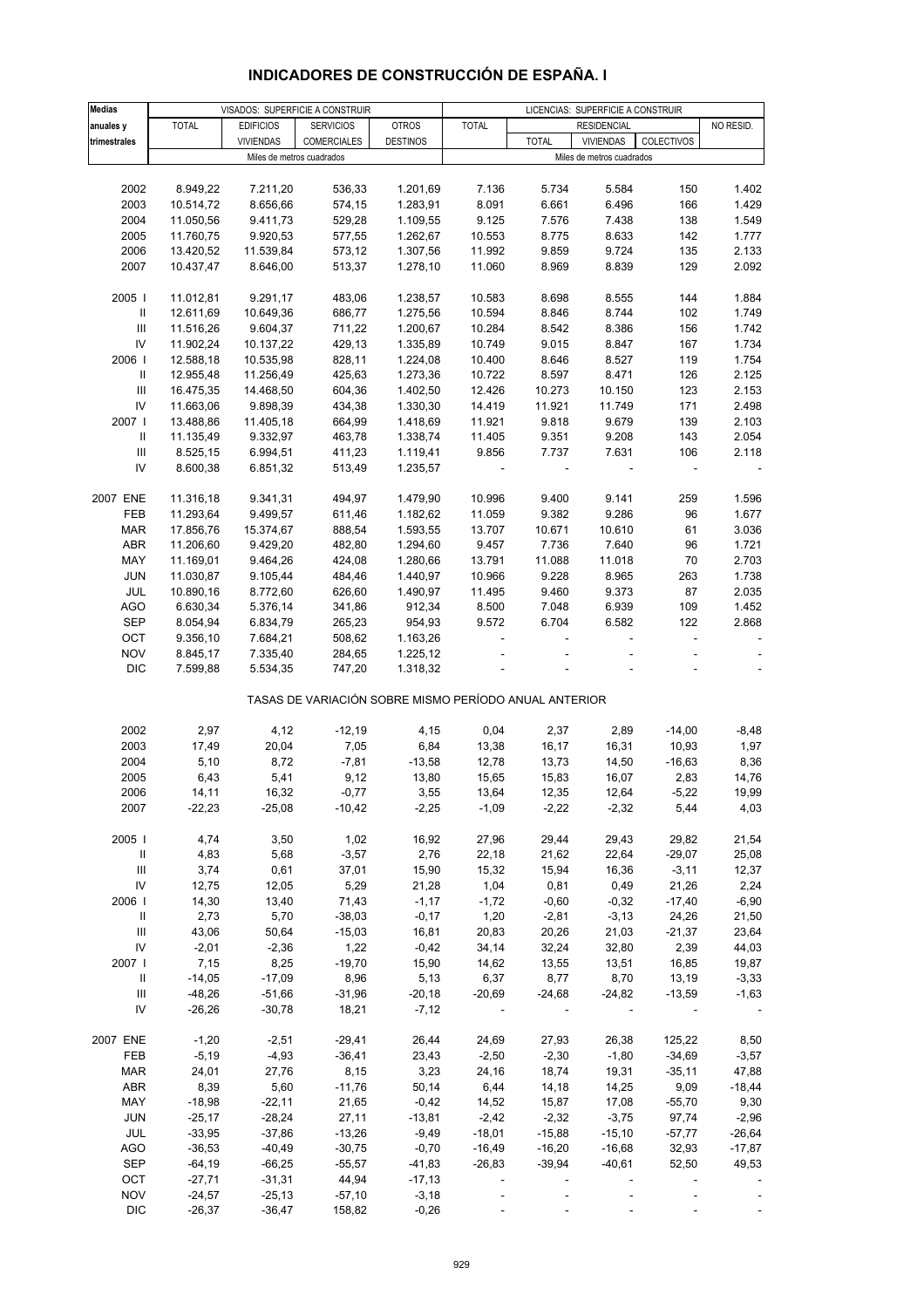# INDICADORES DE CONSTRUCCIÓN DE ESPAÑA. I

| Medias anuales y trimestrales | VISADOS: SUPERFICIE A CONSTRUIR | | | | LICENCIAS: SUPERFICIE A CONSTRUIR | | | | |
|---|---|---|---|---|---|---|---|---|---|
| | TOTAL | EDIFICIOS VIVIENDAS | SERVICIOS COMERCIALES | OTROS DESTINOS | TOTAL | RESIDENCIAL | | | NO RESID. |
| | | | | | | TOTAL | VIVIENDAS | COLECTIVOS | |
| | Miles de metros cuadrados | | | | Miles de metros cuadrados | | | | |
| 2002 | 8.949,22 | 7.211,20 | 536,33 | 1.201,69 | 7.136 | 5.734 | 5.584 | 150 | 1.402 |
| 2003 | 10.514,72 | 8.656,66 | 574,15 | 1.283,91 | 8.091 | 6.661 | 6.496 | 166 | 1.429 |
| 2004 | 11.050,56 | 9.411,73 | 529,28 | 1.109,55 | 9.125 | 7.576 | 7.438 | 138 | 1.549 |
| 2005 | 11.760,75 | 9.920,53 | 577,55 | 1.262,67 | 10.553 | 8.775 | 8.633 | 142 | 1.777 |
| 2006 | 13.420,52 | 11.539,84 | 573,12 | 1.307,56 | 11.992 | 9.859 | 9.724 | 135 | 2.133 |
| 2007 | 10.437,47 | 8.646,00 | 513,37 | 1.278,10 | 11.060 | 8.969 | 8.839 | 129 | 2.092 |
| 2005 I | 11.012,81 | 9.291,17 | 483,06 | 1.238,57 | 10.583 | 8.698 | 8.555 | 144 | 1.884 |
| II | 12.611,69 | 10.649,36 | 686,77 | 1.275,56 | 10.594 | 8.846 | 8.744 | 102 | 1.749 |
| III | 11.516,26 | 9.604,37 | 711,22 | 1.200,67 | 10.284 | 8.542 | 8.386 | 156 | 1.742 |
| IV | 11.902,24 | 10.137,22 | 429,13 | 1.335,89 | 10.749 | 9.015 | 8.847 | 167 | 1.734 |
| 2006 I | 12.588,18 | 10.535,98 | 828,11 | 1.224,08 | 10.400 | 8.646 | 8.527 | 119 | 1.754 |
| II | 12.955,48 | 11.256,49 | 425,63 | 1.273,36 | 10.722 | 8.597 | 8.471 | 126 | 2.125 |
| III | 16.475,35 | 14.468,50 | 604,36 | 1.402,50 | 12.426 | 10.273 | 10.150 | 123 | 2.153 |
| IV | 11.663,06 | 9.898,39 | 434,38 | 1.330,30 | 14.419 | 11.921 | 11.749 | 171 | 2.498 |
| 2007 I | 13.488,86 | 11.405,18 | 664,99 | 1.418,69 | 11.921 | 9.818 | 9.679 | 139 | 2.103 |
| II | 11.135,49 | 9.332,97 | 463,78 | 1.338,74 | 11.405 | 9.351 | 9.208 | 143 | 2.054 |
| III | 8.525,15 | 6.994,51 | 411,23 | 1.119,41 | 9.856 | 7.737 | 7.631 | 106 | 2.118 |
| IV | 8.600,38 | 6.851,32 | 513,49 | 1.235,57 | - | - | - | - | - |
| 2007 ENE | 11.316,18 | 9.341,31 | 494,97 | 1.479,90 | 10.996 | 9.400 | 9.141 | 259 | 1.596 |
| FEB | 11.293,64 | 9.499,57 | 611,46 | 1.182,62 | 11.059 | 9.382 | 9.286 | 96 | 1.677 |
| MAR | 17.856,76 | 15.374,67 | 888,54 | 1.593,55 | 13.707 | 10.671 | 10.610 | 61 | 3.036 |
| ABR | 11.206,60 | 9.429,20 | 482,80 | 1.294,60 | 9.457 | 7.736 | 7.640 | 96 | 1.721 |
| MAY | 11.169,01 | 9.464,26 | 424,08 | 1.280,66 | 13.791 | 11.088 | 11.018 | 70 | 2.703 |
| JUN | 11.030,87 | 9.105,44 | 484,46 | 1.440,97 | 10.966 | 9.228 | 8.965 | 263 | 1.738 |
| JUL | 10.890,16 | 8.772,60 | 626,60 | 1.490,97 | 11.495 | 9.460 | 9.373 | 87 | 2.035 |
| AGO | 6.630,34 | 5.376,14 | 341,86 | 912,34 | 8.500 | 7.048 | 6.939 | 109 | 1.452 |
| SEP | 8.054,94 | 6.834,79 | 265,23 | 954,93 | 9.572 | 6.704 | 6.582 | 122 | 2.868 |
| OCT | 9.356,10 | 7.684,21 | 508,62 | 1.163,26 | - | - | - | - | - |
| NOV | 8.845,17 | 7.335,40 | 284,65 | 1.225,12 | - | - | - | - | - |
| DIC | 7.599,88 | 5.534,35 | 747,20 | 1.318,32 | - | - | - | - | - |
| TASAS DE VARIACIÓN SOBRE MISMO PERÍODO ANUAL ANTERIOR | | | | | | | | | |
| 2002 | 2,97 | 4,12 | -12,19 | 4,15 | 0,04 | 2,37 | 2,89 | -14,00 | -8,48 |
| 2003 | 17,49 | 20,04 | 7,05 | 6,84 | 13,38 | 16,17 | 16,31 | 10,93 | 1,97 |
| 2004 | 5,10 | 8,72 | -7,81 | -13,58 | 12,78 | 13,73 | 14,50 | -16,63 | 8,36 |
| 2005 | 6,43 | 5,41 | 9,12 | 13,80 | 15,65 | 15,83 | 16,07 | 2,83 | 14,76 |
| 2006 | 14,11 | 16,32 | -0,77 | 3,55 | 13,64 | 12,35 | 12,64 | -5,22 | 19,99 |
| 2007 | -22,23 | -25,08 | -10,42 | -2,25 | -1,09 | -2,22 | -2,32 | 5,44 | 4,03 |
| 2005 I | 4,74 | 3,50 | 1,02 | 16,92 | 27,96 | 29,44 | 29,43 | 29,82 | 21,54 |
| II | 4,83 | 5,68 | -3,57 | 2,76 | 22,18 | 21,62 | 22,64 | -29,07 | 25,08 |
| III | 3,74 | 0,61 | 37,01 | 15,90 | 15,32 | 15,94 | 16,36 | -3,11 | 12,37 |
| IV | 12,75 | 12,05 | 5,29 | 21,28 | 1,04 | 0,81 | 0,49 | 21,26 | 2,24 |
| 2006 I | 14,30 | 13,40 | 71,43 | -1,17 | -1,72 | -0,60 | -0,32 | -17,40 | -6,90 |
| II | 2,73 | 5,70 | -38,03 | -0,17 | 1,20 | -2,81 | -3,13 | 24,26 | 21,50 |
| III | 43,06 | 50,64 | -15,03 | 16,81 | 20,83 | 20,26 | 21,03 | -21,37 | 23,64 |
| IV | -2,01 | -2,36 | 1,22 | -0,42 | 34,14 | 32,24 | 32,80 | 2,39 | 44,03 |
| 2007 I | 7,15 | 8,25 | -19,70 | 15,90 | 14,62 | 13,55 | 13,51 | 16,85 | 19,87 |
| II | -14,05 | -17,09 | 8,96 | 5,13 | 6,37 | 8,77 | 8,70 | 13,19 | -3,33 |
| III | -48,26 | -51,66 | -31,96 | -20,18 | -20,69 | -24,68 | -24,82 | -13,59 | -1,63 |
| IV | -26,26 | -30,78 | 18,21 | -7,12 | - | - | - | - | - |
| 2007 ENE | -1,20 | -2,51 | -29,41 | 26,44 | 24,69 | 27,93 | 26,38 | 125,22 | 8,50 |
| FEB | -5,19 | -4,93 | -36,41 | 23,43 | -2,50 | -2,30 | -1,80 | -34,69 | -3,57 |
| MAR | 24,01 | 27,76 | 8,15 | 3,23 | 24,16 | 18,74 | 19,31 | -35,11 | 47,88 |
| ABR | 8,39 | 5,60 | -11,76 | 50,14 | 6,44 | 14,18 | 14,25 | 9,09 | -18,44 |
| MAY | -18,98 | -22,11 | 21,65 | -0,42 | 14,52 | 15,87 | 17,08 | -55,70 | 9,30 |
| JUN | -25,17 | -28,24 | 27,11 | -13,81 | -2,42 | -2,32 | -3,75 | 97,74 | -2,96 |
| JUL | -33,95 | -37,86 | -13,26 | -9,49 | -18,01 | -15,88 | -15,10 | -57,77 | -26,64 |
| AGO | -36,53 | -40,49 | -30,75 | -0,70 | -16,49 | -16,20 | -16,68 | 32,93 | -17,87 |
| SEP | -64,19 | -66,25 | -55,57 | -41,83 | -26,83 | -39,94 | -40,61 | 52,50 | 49,53 |
| OCT | -27,71 | -31,31 | 44,94 | -17,13 | - | - | - | - | - |
| NOV | -24,57 | -25,13 | -57,10 | -3,18 | - | - | - | - | - |
| DIC | -26,37 | -36,47 | 158,82 | -0,26 | - | - | - | - | - |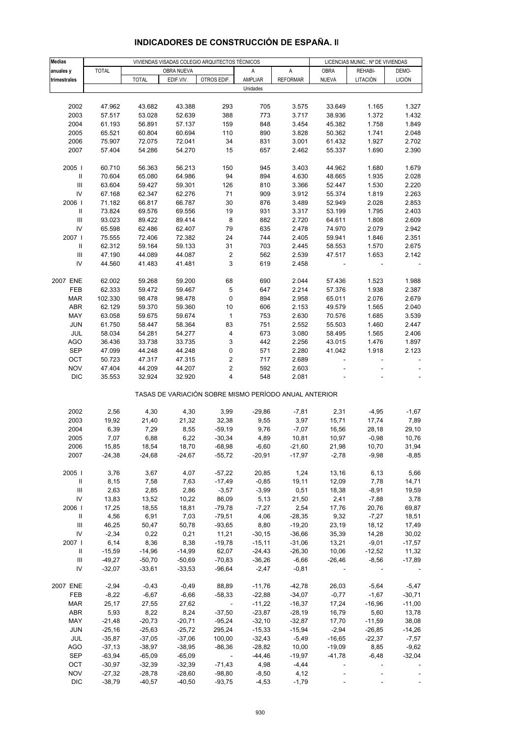# INDICADORES DE CONSTRUCCIÓN DE ESPAÑA. II

| Medias anuales y trimestrales | VIVIENDAS VISADAS COLEGIO ARQUITECTOS TÉCNICOS | | | | | | LICENCIAS MUNIC.: Nº DE VIVIENDAS | | |
|---|---|---|---|---|---|---|---|---|---|
| | TOTAL | OBRA NUEVA | | | A AMPLIAR | A REFORMAR | OBRA NUEVA | REHABI-LITACIÓN | DEMO-LICIÓN |
| | | TOTAL | EDIF.VIV. | OTROS EDIF. | | | | | |
| | Unidades | | | | | | | | |
| 2002 | 47.962 | 43.682 | 43.388 | 293 | 705 | 3.575 | 33.649 | 1.165 | 1.327 |
| 2003 | 57.517 | 53.028 | 52.639 | 388 | 773 | 3.717 | 38.936 | 1.372 | 1.432 |
| 2004 | 61.193 | 56.891 | 57.137 | 159 | 848 | 3.454 | 45.382 | 1.758 | 1.849 |
| 2005 | 65.521 | 60.804 | 60.694 | 110 | 890 | 3.828 | 50.362 | 1.741 | 2.048 |
| 2006 | 75.907 | 72.075 | 72.041 | 34 | 831 | 3.001 | 61.432 | 1.927 | 2.702 |
| 2007 | 57.404 | 54.286 | 54.270 | 15 | 657 | 2.462 | 55.337 | 1.690 | 2.390 |
| 2005 I | 60.710 | 56.363 | 56.213 | 150 | 945 | 3.403 | 44.962 | 1.680 | 1.679 |
| II | 70.604 | 65.080 | 64.986 | 94 | 894 | 4.630 | 48.665 | 1.935 | 2.028 |
| III | 63.604 | 59.427 | 59.301 | 126 | 810 | 3.366 | 52.447 | 1.530 | 2.220 |
| IV | 67.168 | 62.347 | 62.276 | 71 | 909 | 3.912 | 55.374 | 1.819 | 2.263 |
| 2006 I | 71.182 | 66.817 | 66.787 | 30 | 876 | 3.489 | 52.949 | 2.028 | 2.853 |
| II | 73.824 | 69.576 | 69.556 | 19 | 931 | 3.317 | 53.199 | 1.795 | 2.403 |
| III | 93.023 | 89.422 | 89.414 | 8 | 882 | 2.720 | 64.611 | 1.808 | 2.609 |
| IV | 65.598 | 62.486 | 62.407 | 79 | 635 | 2.478 | 74.970 | 2.079 | 2.942 |
| 2007 I | 75.555 | 72.406 | 72.382 | 24 | 744 | 2.405 | 59.941 | 1.846 | 2.351 |
| II | 62.312 | 59.164 | 59.133 | 31 | 703 | 2.445 | 58.553 | 1.570 | 2.675 |
| III | 47.190 | 44.089 | 44.087 | 2 | 562 | 2.539 | 47.517 | 1.653 | 2.142 |
| IV | 44.560 | 41.483 | 41.481 | 3 | 619 | 2.458 | - | - | - |
| 2007 ENE | 62.002 | 59.268 | 59.200 | 68 | 690 | 2.044 | 57.436 | 1.523 | 1.988 |
| FEB | 62.333 | 59.472 | 59.467 | 5 | 647 | 2.214 | 57.376 | 1.938 | 2.387 |
| MAR | 102.330 | 98.478 | 98.478 | 0 | 894 | 2.958 | 65.011 | 2.076 | 2.679 |
| ABR | 62.129 | 59.370 | 59.360 | 10 | 606 | 2.153 | 49.579 | 1.565 | 2.040 |
| MAY | 63.058 | 59.675 | 59.674 | 1 | 753 | 2.630 | 70.576 | 1.685 | 3.539 |
| JUN | 61.750 | 58.447 | 58.364 | 83 | 751 | 2.552 | 55.503 | 1.460 | 2.447 |
| JUL | 58.034 | 54.281 | 54.277 | 4 | 673 | 3.080 | 58.495 | 1.565 | 2.406 |
| AGO | 36.436 | 33.738 | 33.735 | 3 | 442 | 2.256 | 43.015 | 1.476 | 1.897 |
| SEP | 47.099 | 44.248 | 44.248 | 0 | 571 | 2.280 | 41.042 | 1.918 | 2.123 |
| OCT | 50.723 | 47.317 | 47.315 | 2 | 717 | 2.689 | - | - | - |
| NOV | 47.404 | 44.209 | 44.207 | 2 | 592 | 2.603 | - | - | - |
| DIC | 35.553 | 32.924 | 32.920 | 4 | 548 | 2.081 | - | - | - |
| | TASAS DE VARIACIÓN SOBRE MISMO PERÍODO ANUAL ANTERIOR | | | | | | | | |
| 2002 | 2,56 | 4,30 | 4,30 | 3,99 | -29,86 | -7,81 | 2,31 | -4,95 | -1,67 |
| 2003 | 19,92 | 21,40 | 21,32 | 32,38 | 9,55 | 3,97 | 15,71 | 17,74 | 7,89 |
| 2004 | 6,39 | 7,29 | 8,55 | -59,19 | 9,76 | -7,07 | 16,56 | 28,18 | 29,10 |
| 2005 | 7,07 | 6,88 | 6,22 | -30,34 | 4,89 | 10,81 | 10,97 | -0,98 | 10,76 |
| 2006 | 15,85 | 18,54 | 18,70 | -68,98 | -6,60 | -21,60 | 21,98 | 10,70 | 31,94 |
| 2007 | -24,38 | -24,68 | -24,67 | -55,72 | -20,91 | -17,97 | -2,78 | -9,98 | -8,85 |
| 2005 I | 3,76 | 3,67 | 4,07 | -57,22 | 20,85 | 1,24 | 13,16 | 6,13 | 5,66 |
| II | 8,15 | 7,58 | 7,63 | -17,49 | -0,85 | 19,11 | 12,09 | 7,78 | 14,71 |
| III | 2,63 | 2,85 | 2,86 | -3,57 | -3,99 | 0,51 | 18,38 | -8,91 | 19,59 |
| IV | 13,83 | 13,52 | 10,22 | 86,09 | 5,13 | 21,50 | 2,41 | -7,88 | 3,78 |
| 2006 I | 17,25 | 18,55 | 18,81 | -79,78 | -7,27 | 2,54 | 17,76 | 20,76 | 69,87 |
| II | 4,56 | 6,91 | 7,03 | -79,51 | 4,06 | -28,35 | 9,32 | -7,27 | 18,51 |
| III | 46,25 | 50,47 | 50,78 | -93,65 | 8,80 | -19,20 | 23,19 | 18,12 | 17,49 |
| IV | -2,34 | 0,22 | 0,21 | 11,21 | -30,15 | -36,66 | 35,39 | 14,28 | 30,02 |
| 2007 I | 6,14 | 8,36 | 8,38 | -19,78 | -15,11 | -31,06 | 13,21 | -9,01 | -17,57 |
| II | -15,59 | -14,96 | -14,99 | 62,07 | -24,43 | -26,30 | 10,06 | -12,52 | 11,32 |
| III | -49,27 | -50,70 | -50,69 | -70,83 | -36,26 | -6,66 | -26,46 | -8,56 | -17,89 |
| IV | -32,07 | -33,61 | -33,53 | -96,64 | -2,47 | -0,81 | - | - | - |
| 2007 ENE | -2,94 | -0,43 | -0,49 | 88,89 | -11,76 | -42,78 | 26,03 | -5,64 | -5,47 |
| FEB | -8,22 | -6,67 | -6,66 | -58,33 | -22,88 | -34,07 | -0,77 | -1,67 | -30,71 |
| MAR | 25,17 | 27,55 | 27,62 | - | -11,22 | -16,37 | 17,24 | -16,96 | -11,00 |
| ABR | 5,93 | 8,22 | 8,24 | -37,50 | -23,87 | -28,19 | 16,79 | 5,60 | 13,78 |
| MAY | -21,48 | -20,73 | -20,71 | -95,24 | -32,10 | -32,87 | 17,70 | -11,59 | 38,08 |
| JUN | -25,16 | -25,63 | -25,72 | 295,24 | -15,33 | -15,94 | -2,94 | -26,85 | -14,26 |
| JUL | -35,87 | -37,05 | -37,06 | 100,00 | -32,43 | -5,49 | -16,65 | -22,37 | -7,57 |
| AGO | -37,13 | -38,97 | -38,95 | -86,36 | -28,82 | 10,00 | -19,09 | 8,85 | -9,62 |
| SEP | -63,94 | -65,09 | -65,09 | - | -44,46 | -19,97 | -41,78 | -6,48 | -32,04 |
| OCT | -30,97 | -32,39 | -32,39 | -71,43 | 4,98 | -4,44 | - | - | - |
| NOV | -27,32 | -28,78 | -28,60 | -98,80 | -8,50 | 4,12 | - | - | - |
| DIC | -38,79 | -40,57 | -40,50 | -93,75 | -4,53 | -1,79 | - | - | - |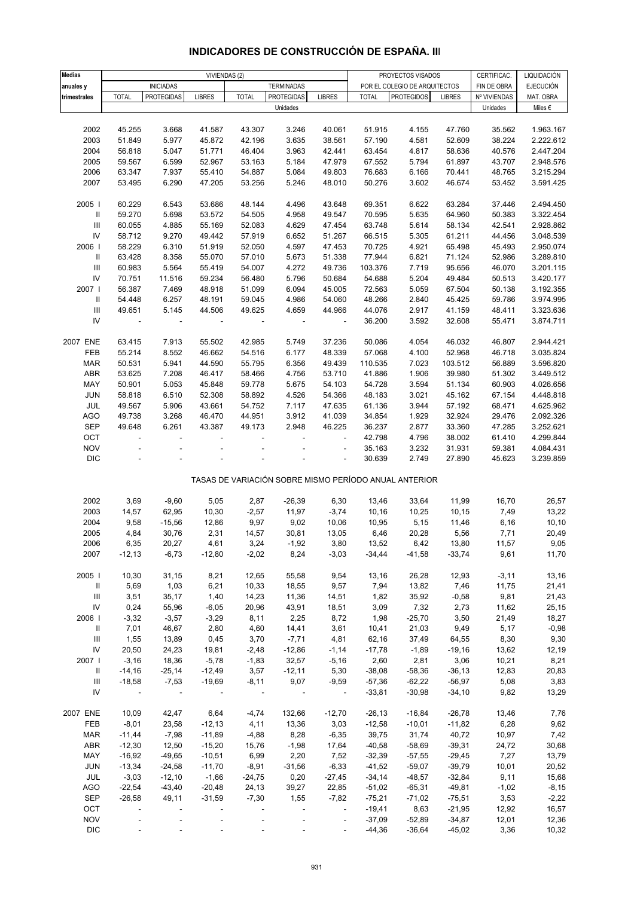# INDICADORES DE CONSTRUCCIÓN DE ESPAÑA. III

| Medias anuales y trimestrales | VIVIENDAS (2) | | | | | | PROYECTOS VISADOS POR EL COLEGIO DE ARQUITECTOS | | | CERTIFICAC. FIN DE OBRA | LIQUIDACIÓN EJECUCIÓN |
|---|---|---|---|---|---|---|---|---|---|---|---|
| | INICIADAS | | | TERMINADAS | | | | | | | |
| | TOTAL | PROTEGIDAS | LIBRES | TOTAL | PROTEGIDAS | LIBRES | TOTAL | PROTEGIDOS | LIBRES | Nº VIVIENDAS | MAT. OBRA |
| | Unidades | | | | | | | | | Unidades | Miles € |
| 2002 | 45.255 | 3.668 | 41.587 | 43.307 | 3.246 | 40.061 | 51.915 | 4.155 | 47.760 | 35.562 | 1.963.167 |
| 2003 | 51.849 | 5.977 | 45.872 | 42.196 | 3.635 | 38.561 | 57.190 | 4.581 | 52.609 | 38.224 | 2.222.612 |
| 2004 | 56.818 | 5.047 | 51.771 | 46.404 | 3.963 | 42.441 | 63.454 | 4.817 | 58.636 | 40.576 | 2.447.204 |
| 2005 | 59.567 | 6.599 | 52.967 | 53.163 | 5.184 | 47.979 | 67.552 | 5.794 | 61.897 | 43.707 | 2.948.576 |
| 2006 | 63.347 | 7.937 | 55.410 | 54.887 | 5.084 | 49.803 | 76.683 | 6.166 | 70.441 | 48.765 | 3.215.294 |
| 2007 | 53.495 | 6.290 | 47.205 | 53.256 | 5.246 | 48.010 | 50.276 | 3.602 | 46.674 | 53.452 | 3.591.425 |
| 2005 I | 60.229 | 6.543 | 53.686 | 48.144 | 4.496 | 43.648 | 69.351 | 6.622 | 63.284 | 37.446 | 2.494.450 |
| II | 59.270 | 5.698 | 53.572 | 54.505 | 4.958 | 49.547 | 70.595 | 5.635 | 64.960 | 50.383 | 3.322.454 |
| III | 60.055 | 4.885 | 55.169 | 52.083 | 4.629 | 47.454 | 63.748 | 5.614 | 58.134 | 42.541 | 2.928.862 |
| IV | 58.712 | 9.270 | 49.442 | 57.919 | 6.652 | 51.267 | 66.515 | 5.305 | 61.211 | 44.456 | 3.048.539 |
| 2006 I | 58.229 | 6.310 | 51.919 | 52.050 | 4.597 | 47.453 | 70.725 | 4.921 | 65.498 | 45.493 | 2.950.074 |
| II | 63.428 | 8.358 | 55.070 | 57.010 | 5.673 | 51.338 | 77.944 | 6.821 | 71.124 | 52.986 | 3.289.810 |
| III | 60.983 | 5.564 | 55.419 | 54.007 | 4.272 | 49.736 | 103.376 | 7.719 | 95.656 | 46.070 | 3.201.115 |
| IV | 70.751 | 11.516 | 59.234 | 56.480 | 5.796 | 50.684 | 54.688 | 5.204 | 49.484 | 50.513 | 3.420.177 |
| 2007 I | 56.387 | 7.469 | 48.918 | 51.099 | 6.094 | 45.005 | 72.563 | 5.059 | 67.504 | 50.138 | 3.192.355 |
| II | 54.448 | 6.257 | 48.191 | 59.045 | 4.986 | 54.060 | 48.266 | 2.840 | 45.425 | 59.786 | 3.974.995 |
| III | 49.651 | 5.145 | 44.506 | 49.625 | 4.659 | 44.966 | 44.076 | 2.917 | 41.159 | 48.411 | 3.323.636 |
| IV | - | - | - | - | - | - | 36.200 | 3.592 | 32.608 | 55.471 | 3.874.711 |
| 2007 ENE | 63.415 | 7.913 | 55.502 | 42.985 | 5.749 | 37.236 | 50.086 | 4.054 | 46.032 | 46.807 | 2.944.421 |
| FEB | 55.214 | 8.552 | 46.662 | 54.516 | 6.177 | 48.339 | 57.068 | 4.100 | 52.968 | 46.718 | 3.035.824 |
| MAR | 50.531 | 5.941 | 44.590 | 55.795 | 6.356 | 49.439 | 110.535 | 7.023 | 103.512 | 56.889 | 3.596.820 |
| ABR | 53.625 | 7.208 | 46.417 | 58.466 | 4.756 | 53.710 | 41.886 | 1.906 | 39.980 | 51.302 | 3.449.512 |
| MAY | 50.901 | 5.053 | 45.848 | 59.778 | 5.675 | 54.103 | 54.728 | 3.594 | 51.134 | 60.903 | 4.026.656 |
| JUN | 58.818 | 6.510 | 52.308 | 58.892 | 4.526 | 54.366 | 48.183 | 3.021 | 45.162 | 67.154 | 4.448.818 |
| JUL | 49.567 | 5.906 | 43.661 | 54.752 | 7.117 | 47.635 | 61.136 | 3.944 | 57.192 | 68.471 | 4.625.962 |
| AGO | 49.738 | 3.268 | 46.470 | 44.951 | 3.912 | 41.039 | 34.854 | 1.929 | 32.924 | 29.476 | 2.092.326 |
| SEP | 49.648 | 6.261 | 43.387 | 49.173 | 2.948 | 46.225 | 36.237 | 2.877 | 33.360 | 47.285 | 3.252.621 |
| OCT | - | - | - | - | - | - | 42.798 | 4.796 | 38.002 | 61.410 | 4.299.844 |
| NOV | - | - | - | - | - | - | 35.163 | 3.232 | 31.931 | 59.381 | 4.084.431 |
| DIC | - | - | - | - | - | - | 30.639 | 2.749 | 27.890 | 45.623 | 3.239.859 |
| | TASAS DE VARIACIÓN SOBRE MISMO PERÍODO ANUAL ANTERIOR | | | | | | | | | | |
| 2002 | 3,69 | -9,60 | 5,05 | 2,87 | -26,39 | 6,30 | 13,46 | 33,64 | 11,99 | 16,70 | 26,57 |
| 2003 | 14,57 | 62,95 | 10,30 | -2,57 | 11,97 | -3,74 | 10,16 | 10,25 | 10,15 | 7,49 | 13,22 |
| 2004 | 9,58 | -15,56 | 12,86 | 9,97 | 9,02 | 10,06 | 10,95 | 5,15 | 11,46 | 6,16 | 10,10 |
| 2005 | 4,84 | 30,76 | 2,31 | 14,57 | 30,81 | 13,05 | 6,46 | 20,28 | 5,56 | 7,71 | 20,49 |
| 2006 | 6,35 | 20,27 | 4,61 | 3,24 | -1,92 | 3,80 | 13,52 | 6,42 | 13,80 | 11,57 | 9,05 |
| 2007 | -12,13 | -6,73 | -12,80 | -2,02 | 8,24 | -3,03 | -34,44 | -41,58 | -33,74 | 9,61 | 11,70 |
| 2005 I | 10,30 | 31,15 | 8,21 | 12,65 | 55,58 | 9,54 | 13,16 | 26,28 | 12,93 | -3,11 | 13,16 |
| II | 5,69 | 1,03 | 6,21 | 10,33 | 18,55 | 9,57 | 7,94 | 13,82 | 7,46 | 11,75 | 21,41 |
| III | 3,51 | 35,17 | 1,40 | 14,23 | 11,36 | 14,51 | 1,82 | 35,92 | -0,58 | 9,81 | 21,43 |
| IV | 0,24 | 55,96 | -6,05 | 20,96 | 43,91 | 18,51 | 3,09 | 7,32 | 2,73 | 11,62 | 25,15 |
| 2006 I | -3,32 | -3,57 | -3,29 | 8,11 | 2,25 | 8,72 | 1,98 | -25,70 | 3,50 | 21,49 | 18,27 |
| II | 7,01 | 46,67 | 2,80 | 4,60 | 14,41 | 3,61 | 10,41 | 21,03 | 9,49 | 5,17 | -0,98 |
| III | 1,55 | 13,89 | 0,45 | 3,70 | -7,71 | 4,81 | 62,16 | 37,49 | 64,55 | 8,30 | 9,30 |
| IV | 20,50 | 24,23 | 19,81 | -2,48 | -12,86 | -1,14 | -17,78 | -1,89 | -19,16 | 13,62 | 12,19 |
| 2007 I | -3,16 | 18,36 | -5,78 | -1,83 | 32,57 | -5,16 | 2,60 | 2,81 | 3,06 | 10,21 | 8,21 |
| II | -14,16 | -25,14 | -12,49 | 3,57 | -12,11 | 5,30 | -38,08 | -58,36 | -36,13 | 12,83 | 20,83 |
| III | -18,58 | -7,53 | -19,69 | -8,11 | 9,07 | -9,59 | -57,36 | -62,22 | -56,97 | 5,08 | 3,83 |
| IV | - | - | - | - | - | - | -33,81 | -30,98 | -34,10 | 9,82 | 13,29 |
| 2007 ENE | 10,09 | 42,47 | 6,64 | -4,74 | 132,66 | -12,70 | -26,13 | -16,84 | -26,78 | 13,46 | 7,76 |
| FEB | -8,01 | 23,58 | -12,13 | 4,11 | 13,36 | 3,03 | -12,58 | -10,01 | -11,82 | 6,28 | 9,62 |
| MAR | -11,44 | -7,98 | -11,89 | -4,88 | 8,28 | -6,35 | 39,75 | 31,74 | 40,72 | 10,97 | 7,42 |
| ABR | -12,30 | 12,50 | -15,20 | 15,76 | -1,98 | 17,64 | -40,58 | -58,69 | -39,31 | 24,72 | 30,68 |
| MAY | -16,92 | -49,65 | -10,51 | 6,99 | 2,20 | 7,52 | -32,39 | -57,55 | -29,45 | 7,27 | 13,79 |
| JUN | -13,34 | -24,58 | -11,70 | -8,91 | -31,56 | -6,33 | -41,52 | -59,07 | -39,79 | 10,01 | 20,52 |
| JUL | -3,03 | -12,10 | -1,66 | -24,75 | 0,20 | -27,45 | -34,14 | -48,57 | -32,84 | 9,11 | 15,68 |
| AGO | -22,54 | -43,40 | -20,48 | 24,13 | 39,27 | 22,85 | -51,02 | -65,31 | -49,81 | -1,02 | -8,15 |
| SEP | -26,58 | 49,11 | -31,59 | -7,30 | 1,55 | -7,82 | -75,21 | -71,02 | -75,51 | 3,53 | -2,22 |
| OCT | - | - | - | - | - | - | -19,41 | 8,63 | -21,95 | 12,92 | 16,57 |
| NOV | - | - | - | - | - | - | -37,09 | -52,89 | -34,87 | 12,01 | 12,36 |
| DIC | - | - | - | - | - | - | -44,36 | -36,64 | -45,02 | 3,36 | 10,32 |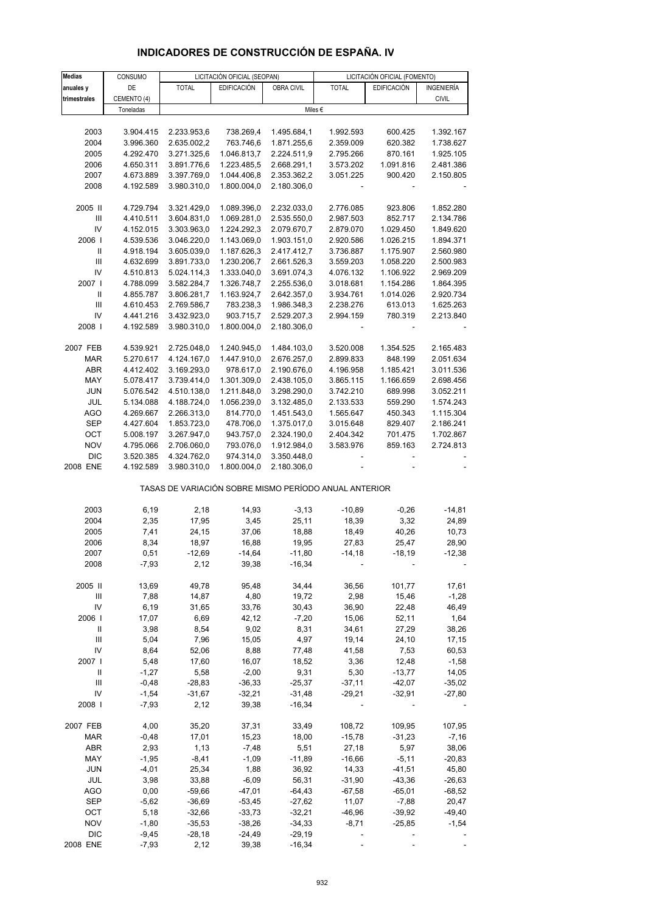# INDICADORES DE CONSTRUCCIÓN DE ESPAÑA. IV

| Medias anuales y trimestrales | CONSUMO DE CEMENTO (4) | LICITACIÓN OFICIAL (SEOPAN) | | | LICITACIÓN OFICIAL (FOMENTO) | | |
|---|---|---|---|---|---|---|---|
| | | TOTAL | EDIFICACIÓN | OBRA CIVIL | TOTAL | EDIFICACIÓN | INGENIERÍA CIVIL |
| | Toneladas | Miles € | | | | | |
| 2003 | 3.904.415 | 2.233.953,6 | 738.269,4 | 1.495.684,1 | 1.992.593 | 600.425 | 1.392.167 |
| 2004 | 3.996.360 | 2.635.002,2 | 763.746,6 | 1.871.255,6 | 2.359.009 | 620.382 | 1.738.627 |
| 2005 | 4.292.470 | 3.271.325,6 | 1.046.813,7 | 2.224.511,9 | 2.795.266 | 870.161 | 1.925.105 |
| 2006 | 4.650.311 | 3.891.776,6 | 1.223.485,5 | 2.668.291,1 | 3.573.202 | 1.091.816 | 2.481.386 |
| 2007 | 4.673.889 | 3.397.769,0 | 1.044.406,8 | 2.353.362,2 | 3.051.225 | 900.420 | 2.150.805 |
| 2008 | 4.192.589 | 3.980.310,0 | 1.800.004,0 | 2.180.306,0 | - | - | - |
| 2005 II | 4.729.794 | 3.321.429,0 | 1.089.396,0 | 2.232.033,0 | 2.776.085 | 923.806 | 1.852.280 |
| III | 4.410.511 | 3.604.831,0 | 1.069.281,0 | 2.535.550,0 | 2.987.503 | 852.717 | 2.134.786 |
| IV | 4.152.015 | 3.303.963,0 | 1.224.292,3 | 2.079.670,7 | 2.879.070 | 1.029.450 | 1.849.620 |
| 2006 I | 4.539.536 | 3.046.220,0 | 1.143.069,0 | 1.903.151,0 | 2.920.586 | 1.026.215 | 1.894.371 |
| II | 4.918.194 | 3.605.039,0 | 1.187.626,3 | 2.417.412,7 | 3.736.887 | 1.175.907 | 2.560.980 |
| III | 4.632.699 | 3.891.733,0 | 1.230.206,7 | 2.661.526,3 | 3.559.203 | 1.058.220 | 2.500.983 |
| IV | 4.510.813 | 5.024.114,3 | 1.333.040,0 | 3.691.074,3 | 4.076.132 | 1.106.922 | 2.969.209 |
| 2007 I | 4.788.099 | 3.582.284,7 | 1.326.748,7 | 2.255.536,0 | 3.018.681 | 1.154.286 | 1.864.395 |
| II | 4.855.787 | 3.806.281,7 | 1.163.924,7 | 2.642.357,0 | 3.934.761 | 1.014.026 | 2.920.734 |
| III | 4.610.453 | 2.769.586,7 | 783.238,3 | 1.986.348,3 | 2.238.276 | 613.013 | 1.625.263 |
| IV | 4.441.216 | 3.432.923,0 | 903.715,7 | 2.529.207,3 | 2.994.159 | 780.319 | 2.213.840 |
| 2008 I | 4.192.589 | 3.980.310,0 | 1.800.004,0 | 2.180.306,0 | - | - | - |
| 2007 FEB | 4.539.921 | 2.725.048,0 | 1.240.945,0 | 1.484.103,0 | 3.520.008 | 1.354.525 | 2.165.483 |
| MAR | 5.270.617 | 4.124.167,0 | 1.447.910,0 | 2.676.257,0 | 2.899.833 | 848.199 | 2.051.634 |
| ABR | 4.412.402 | 3.169.293,0 | 978.617,0 | 2.190.676,0 | 4.196.958 | 1.185.421 | 3.011.536 |
| MAY | 5.078.417 | 3.739.414,0 | 1.301.309,0 | 2.438.105,0 | 3.865.115 | 1.166.659 | 2.698.456 |
| JUN | 5.076.542 | 4.510.138,0 | 1.211.848,0 | 3.298.290,0 | 3.742.210 | 689.998 | 3.052.211 |
| JUL | 5.134.088 | 4.188.724,0 | 1.056.239,0 | 3.132.485,0 | 2.133.533 | 559.290 | 1.574.243 |
| AGO | 4.269.667 | 2.266.313,0 | 814.770,0 | 1.451.543,0 | 1.565.647 | 450.343 | 1.115.304 |
| SEP | 4.427.604 | 1.853.723,0 | 478.706,0 | 1.375.017,0 | 3.015.648 | 829.407 | 2.186.241 |
| OCT | 5.008.197 | 3.267.947,0 | 943.757,0 | 2.324.190,0 | 2.404.342 | 701.475 | 1.702.867 |
| NOV | 4.795.066 | 2.706.060,0 | 793.076,0 | 1.912.984,0 | 3.583.976 | 859.163 | 2.724.813 |
| DIC | 3.520.385 | 4.324.762,0 | 974.314,0 | 3.350.448,0 | - | - | - |
| 2008 ENE | 4.192.589 | 3.980.310,0 | 1.800.004,0 | 2.180.306,0 | - | - | - |
| TASAS DE VARIACIÓN SOBRE MISMO PERÍODO ANUAL ANTERIOR | | | | | | | |
| 2003 | 6,19 | 2,18 | 14,93 | -3,13 | -10,89 | -0,26 | -14,81 |
| 2004 | 2,35 | 17,95 | 3,45 | 25,11 | 18,39 | 3,32 | 24,89 |
| 2005 | 7,41 | 24,15 | 37,06 | 18,88 | 18,49 | 40,26 | 10,73 |
| 2006 | 8,34 | 18,97 | 16,88 | 19,95 | 27,83 | 25,47 | 28,90 |
| 2007 | 0,51 | -12,69 | -14,64 | -11,80 | -14,18 | -18,19 | -12,38 |
| 2008 | -7,93 | 2,12 | 39,38 | -16,34 | - | - | - |
| 2005 II | 13,69 | 49,78 | 95,48 | 34,44 | 36,56 | 101,77 | 17,61 |
| III | 7,88 | 14,87 | 4,80 | 19,72 | 2,98 | 15,46 | -1,28 |
| IV | 6,19 | 31,65 | 33,76 | 30,43 | 36,90 | 22,48 | 46,49 |
| 2006 I | 17,07 | 6,69 | 42,12 | -7,20 | 15,06 | 52,11 | 1,64 |
| II | 3,98 | 8,54 | 9,02 | 8,31 | 34,61 | 27,29 | 38,26 |
| III | 5,04 | 7,96 | 15,05 | 4,97 | 19,14 | 24,10 | 17,15 |
| IV | 8,64 | 52,06 | 8,88 | 77,48 | 41,58 | 7,53 | 60,53 |
| 2007 I | 5,48 | 17,60 | 16,07 | 18,52 | 3,36 | 12,48 | -1,58 |
| II | -1,27 | 5,58 | -2,00 | 9,31 | 5,30 | -13,77 | 14,05 |
| III | -0,48 | -28,83 | -36,33 | -25,37 | -37,11 | -42,07 | -35,02 |
| IV | -1,54 | -31,67 | -32,21 | -31,48 | -29,21 | -32,91 | -27,80 |
| 2008 I | -7,93 | 2,12 | 39,38 | -16,34 | - | - | - |
| 2007 FEB | 4,00 | 35,20 | 37,31 | 33,49 | 108,72 | 109,95 | 107,95 |
| MAR | -0,48 | 17,01 | 15,23 | 18,00 | -15,78 | -31,23 | -7,16 |
| ABR | 2,93 | 1,13 | -7,48 | 5,51 | 27,18 | 5,97 | 38,06 |
| MAY | -1,95 | -8,41 | -1,09 | -11,89 | -16,66 | -5,11 | -20,83 |
| JUN | -4,01 | 25,34 | 1,88 | 36,92 | 14,33 | -41,51 | 45,80 |
| JUL | 3,98 | 33,88 | -6,09 | 56,31 | -31,90 | -43,36 | -26,63 |
| AGO | 0,00 | -59,66 | -47,01 | -64,43 | -67,58 | -65,01 | -68,52 |
| SEP | -5,62 | -36,69 | -53,45 | -27,62 | 11,07 | -7,88 | 20,47 |
| OCT | 5,18 | -32,66 | -33,73 | -32,21 | -46,96 | -39,92 | -49,40 |
| NOV | -1,80 | -35,53 | -38,26 | -34,33 | -8,71 | -25,85 | -1,54 |
| DIC | -9,45 | -28,18 | -24,49 | -29,19 | - | - | - |
| 2008 ENE | -7,93 | 2,12 | 39,38 | -16,34 | - | - | - |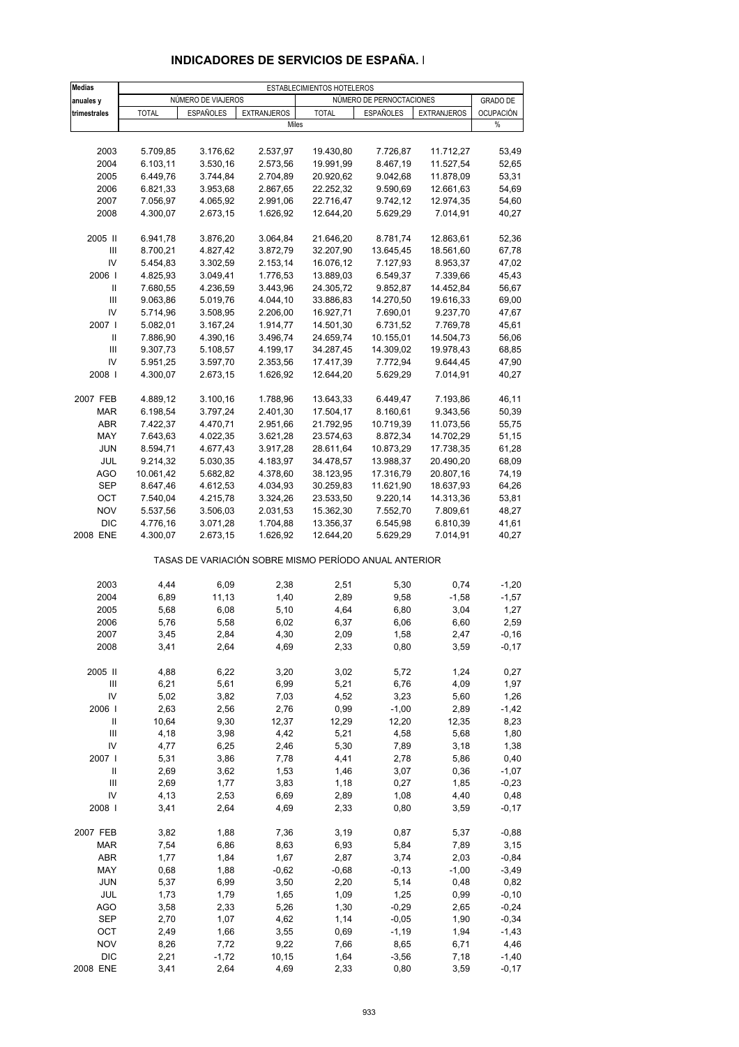# INDICADORES DE SERVICIOS DE ESPAÑA. I

| Medias anuales y trimestrales | ESTABLECIMIENTOS HOTELEROS | | | | | | |
|---|---|---|---|---|---|---|---|
| | NÚMERO DE VIAJEROS | | | NÚMERO DE PERNOCTACIONES | | | GRADO DE OCUPACIÓN |
| | TOTAL | ESPAÑOLES | EXTRANJEROS | TOTAL | ESPAÑOLES | EXTRANJEROS | |
| | Miles | | | | | | % |
| 2003 | 5.709,85 | 3.176,62 | 2.537,97 | 19.430,80 | 7.726,87 | 11.712,27 | 53,49 |
| 2004 | 6.103,11 | 3.530,16 | 2.573,56 | 19.991,99 | 8.467,19 | 11.527,54 | 52,65 |
| 2005 | 6.449,76 | 3.744,84 | 2.704,89 | 20.920,62 | 9.042,68 | 11.878,09 | 53,31 |
| 2006 | 6.821,33 | 3.953,68 | 2.867,65 | 22.252,32 | 9.590,69 | 12.661,63 | 54,69 |
| 2007 | 7.056,97 | 4.065,92 | 2.991,06 | 22.716,47 | 9.742,12 | 12.974,35 | 54,60 |
| 2008 | 4.300,07 | 2.673,15 | 1.626,92 | 12.644,20 | 5.629,29 | 7.014,91 | 40,27 |
| 2005 II | 6.941,78 | 3.876,20 | 3.064,84 | 21.646,20 | 8.781,74 | 12.863,61 | 52,36 |
| III | 8.700,21 | 4.827,42 | 3.872,79 | 32.207,90 | 13.645,45 | 18.561,60 | 67,78 |
| IV | 5.454,83 | 3.302,59 | 2.153,14 | 16.076,12 | 7.127,93 | 8.953,37 | 47,02 |
| 2006 I | 4.825,93 | 3.049,41 | 1.776,53 | 13.889,03 | 6.549,37 | 7.339,66 | 45,43 |
| II | 7.680,55 | 4.236,59 | 3.443,96 | 24.305,72 | 9.852,87 | 14.452,84 | 56,67 |
| III | 9.063,86 | 5.019,76 | 4.044,10 | 33.886,83 | 14.270,50 | 19.616,33 | 69,00 |
| IV | 5.714,96 | 3.508,95 | 2.206,00 | 16.927,71 | 7.690,01 | 9.237,70 | 47,67 |
| 2007 I | 5.082,01 | 3.167,24 | 1.914,77 | 14.501,30 | 6.731,52 | 7.769,78 | 45,61 |
| II | 7.886,90 | 4.390,16 | 3.496,74 | 24.659,74 | 10.155,01 | 14.504,73 | 56,06 |
| III | 9.307,73 | 5.108,57 | 4.199,17 | 34.287,45 | 14.309,02 | 19.978,43 | 68,85 |
| IV | 5.951,25 | 3.597,70 | 2.353,56 | 17.417,39 | 7.772,94 | 9.644,45 | 47,90 |
| 2008 I | 4.300,07 | 2.673,15 | 1.626,92 | 12.644,20 | 5.629,29 | 7.014,91 | 40,27 |
| 2007 FEB | 4.889,12 | 3.100,16 | 1.788,96 | 13.643,33 | 6.449,47 | 7.193,86 | 46,11 |
| MAR | 6.198,54 | 3.797,24 | 2.401,30 | 17.504,17 | 8.160,61 | 9.343,56 | 50,39 |
| ABR | 7.422,37 | 4.470,71 | 2.951,66 | 21.792,95 | 10.719,39 | 11.073,56 | 55,75 |
| MAY | 7.643,63 | 4.022,35 | 3.621,28 | 23.574,63 | 8.872,34 | 14.702,29 | 51,15 |
| JUN | 8.594,71 | 4.677,43 | 3.917,28 | 28.611,64 | 10.873,29 | 17.738,35 | 61,28 |
| JUL | 9.214,32 | 5.030,35 | 4.183,97 | 34.478,57 | 13.988,37 | 20.490,20 | 68,09 |
| AGO | 10.061,42 | 5.682,82 | 4.378,60 | 38.123,95 | 17.316,79 | 20.807,16 | 74,19 |
| SEP | 8.647,46 | 4.612,53 | 4.034,93 | 30.259,83 | 11.621,90 | 18.637,93 | 64,26 |
| OCT | 7.540,04 | 4.215,78 | 3.324,26 | 23.533,50 | 9.220,14 | 14.313,36 | 53,81 |
| NOV | 5.537,56 | 3.506,03 | 2.031,53 | 15.362,30 | 7.552,70 | 7.809,61 | 48,27 |
| DIC | 4.776,16 | 3.071,28 | 1.704,88 | 13.356,37 | 6.545,98 | 6.810,39 | 41,61 |
| 2008 ENE | 4.300,07 | 2.673,15 | 1.626,92 | 12.644,20 | 5.629,29 | 7.014,91 | 40,27 |
| | TASAS DE VARIACIÓN SOBRE MISMO PERÍODO ANUAL ANTERIOR | | | | | | |
| 2003 | 4,44 | 6,09 | 2,38 | 2,51 | 5,30 | 0,74 | -1,20 |
| 2004 | 6,89 | 11,13 | 1,40 | 2,89 | 9,58 | -1,58 | -1,57 |
| 2005 | 5,68 | 6,08 | 5,10 | 4,64 | 6,80 | 3,04 | 1,27 |
| 2006 | 5,76 | 5,58 | 6,02 | 6,37 | 6,06 | 6,60 | 2,59 |
| 2007 | 3,45 | 2,84 | 4,30 | 2,09 | 1,58 | 2,47 | -0,16 |
| 2008 | 3,41 | 2,64 | 4,69 | 2,33 | 0,80 | 3,59 | -0,17 |
| 2005 II | 4,88 | 6,22 | 3,20 | 3,02 | 5,72 | 1,24 | 0,27 |
| III | 6,21 | 5,61 | 6,99 | 5,21 | 6,76 | 4,09 | 1,97 |
| IV | 5,02 | 3,82 | 7,03 | 4,52 | 3,23 | 5,60 | 1,26 |
| 2006 I | 2,63 | 2,56 | 2,76 | 0,99 | -1,00 | 2,89 | -1,42 |
| II | 10,64 | 9,30 | 12,37 | 12,29 | 12,20 | 12,35 | 8,23 |
| III | 4,18 | 3,98 | 4,42 | 5,21 | 4,58 | 5,68 | 1,80 |
| IV | 4,77 | 6,25 | 2,46 | 5,30 | 7,89 | 3,18 | 1,38 |
| 2007 I | 5,31 | 3,86 | 7,78 | 4,41 | 2,78 | 5,86 | 0,40 |
| II | 2,69 | 3,62 | 1,53 | 1,46 | 3,07 | 0,36 | -1,07 |
| III | 2,69 | 1,77 | 3,83 | 1,18 | 0,27 | 1,85 | -0,23 |
| IV | 4,13 | 2,53 | 6,69 | 2,89 | 1,08 | 4,40 | 0,48 |
| 2008 I | 3,41 | 2,64 | 4,69 | 2,33 | 0,80 | 3,59 | -0,17 |
| 2007 FEB | 3,82 | 1,88 | 7,36 | 3,19 | 0,87 | 5,37 | -0,88 |
| MAR | 7,54 | 6,86 | 8,63 | 6,93 | 5,84 | 7,89 | 3,15 |
| ABR | 1,77 | 1,84 | 1,67 | 2,87 | 3,74 | 2,03 | -0,84 |
| MAY | 0,68 | 1,88 | -0,62 | -0,68 | -0,13 | -1,00 | -3,49 |
| JUN | 5,37 | 6,99 | 3,50 | 2,20 | 5,14 | 0,48 | 0,82 |
| JUL | 1,73 | 1,79 | 1,65 | 1,09 | 1,25 | 0,99 | -0,10 |
| AGO | 3,58 | 2,33 | 5,26 | 1,30 | -0,29 | 2,65 | -0,24 |
| SEP | 2,70 | 1,07 | 4,62 | 1,14 | -0,05 | 1,90 | -0,34 |
| OCT | 2,49 | 1,66 | 3,55 | 0,69 | -1,19 | 1,94 | -1,43 |
| NOV | 8,26 | 7,72 | 9,22 | 7,66 | 8,65 | 6,71 | 4,46 |
| DIC | 2,21 | -1,72 | 10,15 | 1,64 | -3,56 | 7,18 | -1,40 |
| 2008 ENE | 3,41 | 2,64 | 4,69 | 2,33 | 0,80 | 3,59 | -0,17 |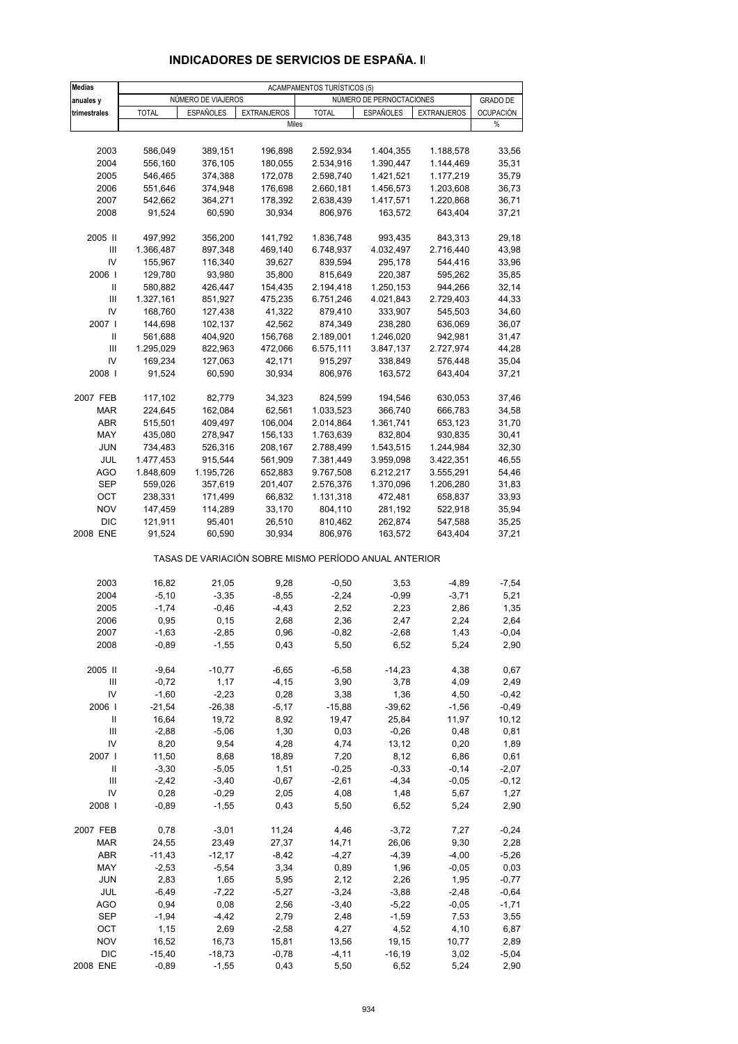## INDICADORES DE SERVICIOS DE ESPAÑA. I

| Medias anuales y trimestrales | ACAMPAMENTOS TURÍSTICOS (5) | | | | | | |
|---|---|---|---|---|---|---|---|
| | NÚMERO DE VIAJEROS | | | NÚMERO DE PERNOCTACIONES | | | GRADO DE OCUPACIÓN |
| | TOTAL | ESPAÑOLES | EXTRANJEROS | TOTAL | ESPAÑOLES | EXTRANJEROS | |
| | Miles | | | | | | % |
| 2003 | 586,049 | 389,151 | 196,898 | 2.592,934 | 1.404,355 | 1.188,578 | 33,56 |
| 2004 | 556,160 | 376,105 | 180,055 | 2.534,916 | 1.390,447 | 1.144,469 | 35,31 |
| 2005 | 546,465 | 374,388 | 172,078 | 2.598,740 | 1.421,521 | 1.177,219 | 35,79 |
| 2006 | 551,646 | 374,948 | 176,698 | 2.660,181 | 1.456,573 | 1.203,608 | 36,73 |
| 2007 | 542,662 | 364,271 | 178,392 | 2.638,439 | 1.417,571 | 1.220,868 | 36,71 |
| 2008 | 91,524 | 60,590 | 30,934 | 806,976 | 163,572 | 643,404 | 37,21 |
| 2005 II | 497,992 | 356,200 | 141,792 | 1.836,748 | 993,435 | 843,313 | 29,18 |
| III | 1.366,487 | 897,348 | 469,140 | 6.748,937 | 4.032,497 | 2.716,440 | 43,98 |
| IV | 155,967 | 116,340 | 39,627 | 839,594 | 295,178 | 544,416 | 33,96 |
| 2006 I | 129,780 | 93,980 | 35,800 | 815,649 | 220,387 | 595,262 | 35,85 |
| II | 580,882 | 426,447 | 154,435 | 2.194,418 | 1.250,153 | 944,266 | 32,14 |
| III | 1.327,161 | 851,927 | 475,235 | 6.751,246 | 4.021,843 | 2.729,403 | 44,33 |
| IV | 168,760 | 127,438 | 41,322 | 879,410 | 333,907 | 545,503 | 34,60 |
| 2007 I | 144,698 | 102,137 | 42,562 | 874,349 | 238,280 | 636,069 | 36,07 |
| II | 561,688 | 404,920 | 156,768 | 2.189,001 | 1.246,020 | 942,981 | 31,47 |
| III | 1.295,029 | 822,963 | 472,066 | 6.575,111 | 3.847,137 | 2.727,974 | 44,28 |
| IV | 169,234 | 127,063 | 42,171 | 915,297 | 338,849 | 576,448 | 35,04 |
| 2008 I | 91,524 | 60,590 | 30,934 | 806,976 | 163,572 | 643,404 | 37,21 |
| 2007 FEB | 117,102 | 82,779 | 34,323 | 824,599 | 194,546 | 630,053 | 37,46 |
| MAR | 224,645 | 162,084 | 62,561 | 1.033,523 | 366,740 | 666,783 | 34,58 |
| ABR | 515,501 | 409,497 | 106,004 | 2.014,864 | 1.361,741 | 653,123 | 31,70 |
| MAY | 435,080 | 278,947 | 156,133 | 1.763,639 | 832,804 | 930,835 | 30,41 |
| JUN | 734,483 | 526,316 | 208,167 | 2.788,499 | 1.543,515 | 1.244,984 | 32,30 |
| JUL | 1.477,453 | 915,544 | 561,909 | 7.381,449 | 3.959,098 | 3.422,351 | 46,55 |
| AGO | 1.848,609 | 1.195,726 | 652,883 | 9.767,508 | 6.212,217 | 3.555,291 | 54,46 |
| SEP | 559,026 | 357,619 | 201,407 | 2.576,376 | 1.370,096 | 1.206,280 | 31,83 |
| OCT | 238,331 | 171,499 | 66,832 | 1.131,318 | 472,481 | 658,837 | 33,93 |
| NOV | 147,459 | 114,289 | 33,170 | 804,110 | 281,192 | 522,918 | 35,94 |
| DIC | 121,911 | 95,401 | 26,510 | 810,462 | 262,874 | 547,588 | 35,25 |
| 2008 ENE | 91,524 | 60,590 | 30,934 | 806,976 | 163,572 | 643,404 | 37,21 |
| | TASAS DE VARIACIÓN SOBRE MISMO PERÍODO ANUAL ANTERIOR | | | | | | |
| 2003 | 16,82 | 21,05 | 9,28 | -0,50 | 3,53 | -4,89 | -7,54 |
| 2004 | -5,10 | -3,35 | -8,55 | -2,24 | -0,99 | -3,71 | 5,21 |
| 2005 | -1,74 | -0,46 | -4,43 | 2,52 | 2,23 | 2,86 | 1,35 |
| 2006 | 0,95 | 0,15 | 2,68 | 2,36 | 2,47 | 2,24 | 2,64 |
| 2007 | -1,63 | -2,85 | 0,96 | -0,82 | -2,68 | 1,43 | -0,04 |
| 2008 | -0,89 | -1,55 | 0,43 | 5,50 | 6,52 | 5,24 | 2,90 |
| 2005 II | -9,64 | -10,77 | -6,65 | -6,58 | -14,23 | 4,38 | 0,67 |
| III | -0,72 | 1,17 | -4,15 | 3,90 | 3,78 | 4,09 | 2,49 |
| IV | -1,60 | -2,23 | 0,28 | 3,38 | 1,36 | 4,50 | -0,42 |
| 2006 I | -21,54 | -26,38 | -5,17 | -15,88 | -39,62 | -1,56 | -0,49 |
| II | 16,64 | 19,72 | 8,92 | 19,47 | 25,84 | 11,97 | 10,12 |
| III | -2,88 | -5,06 | 1,30 | 0,03 | -0,26 | 0,48 | 0,81 |
| IV | 8,20 | 9,54 | 4,28 | 4,74 | 13,12 | 0,20 | 1,89 |
| 2007 I | 11,50 | 8,68 | 18,89 | 7,20 | 8,12 | 6,86 | 0,61 |
| II | -3,30 | -5,05 | 1,51 | -0,25 | -0,33 | -0,14 | -2,07 |
| III | -2,42 | -3,40 | -0,67 | -2,61 | -4,34 | -0,05 | -0,12 |
| IV | 0,28 | -0,29 | 2,05 | 4,08 | 1,48 | 5,67 | 1,27 |
| 2008 I | -0,89 | -1,55 | 0,43 | 5,50 | 6,52 | 5,24 | 2,90 |
| 2007 FEB | 0,78 | -3,01 | 11,24 | 4,46 | -3,72 | 7,27 | -0,24 |
| MAR | 24,55 | 23,49 | 27,37 | 14,71 | 26,06 | 9,30 | 2,28 |
| ABR | -11,43 | -12,17 | -8,42 | -4,27 | -4,39 | -4,00 | -5,26 |
| MAY | -2,53 | -5,54 | 3,34 | 0,89 | 1,96 | -0,05 | 0,03 |
| JUN | 2,83 | 1,65 | 5,95 | 2,12 | 2,26 | 1,95 | -0,77 |
| JUL | -6,49 | -7,22 | -5,27 | -3,24 | -3,88 | -2,48 | -0,64 |
| AGO | 0,94 | 0,08 | 2,56 | -3,40 | -5,22 | -0,05 | -1,71 |
| SEP | -1,94 | -4,42 | 2,79 | 2,48 | -1,59 | 7,53 | 3,55 |
| OCT | 1,15 | 2,69 | -2,58 | 4,27 | 4,52 | 4,10 | 6,87 |
| NOV | 16,52 | 16,73 | 15,81 | 13,56 | 19,15 | 10,77 | 2,89 |
| DIC | -15,40 | -18,73 | -0,78 | -4,11 | -16,19 | 3,02 | -5,04 |
| 2008 ENE | -0,89 | -1,55 | 0,43 | 5,50 | 6,52 | 5,24 | 2,90 |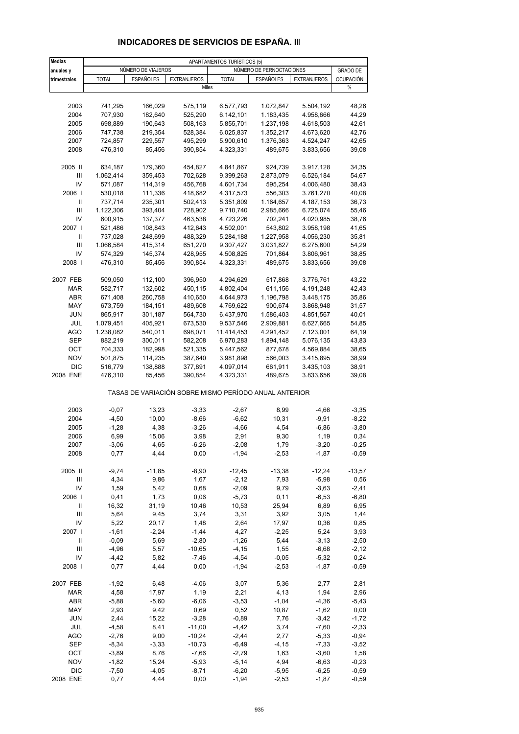# INDICADORES DE SERVICIOS DE ESPAÑA. III

| Medias anuales y trimestrales | APARTAMENTOS TURÍSTICOS (5) | | | | | | |
|---|---|---|---|---|---|---|---|
| | NÚMERO DE VIAJEROS | | | NÚMERO DE PERNOCTACIONES | | | GRADO DE OCUPACIÓN |
| | TOTAL | ESPAÑOLES | EXTRANJEROS | TOTAL | ESPAÑOLES | EXTRANJEROS | |
| | Miles | | | | | | % |
| 2003 | 741,295 | 166,029 | 575,119 | 6.577,793 | 1.072,847 | 5.504,192 | 48,26 |
| 2004 | 707,930 | 182,640 | 525,290 | 6.142,101 | 1.183,435 | 4.958,666 | 44,29 |
| 2005 | 698,889 | 190,643 | 508,163 | 5.855,701 | 1.237,198 | 4.618,503 | 42,61 |
| 2006 | 747,738 | 219,354 | 528,384 | 6.025,837 | 1.352,217 | 4.673,620 | 42,76 |
| 2007 | 724,857 | 229,557 | 495,299 | 5.900,610 | 1.376,363 | 4.524,247 | 42,65 |
| 2008 | 476,310 | 85,456 | 390,854 | 4.323,331 | 489,675 | 3.833,656 | 39,08 |
| 2005 II | 634,187 | 179,360 | 454,827 | 4.841,867 | 924,739 | 3.917,128 | 34,35 |
| III | 1.062,414 | 359,453 | 702,628 | 9.399,263 | 2.873,079 | 6.526,184 | 54,67 |
| IV | 571,087 | 114,319 | 456,768 | 4.601,734 | 595,254 | 4.006,480 | 38,43 |
| 2006 I | 530,018 | 111,336 | 418,682 | 4.317,573 | 556,303 | 3.761,270 | 40,08 |
| II | 737,714 | 235,301 | 502,413 | 5.351,809 | 1.164,657 | 4.187,153 | 36,73 |
| III | 1.122,306 | 393,404 | 728,902 | 9.710,740 | 2.985,666 | 6.725,074 | 55,46 |
| IV | 600,915 | 137,377 | 463,538 | 4.723,226 | 702,241 | 4.020,985 | 38,76 |
| 2007 I | 521,486 | 108,843 | 412,643 | 4.502,001 | 543,802 | 3.958,198 | 41,65 |
| II | 737,028 | 248,699 | 488,329 | 5.284,188 | 1.227,958 | 4.056,230 | 35,81 |
| III | 1.066,584 | 415,314 | 651,270 | 9.307,427 | 3.031,827 | 6.275,600 | 54,29 |
| IV | 574,329 | 145,374 | 428,955 | 4.508,825 | 701,864 | 3.806,961 | 38,85 |
| 2008 I | 476,310 | 85,456 | 390,854 | 4.323,331 | 489,675 | 3.833,656 | 39,08 |
| 2007 FEB | 509,050 | 112,100 | 396,950 | 4.294,629 | 517,868 | 3.776,761 | 43,22 |
| MAR | 582,717 | 132,602 | 450,115 | 4.802,404 | 611,156 | 4.191,248 | 42,43 |
| ABR | 671,408 | 260,758 | 410,650 | 4.644,973 | 1.196,798 | 3.448,175 | 35,86 |
| MAY | 673,759 | 184,151 | 489,608 | 4.769,622 | 900,674 | 3.868,948 | 31,57 |
| JUN | 865,917 | 301,187 | 564,730 | 6.437,970 | 1.586,403 | 4.851,567 | 40,01 |
| JUL | 1.079,451 | 405,921 | 673,530 | 9.537,546 | 2.909,881 | 6.627,665 | 54,85 |
| AGO | 1.238,082 | 540,011 | 698,071 | 11.414,453 | 4.291,452 | 7.123,001 | 64,19 |
| SEP | 882,219 | 300,011 | 582,208 | 6.970,283 | 1.894,148 | 5.076,135 | 43,83 |
| OCT | 704,333 | 182,998 | 521,335 | 5.447,562 | 877,678 | 4.569,884 | 38,65 |
| NOV | 501,875 | 114,235 | 387,640 | 3.981,898 | 566,003 | 3.415,895 | 38,99 |
| DIC | 516,779 | 138,888 | 377,891 | 4.097,014 | 661,911 | 3.435,103 | 38,91 |
| 2008 ENE | 476,310 | 85,456 | 390,854 | 4.323,331 | 489,675 | 3.833,656 | 39,08 |
| | TASAS DE VARIACIÓN SOBRE MISMO PERÍODO ANUAL ANTERIOR | | | | | | |
| 2003 | -0,07 | 13,23 | -3,33 | -2,67 | 8,99 | -4,66 | -3,35 |
| 2004 | -4,50 | 10,00 | -8,66 | -6,62 | 10,31 | -9,91 | -8,22 |
| 2005 | -1,28 | 4,38 | -3,26 | -4,66 | 4,54 | -6,86 | -3,80 |
| 2006 | 6,99 | 15,06 | 3,98 | 2,91 | 9,30 | 1,19 | 0,34 |
| 2007 | -3,06 | 4,65 | -6,26 | -2,08 | 1,79 | -3,20 | -0,25 |
| 2008 | 0,77 | 4,44 | 0,00 | -1,94 | -2,53 | -1,87 | -0,59 |
| 2005 II | -9,74 | -11,85 | -8,90 | -12,45 | -13,38 | -12,24 | -13,57 |
| III | 4,34 | 9,86 | 1,67 | -2,12 | 7,93 | -5,98 | 0,56 |
| IV | 1,59 | 5,42 | 0,68 | -2,09 | 9,79 | -3,63 | -2,41 |
| 2006 I | 0,41 | 1,73 | 0,06 | -5,73 | 0,11 | -6,53 | -6,80 |
| II | 16,32 | 31,19 | 10,46 | 10,53 | 25,94 | 6,89 | 6,95 |
| III | 5,64 | 9,45 | 3,74 | 3,31 | 3,92 | 3,05 | 1,44 |
| IV | 5,22 | 20,17 | 1,48 | 2,64 | 17,97 | 0,36 | 0,85 |
| 2007 I | -1,61 | -2,24 | -1,44 | 4,27 | -2,25 | 5,24 | 3,93 |
| II | -0,09 | 5,69 | -2,80 | -1,26 | 5,44 | -3,13 | -2,50 |
| III | -4,96 | 5,57 | -10,65 | -4,15 | 1,55 | -6,68 | -2,12 |
| IV | -4,42 | 5,82 | -7,46 | -4,54 | -0,05 | -5,32 | 0,24 |
| 2008 I | 0,77 | 4,44 | 0,00 | -1,94 | -2,53 | -1,87 | -0,59 |
| 2007 FEB | -1,92 | 6,48 | -4,06 | 3,07 | 5,36 | 2,77 | 2,81 |
| MAR | 4,58 | 17,97 | 1,19 | 2,21 | 4,13 | 1,94 | 2,96 |
| ABR | -5,88 | -5,60 | -6,06 | -3,53 | -1,04 | -4,36 | -5,43 |
| MAY | 2,93 | 9,42 | 0,69 | 0,52 | 10,87 | -1,62 | 0,00 |
| JUN | 2,44 | 15,22 | -3,28 | -0,89 | 7,76 | -3,42 | -1,72 |
| JUL | -4,58 | 8,41 | -11,00 | -4,42 | 3,74 | -7,60 | -2,33 |
| AGO | -2,76 | 9,00 | -10,24 | -2,44 | 2,77 | -5,33 | -0,94 |
| SEP | -8,34 | -3,33 | -10,73 | -6,49 | -4,15 | -7,33 | -3,52 |
| OCT | -3,89 | 8,76 | -7,66 | -2,79 | 1,63 | -3,60 | 1,58 |
| NOV | -1,82 | 15,24 | -5,93 | -5,14 | 4,94 | -6,63 | -0,23 |
| DIC | -7,50 | -4,05 | -8,71 | -6,20 | -5,95 | -6,25 | -0,59 |
| 2008 ENE | 0,77 | 4,44 | 0,00 | -1,94 | -2,53 | -1,87 | -0,59 |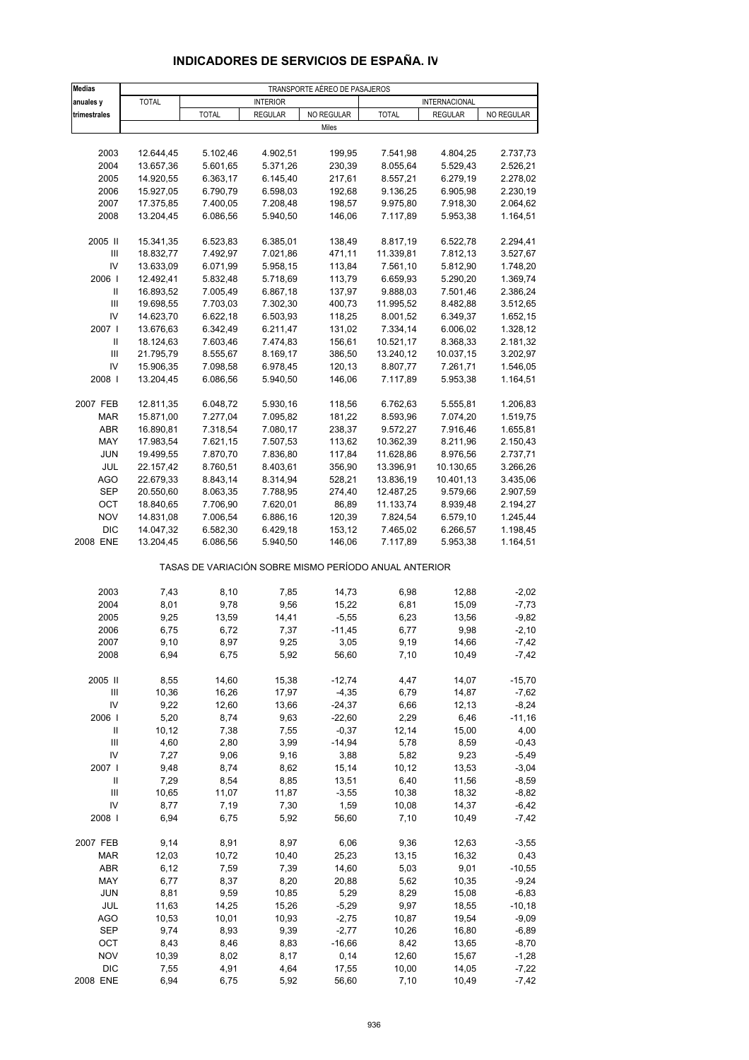## INDICADORES DE SERVICIOS DE ESPAÑA. IV

| Medias anuales y trimestrales | TRANSPORTE AÉREO DE PASAJEROS | | | | | | |
|---|---|---|---|---|---|---|---|
| | TOTAL | INTERIOR | | | INTERNACIONAL | | |
| | | TOTAL | REGULAR | NO REGULAR | TOTAL | REGULAR | NO REGULAR |
| | Miles | | | | | | |
| 2003 | 12.644,45 | 5.102,46 | 4.902,51 | 199,95 | 7.541,98 | 4.804,25 | 2.737,73 |
| 2004 | 13.657,36 | 5.601,65 | 5.371,26 | 230,39 | 8.055,64 | 5.529,43 | 2.526,21 |
| 2005 | 14.920,55 | 6.363,17 | 6.145,40 | 217,61 | 8.557,21 | 6.279,19 | 2.278,02 |
| 2006 | 15.927,05 | 6.790,79 | 6.598,03 | 192,68 | 9.136,25 | 6.905,98 | 2.230,19 |
| 2007 | 17.375,85 | 7.400,05 | 7.208,48 | 198,57 | 9.975,80 | 7.918,30 | 2.064,62 |
| 2008 | 13.204,45 | 6.086,56 | 5.940,50 | 146,06 | 7.117,89 | 5.953,38 | 1.164,51 |
| 2005 II | 15.341,35 | 6.523,83 | 6.385,01 | 138,49 | 8.817,19 | 6.522,78 | 2.294,41 |
| III | 18.832,77 | 7.492,97 | 7.021,86 | 471,11 | 11.339,81 | 7.812,13 | 3.527,67 |
| IV | 13.633,09 | 6.071,99 | 5.958,15 | 113,84 | 7.561,10 | 5.812,90 | 1.748,20 |
| 2006 I | 12.492,41 | 5.832,48 | 5.718,69 | 113,79 | 6.659,93 | 5.290,20 | 1.369,74 |
| II | 16.893,52 | 7.005,49 | 6.867,18 | 137,97 | 9.888,03 | 7.501,46 | 2.386,24 |
| III | 19.698,55 | 7.703,03 | 7.302,30 | 400,73 | 11.995,52 | 8.482,88 | 3.512,65 |
| IV | 14.623,70 | 6.622,18 | 6.503,93 | 118,25 | 8.001,52 | 6.349,37 | 1.652,15 |
| 2007 I | 13.676,63 | 6.342,49 | 6.211,47 | 131,02 | 7.334,14 | 6.006,02 | 1.328,12 |
| II | 18.124,63 | 7.603,46 | 7.474,83 | 156,61 | 10.521,17 | 8.368,33 | 2.181,32 |
| III | 21.795,79 | 8.555,67 | 8.169,17 | 386,50 | 13.240,12 | 10.037,15 | 3.202,97 |
| IV | 15.906,35 | 7.098,58 | 6.978,45 | 120,13 | 8.807,77 | 7.261,71 | 1.546,05 |
| 2008 I | 13.204,45 | 6.086,56 | 5.940,50 | 146,06 | 7.117,89 | 5.953,38 | 1.164,51 |
| 2007 FEB | 12.811,35 | 6.048,72 | 5.930,16 | 118,56 | 6.762,63 | 5.555,81 | 1.206,83 |
| MAR | 15.871,00 | 7.277,04 | 7.095,82 | 181,22 | 8.593,96 | 7.074,20 | 1.519,75 |
| ABR | 16.890,81 | 7.318,54 | 7.080,17 | 238,37 | 9.572,27 | 7.916,46 | 1.655,81 |
| MAY | 17.983,54 | 7.621,15 | 7.507,53 | 113,62 | 10.362,39 | 8.211,96 | 2.150,43 |
| JUN | 19.499,55 | 7.870,70 | 7.836,80 | 117,84 | 11.628,86 | 8.976,56 | 2.737,71 |
| JUL | 22.157,42 | 8.760,51 | 8.403,61 | 356,90 | 13.396,91 | 10.130,65 | 3.266,26 |
| AGO | 22.679,33 | 8.843,14 | 8.314,94 | 528,21 | 13.836,19 | 10.401,13 | 3.435,06 |
| SEP | 20.550,60 | 8.063,35 | 7.788,95 | 274,40 | 12.487,25 | 9.579,66 | 2.907,59 |
| OCT | 18.840,65 | 7.706,90 | 7.620,01 | 86,89 | 11.133,74 | 8.939,48 | 2.194,27 |
| NOV | 14.831,08 | 7.006,54 | 6.886,16 | 120,39 | 7.824,54 | 6.579,10 | 1.245,44 |
| DIC | 14.047,32 | 6.582,30 | 6.429,18 | 153,12 | 7.465,02 | 6.266,57 | 1.198,45 |
| 2008 ENE | 13.204,45 | 6.086,56 | 5.940,50 | 146,06 | 7.117,89 | 5.953,38 | 1.164,51 |
| | TASAS DE VARIACIÓN SOBRE MISMO PERÍODO ANUAL ANTERIOR | | | | | | |
| 2003 | 7,43 | 8,10 | 7,85 | 14,73 | 6,98 | 12,88 | -2,02 |
| 2004 | 8,01 | 9,78 | 9,56 | 15,22 | 6,81 | 15,09 | -7,73 |
| 2005 | 9,25 | 13,59 | 14,41 | -5,55 | 6,23 | 13,56 | -9,82 |
| 2006 | 6,75 | 6,72 | 7,37 | -11,45 | 6,77 | 9,98 | -2,10 |
| 2007 | 9,10 | 8,97 | 9,25 | 3,05 | 9,19 | 14,66 | -7,42 |
| 2008 | 6,94 | 6,75 | 5,92 | 56,60 | 7,10 | 10,49 | -7,42 |
| 2005 II | 8,55 | 14,60 | 15,38 | -12,74 | 4,47 | 14,07 | -15,70 |
| III | 10,36 | 16,26 | 17,97 | -4,35 | 6,79 | 14,87 | -7,62 |
| IV | 9,22 | 12,60 | 13,66 | -24,37 | 6,66 | 12,13 | -8,24 |
| 2006 I | 5,20 | 8,74 | 9,63 | -22,60 | 2,29 | 6,46 | -11,16 |
| II | 10,12 | 7,38 | 7,55 | -0,37 | 12,14 | 15,00 | 4,00 |
| III | 4,60 | 2,80 | 3,99 | -14,94 | 5,78 | 8,59 | -0,43 |
| IV | 7,27 | 9,06 | 9,16 | 3,88 | 5,82 | 9,23 | -5,49 |
| 2007 I | 9,48 | 8,74 | 8,62 | 15,14 | 10,12 | 13,53 | -3,04 |
| II | 7,29 | 8,54 | 8,85 | 13,51 | 6,40 | 11,56 | -8,59 |
| III | 10,65 | 11,07 | 11,87 | -3,55 | 10,38 | 18,32 | -8,82 |
| IV | 8,77 | 7,19 | 7,30 | 1,59 | 10,08 | 14,37 | -6,42 |
| 2008 I | 6,94 | 6,75 | 5,92 | 56,60 | 7,10 | 10,49 | -7,42 |
| 2007 FEB | 9,14 | 8,91 | 8,97 | 6,06 | 9,36 | 12,63 | -3,55 |
| MAR | 12,03 | 10,72 | 10,40 | 25,23 | 13,15 | 16,32 | 0,43 |
| ABR | 6,12 | 7,59 | 7,39 | 14,60 | 5,03 | 9,01 | -10,55 |
| MAY | 6,77 | 8,37 | 8,20 | 20,88 | 5,62 | 10,35 | -9,24 |
| JUN | 8,81 | 9,59 | 10,85 | 5,29 | 8,29 | 15,08 | -6,83 |
| JUL | 11,63 | 14,25 | 15,26 | -5,29 | 9,97 | 18,55 | -10,18 |
| AGO | 10,53 | 10,01 | 10,93 | -2,75 | 10,87 | 19,54 | -9,09 |
| SEP | 9,74 | 8,93 | 9,39 | -2,77 | 10,26 | 16,80 | -6,89 |
| OCT | 8,43 | 8,46 | 8,83 | -16,66 | 8,42 | 13,65 | -8,70 |
| NOV | 10,39 | 8,02 | 8,17 | 0,14 | 12,60 | 15,67 | -1,28 |
| DIC | 7,55 | 4,91 | 4,64 | 17,55 | 10,00 | 14,05 | -7,22 |
| 2008 ENE | 6,94 | 6,75 | 5,92 | 56,60 | 7,10 | 10,49 | -7,42 |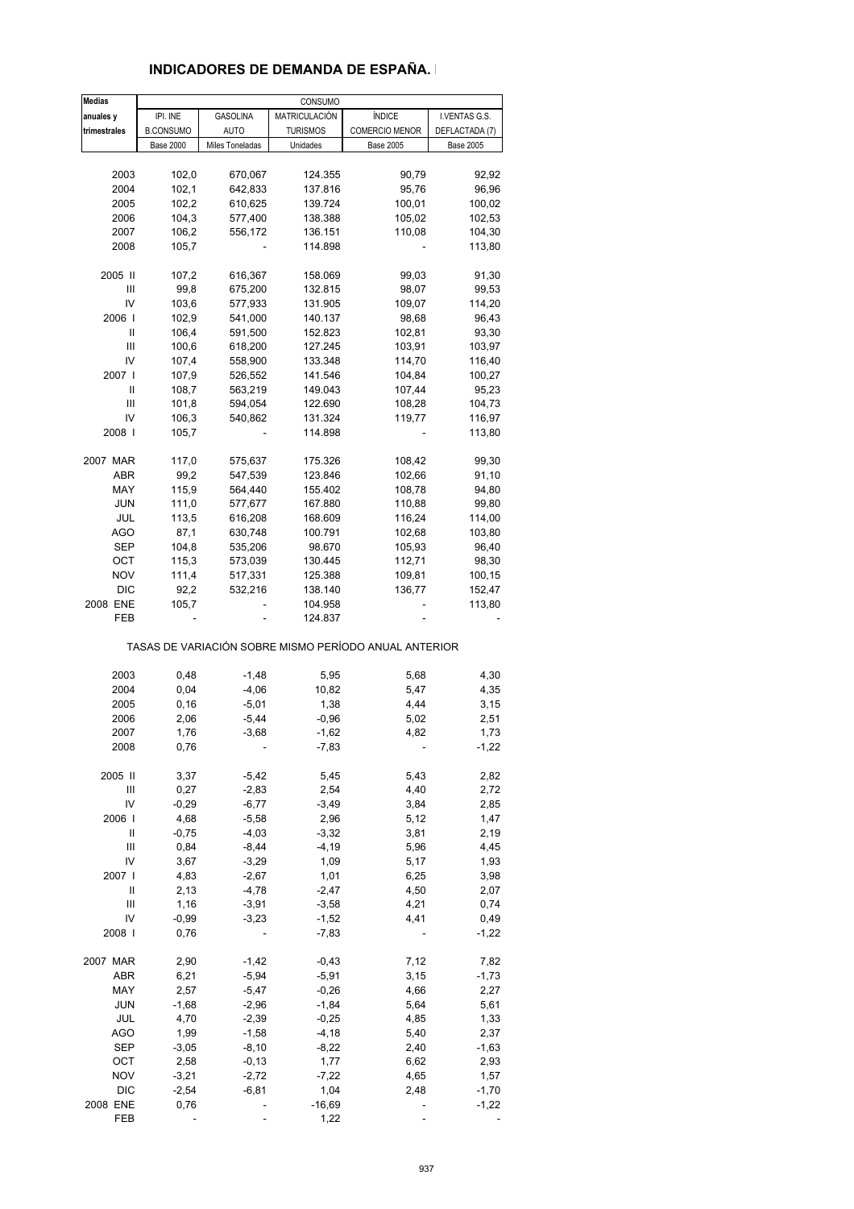# INDICADORES DE DEMANDA DE ESPAÑA.

| Medias anuales y trimestrales | CONSUMO | | | | |
|---|---|---|---|---|---|
| | IPI. INE B.CONSUMO | GASOLINA AUTO | MATRICULACIÓN TURISMOS | ÍNDICE COMERCIO MENOR | I.VENTAS G.S. DEFLACTADA (7) |
| | Base 2000 | Miles Toneladas | Unidades | Base 2005 | Base 2005 |
| 2003 | 102,0 | 670,067 | 124.355 | 90,79 | 92,92 |
| 2004 | 102,1 | 642,833 | 137.816 | 95,76 | 96,96 |
| 2005 | 102,2 | 610,625 | 139.724 | 100,01 | 100,02 |
| 2006 | 104,3 | 577,400 | 138.388 | 105,02 | 102,53 |
| 2007 | 106,2 | 556,172 | 136.151 | 110,08 | 104,30 |
| 2008 | 105,7 | - | 114.898 | - | 113,80 |
| 2005 II | 107,2 | 616,367 | 158.069 | 99,03 | 91,30 |
| III | 99,8 | 675,200 | 132.815 | 98,07 | 99,53 |
| IV | 103,6 | 577,933 | 131.905 | 109,07 | 114,20 |
| 2006 I | 102,9 | 541,000 | 140.137 | 98,68 | 96,43 |
| II | 106,4 | 591,500 | 152.823 | 102,81 | 93,30 |
| III | 100,6 | 618,200 | 127.245 | 103,91 | 103,97 |
| IV | 107,4 | 558,900 | 133.348 | 114,70 | 116,40 |
| 2007 I | 107,9 | 526,552 | 141.546 | 104,84 | 100,27 |
| II | 108,7 | 563,219 | 149.043 | 107,44 | 95,23 |
| III | 101,8 | 594,054 | 122.690 | 108,28 | 104,73 |
| IV | 106,3 | 540,862 | 131.324 | 119,77 | 116,97 |
| 2008 I | 105,7 | - | 114.898 | - | 113,80 |
| 2007 MAR | 117,0 | 575,637 | 175.326 | 108,42 | 99,30 |
| ABR | 99,2 | 547,539 | 123.846 | 102,66 | 91,10 |
| MAY | 115,9 | 564,440 | 155.402 | 108,78 | 94,80 |
| JUN | 111,0 | 577,677 | 167.880 | 110,88 | 99,80 |
| JUL | 113,5 | 616,208 | 168.609 | 116,24 | 114,00 |
| AGO | 87,1 | 630,748 | 100.791 | 102,68 | 103,80 |
| SEP | 104,8 | 535,206 | 98.670 | 105,93 | 96,40 |
| OCT | 115,3 | 573,039 | 130.445 | 112,71 | 98,30 |
| NOV | 111,4 | 517,331 | 125.388 | 109,81 | 100,15 |
| DIC | 92,2 | 532,216 | 138.140 | 136,77 | 152,47 |
| 2008 ENE | 105,7 | - | 104.958 | - | 113,80 |
| FEB | - | - | 124.837 | - | - |
| TASAS DE VARIACIÓN SOBRE MISMO PERÍODO ANUAL ANTERIOR | | | | | |
| 2003 | 0,48 | -1,48 | 5,95 | 5,68 | 4,30 |
| 2004 | 0,04 | -4,06 | 10,82 | 5,47 | 4,35 |
| 2005 | 0,16 | -5,01 | 1,38 | 4,44 | 3,15 |
| 2006 | 2,06 | -5,44 | -0,96 | 5,02 | 2,51 |
| 2007 | 1,76 | -3,68 | -1,62 | 4,82 | 1,73 |
| 2008 | 0,76 | - | -7,83 | - | -1,22 |
| 2005 II | 3,37 | -5,42 | 5,45 | 5,43 | 2,82 |
| III | 0,27 | -2,83 | 2,54 | 4,40 | 2,72 |
| IV | -0,29 | -6,77 | -3,49 | 3,84 | 2,85 |
| 2006 I | 4,68 | -5,58 | 2,96 | 5,12 | 1,47 |
| II | -0,75 | -4,03 | -3,32 | 3,81 | 2,19 |
| III | 0,84 | -8,44 | -4,19 | 5,96 | 4,45 |
| IV | 3,67 | -3,29 | 1,09 | 5,17 | 1,93 |
| 2007 I | 4,83 | -2,67 | 1,01 | 6,25 | 3,98 |
| II | 2,13 | -4,78 | -2,47 | 4,50 | 2,07 |
| III | 1,16 | -3,91 | -3,58 | 4,21 | 0,74 |
| IV | -0,99 | -3,23 | -1,52 | 4,41 | 0,49 |
| 2008 I | 0,76 | - | -7,83 | - | -1,22 |
| 2007 MAR | 2,90 | -1,42 | -0,43 | 7,12 | 7,82 |
| ABR | 6,21 | -5,94 | -5,91 | 3,15 | -1,73 |
| MAY | 2,57 | -5,47 | -0,26 | 4,66 | 2,27 |
| JUN | -1,68 | -2,96 | -1,84 | 5,64 | 5,61 |
| JUL | 4,70 | -2,39 | -0,25 | 4,85 | 1,33 |
| AGO | 1,99 | -1,58 | -4,18 | 5,40 | 2,37 |
| SEP | -3,05 | -8,10 | -8,22 | 2,40 | -1,63 |
| OCT | 2,58 | -0,13 | 1,77 | 6,62 | 2,93 |
| NOV | -3,21 | -2,72 | -7,22 | 4,65 | 1,57 |
| DIC | -2,54 | -6,81 | 1,04 | 2,48 | -1,70 |
| 2008 ENE | 0,76 | - | -16,69 | - | -1,22 |
| FEB | - | - | 1,22 | - | - |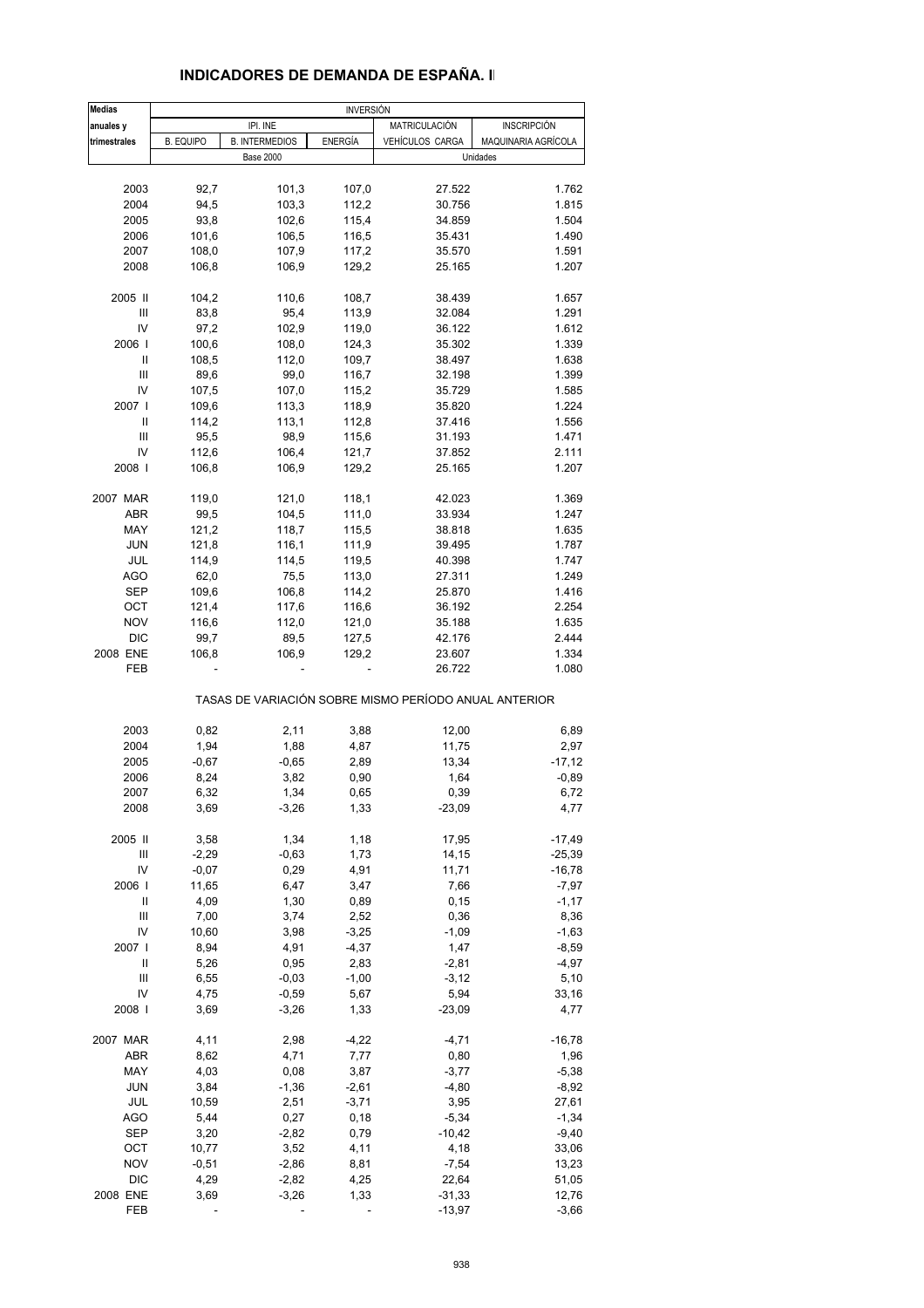## INDICADORES DE DEMANDA DE ESPAÑA. I

| Medias anuales y trimestrales | INVERSIÓN | | | | |
|---|---|---|---|---|---|
| | IPI. INE | | | MATRICULACIÓN | INSCRIPCIÓN |
| | B. EQUIPO | B. INTERMEDIOS | ENERGÍA | VEHÍCULOS CARGA | MAQUINARIA AGRÍCOLA |
| | Base 2000 | | | Unidades | |
| 2003 | 92,7 | 101,3 | 107,0 | 27.522 | 1.762 |
| 2004 | 94,5 | 103,3 | 112,2 | 30.756 | 1.815 |
| 2005 | 93,8 | 102,6 | 115,4 | 34.859 | 1.504 |
| 2006 | 101,6 | 106,5 | 116,5 | 35.431 | 1.490 |
| 2007 | 108,0 | 107,9 | 117,2 | 35.570 | 1.591 |
| 2008 | 106,8 | 106,9 | 129,2 | 25.165 | 1.207 |
| 2005 II | 104,2 | 110,6 | 108,7 | 38.439 | 1.657 |
| III | 83,8 | 95,4 | 113,9 | 32.084 | 1.291 |
| IV | 97,2 | 102,9 | 119,0 | 36.122 | 1.612 |
| 2006 I | 100,6 | 108,0 | 124,3 | 35.302 | 1.339 |
| II | 108,5 | 112,0 | 109,7 | 38.497 | 1.638 |
| III | 89,6 | 99,0 | 116,7 | 32.198 | 1.399 |
| IV | 107,5 | 107,0 | 115,2 | 35.729 | 1.585 |
| 2007 I | 109,6 | 113,3 | 118,9 | 35.820 | 1.224 |
| II | 114,2 | 113,1 | 112,8 | 37.416 | 1.556 |
| III | 95,5 | 98,9 | 115,6 | 31.193 | 1.471 |
| IV | 112,6 | 106,4 | 121,7 | 37.852 | 2.111 |
| 2008 I | 106,8 | 106,9 | 129,2 | 25.165 | 1.207 |
| 2007 MAR | 119,0 | 121,0 | 118,1 | 42.023 | 1.369 |
| ABR | 99,5 | 104,5 | 111,0 | 33.934 | 1.247 |
| MAY | 121,2 | 118,7 | 115,5 | 38.818 | 1.635 |
| JUN | 121,8 | 116,1 | 111,9 | 39.495 | 1.787 |
| JUL | 114,9 | 114,5 | 119,5 | 40.398 | 1.747 |
| AGO | 62,0 | 75,5 | 113,0 | 27.311 | 1.249 |
| SEP | 109,6 | 106,8 | 114,2 | 25.870 | 1.416 |
| OCT | 121,4 | 117,6 | 116,6 | 36.192 | 2.254 |
| NOV | 116,6 | 112,0 | 121,0 | 35.188 | 1.635 |
| DIC | 99,7 | 89,5 | 127,5 | 42.176 | 2.444 |
| 2008 ENE | 106,8 | 106,9 | 129,2 | 23.607 | 1.334 |
| FEB | - | - | - | 26.722 | 1.080 |
| | TASAS DE VARIACIÓN SOBRE MISMO PERÍODO ANUAL ANTERIOR | | | | |
| 2003 | 0,82 | 2,11 | 3,88 | 12,00 | 6,89 |
| 2004 | 1,94 | 1,88 | 4,87 | 11,75 | 2,97 |
| 2005 | -0,67 | -0,65 | 2,89 | 13,34 | -17,12 |
| 2006 | 8,24 | 3,82 | 0,90 | 1,64 | -0,89 |
| 2007 | 6,32 | 1,34 | 0,65 | 0,39 | 6,72 |
| 2008 | 3,69 | -3,26 | 1,33 | -23,09 | 4,77 |
| 2005 II | 3,58 | 1,34 | 1,18 | 17,95 | -17,49 |
| III | -2,29 | -0,63 | 1,73 | 14,15 | -25,39 |
| IV | -0,07 | 0,29 | 4,91 | 11,71 | -16,78 |
| 2006 I | 11,65 | 6,47 | 3,47 | 7,66 | -7,97 |
| II | 4,09 | 1,30 | 0,89 | 0,15 | -1,17 |
| III | 7,00 | 3,74 | 2,52 | 0,36 | 8,36 |
| IV | 10,60 | 3,98 | -3,25 | -1,09 | -1,63 |
| 2007 I | 8,94 | 4,91 | -4,37 | 1,47 | -8,59 |
| II | 5,26 | 0,95 | 2,83 | -2,81 | -4,97 |
| III | 6,55 | -0,03 | -1,00 | -3,12 | 5,10 |
| IV | 4,75 | -0,59 | 5,67 | 5,94 | 33,16 |
| 2008 I | 3,69 | -3,26 | 1,33 | -23,09 | 4,77 |
| 2007 MAR | 4,11 | 2,98 | -4,22 | -4,71 | -16,78 |
| ABR | 8,62 | 4,71 | 7,77 | 0,80 | 1,96 |
| MAY | 4,03 | 0,08 | 3,87 | -3,77 | -5,38 |
| JUN | 3,84 | -1,36 | -2,61 | -4,80 | -8,92 |
| JUL | 10,59 | 2,51 | -3,71 | 3,95 | 27,61 |
| AGO | 5,44 | 0,27 | 0,18 | -5,34 | -1,34 |
| SEP | 3,20 | -2,82 | 0,79 | -10,42 | -9,40 |
| OCT | 10,77 | 3,52 | 4,11 | 4,18 | 33,06 |
| NOV | -0,51 | -2,86 | 8,81 | -7,54 | 13,23 |
| DIC | 4,29 | -2,82 | 4,25 | 22,64 | 51,05 |
| 2008 ENE | 3,69 | -3,26 | 1,33 | -31,33 | 12,76 |
| FEB | - | - | - | -13,97 | -3,66 |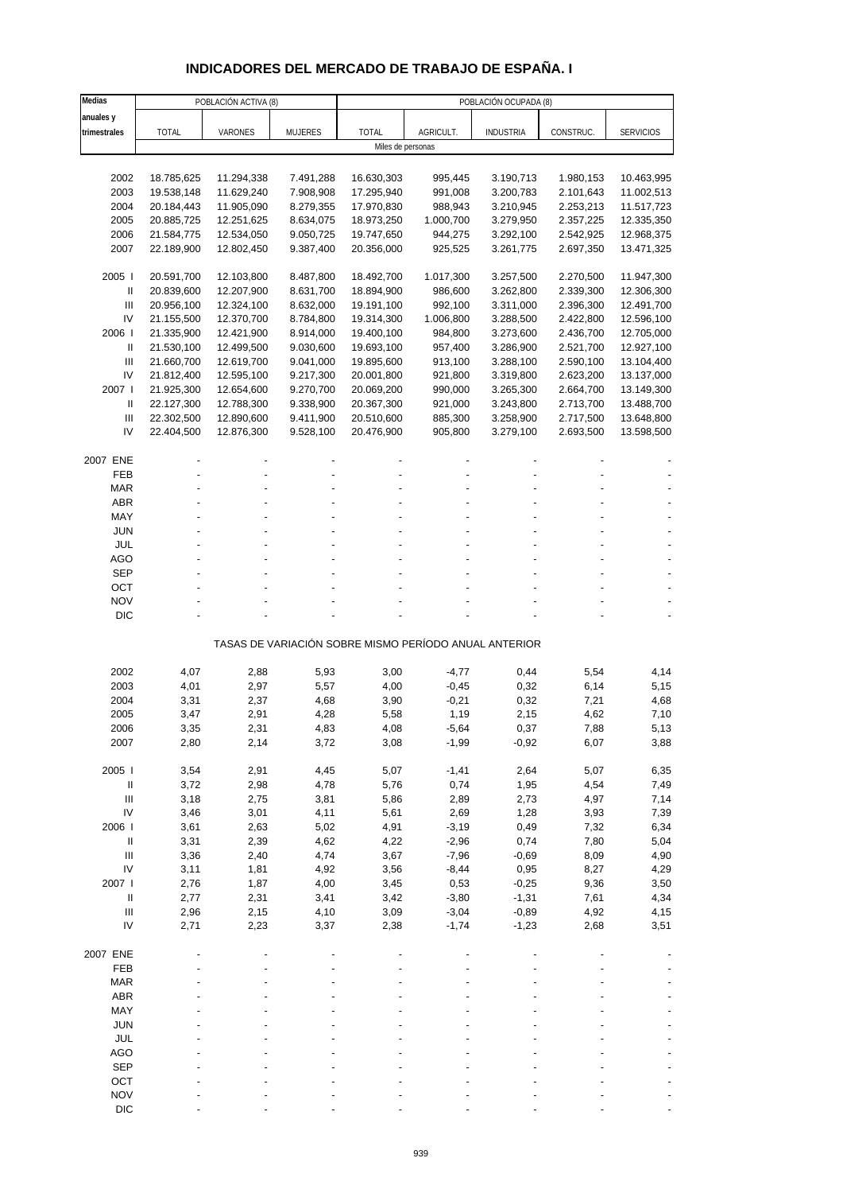# INDICADORES DEL MERCADO DE TRABAJO DE ESPAÑA. I

| Medias anuales y trimestrales | POBLACIÓN ACTIVA (8) | | | POBLACIÓN OCUPADA (8) | | | | |
|---|---|---|---|---|---|---|---|---|
| | TOTAL | VARONES | MUJERES | TOTAL | AGRICULT. | INDUSTRIA | CONSTRUC. | SERVICIOS |
| | Miles de personas | | | | | | | |
| 2002 | 18.785,625 | 11.294,338 | 7.491,288 | 16.630,303 | 995,445 | 3.190,713 | 1.980,153 | 10.463,995 |
| 2003 | 19.538,148 | 11.629,240 | 7.908,908 | 17.295,940 | 991,008 | 3.200,783 | 2.101,643 | 11.002,513 |
| 2004 | 20.184,443 | 11.905,090 | 8.279,355 | 17.970,830 | 988,943 | 3.210,945 | 2.253,213 | 11.517,723 |
| 2005 | 20.885,725 | 12.251,625 | 8.634,075 | 18.973,250 | 1.000,700 | 3.279,950 | 2.357,225 | 12.335,350 |
| 2006 | 21.584,775 | 12.534,050 | 9.050,725 | 19.747,650 | 944,275 | 3.292,100 | 2.542,925 | 12.968,375 |
| 2007 | 22.189,900 | 12.802,450 | 9.387,400 | 20.356,000 | 925,525 | 3.261,775 | 2.697,350 | 13.471,325 |
| 2005 I | 20.591,700 | 12.103,800 | 8.487,800 | 18.492,700 | 1.017,300 | 3.257,500 | 2.270,500 | 11.947,300 |
| II | 20.839,600 | 12.207,900 | 8.631,700 | 18.894,900 | 986,600 | 3.262,800 | 2.339,300 | 12.306,300 |
| III | 20.956,100 | 12.324,100 | 8.632,000 | 19.191,100 | 992,100 | 3.311,000 | 2.396,300 | 12.491,700 |
| IV | 21.155,500 | 12.370,700 | 8.784,800 | 19.314,300 | 1.006,800 | 3.288,500 | 2.422,800 | 12.596,100 |
| 2006 I | 21.335,900 | 12.421,900 | 8.914,000 | 19.400,100 | 984,800 | 3.273,600 | 2.436,700 | 12.705,000 |
| II | 21.530,100 | 12.499,500 | 9.030,600 | 19.693,100 | 957,400 | 3.286,900 | 2.521,700 | 12.927,100 |
| III | 21.660,700 | 12.619,700 | 9.041,000 | 19.895,600 | 913,100 | 3.288,100 | 2.590,100 | 13.104,400 |
| IV | 21.812,400 | 12.595,100 | 9.217,300 | 20.001,800 | 921,800 | 3.319,800 | 2.623,200 | 13.137,000 |
| 2007 I | 21.925,300 | 12.654,600 | 9.270,700 | 20.069,200 | 990,000 | 3.265,300 | 2.664,700 | 13.149,300 |
| II | 22.127,300 | 12.788,300 | 9.338,900 | 20.367,300 | 921,000 | 3.243,800 | 2.713,700 | 13.488,700 |
| III | 22.302,500 | 12.890,600 | 9.411,900 | 20.510,600 | 885,300 | 3.258,900 | 2.717,500 | 13.648,800 |
| IV | 22.404,500 | 12.876,300 | 9.528,100 | 20.476,900 | 905,800 | 3.279,100 | 2.693,500 | 13.598,500 |
| 2007 ENE | - | - | - | - | - | - | - | - |
| FEB | - | - | - | - | - | - | - | - |
| MAR | - | - | - | - | - | - | - | - |
| ABR | - | - | - | - | - | - | - | - |
| MAY | - | - | - | - | - | - | - | - |
| JUN | - | - | - | - | - | - | - | - |
| JUL | - | - | - | - | - | - | - | - |
| AGO | - | - | - | - | - | - | - | - |
| SEP | - | - | - | - | - | - | - | - |
| OCT | - | - | - | - | - | - | - | - |
| NOV | - | - | - | - | - | - | - | - |
| DIC | - | - | - | - | - | - | - | - |
| | TASAS DE VARIACIÓN SOBRE MISMO PERÍODO ANUAL ANTERIOR | | | | | | | |
| 2002 | 4,07 | 2,88 | 5,93 | 3,00 | -4,77 | 0,44 | 5,54 | 4,14 |
| 2003 | 4,01 | 2,97 | 5,57 | 4,00 | -0,45 | 0,32 | 6,14 | 5,15 |
| 2004 | 3,31 | 2,37 | 4,68 | 3,90 | -0,21 | 0,32 | 7,21 | 4,68 |
| 2005 | 3,47 | 2,91 | 4,28 | 5,58 | 1,19 | 2,15 | 4,62 | 7,10 |
| 2006 | 3,35 | 2,31 | 4,83 | 4,08 | -5,64 | 0,37 | 7,88 | 5,13 |
| 2007 | 2,80 | 2,14 | 3,72 | 3,08 | -1,99 | -0,92 | 6,07 | 3,88 |
| 2005 I | 3,54 | 2,91 | 4,45 | 5,07 | -1,41 | 2,64 | 5,07 | 6,35 |
| II | 3,72 | 2,98 | 4,78 | 5,76 | 0,74 | 1,95 | 4,54 | 7,49 |
| III | 3,18 | 2,75 | 3,81 | 5,86 | 2,89 | 2,73 | 4,97 | 7,14 |
| IV | 3,46 | 3,01 | 4,11 | 5,61 | 2,69 | 1,28 | 3,93 | 7,39 |
| 2006 I | 3,61 | 2,63 | 5,02 | 4,91 | -3,19 | 0,49 | 7,32 | 6,34 |
| II | 3,31 | 2,39 | 4,62 | 4,22 | -2,96 | 0,74 | 7,80 | 5,04 |
| III | 3,36 | 2,40 | 4,74 | 3,67 | -7,96 | -0,69 | 8,09 | 4,90 |
| IV | 3,11 | 1,81 | 4,92 | 3,56 | -8,44 | 0,95 | 8,27 | 4,29 |
| 2007 I | 2,76 | 1,87 | 4,00 | 3,45 | 0,53 | -0,25 | 9,36 | 3,50 |
| II | 2,77 | 2,31 | 3,41 | 3,42 | -3,80 | -1,31 | 7,61 | 4,34 |
| III | 2,96 | 2,15 | 4,10 | 3,09 | -3,04 | -0,89 | 4,92 | 4,15 |
| IV | 2,71 | 2,23 | 3,37 | 2,38 | -1,74 | -1,23 | 2,68 | 3,51 |
| 2007 ENE | - | - | - | - | - | - | - | - |
| FEB | - | - | - | - | - | - | - | - |
| MAR | - | - | - | - | - | - | - | - |
| ABR | - | - | - | - | - | - | - | - |
| MAY | - | - | - | - | - | - | - | - |
| JUN | - | - | - | - | - | - | - | - |
| JUL | - | - | - | - | - | - | - | - |
| AGO | - | - | - | - | - | - | - | - |
| SEP | - | - | - | - | - | - | - | - |
| OCT | - | - | - | - | - | - | - | - |
| NOV | - | - | - | - | - | - | - | - |
| DIC | - | - | - | - | - | - | - | - |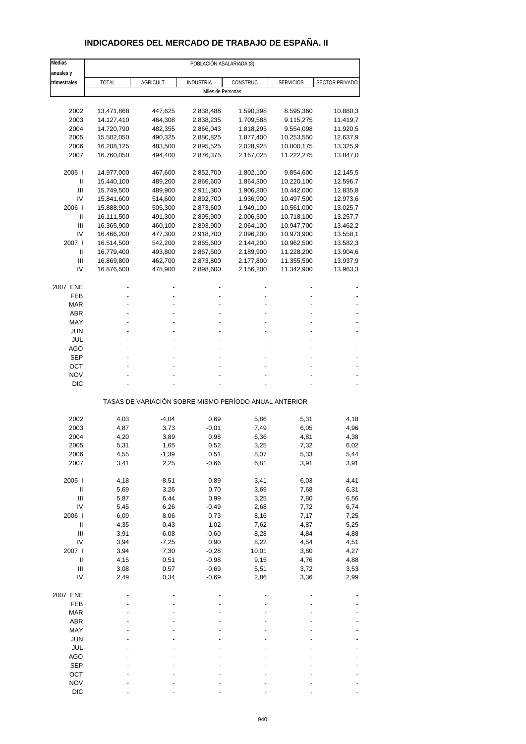# INDICADORES DEL MERCADO DE TRABAJO DE ESPAÑA. II

| Medias anuales y trimestrales | POBLACIÓN ASALARIADA (8) | | | | | |
|---|---|---|---|---|---|---|
| | TOTAL | AGRICULT. | INDUSTRIA | CONSTRUC. | SERVICIOS | SECTOR PRIVADO |
| | Miles de Personas | | | | | |
| 2002 | 13.471,868 | 447,625 | 2.838,488 | 1.590,398 | 8.595,360 | 10.880,3 |
| 2003 | 14.127,410 | 464,308 | 2.838,235 | 1.709,588 | 9.115,275 | 11.419,7 |
| 2004 | 14.720,790 | 482,355 | 2.866,043 | 1.818,295 | 9.554,098 | 11.920,5 |
| 2005 | 15.502,050 | 490,325 | 2.880,825 | 1.877,400 | 10.253,550 | 12.637,9 |
| 2006 | 16.208,125 | 483,500 | 2.895,525 | 2.028,925 | 10.800,175 | 13.325,9 |
| 2007 | 16.760,050 | 494,400 | 2.876,375 | 2.167,025 | 11.222,275 | 13.847,0 |
| 2005 I | 14.977,000 | 467,600 | 2.852,700 | 1.802,100 | 9.854,600 | 12.145,5 |
| II | 15.440,100 | 489,200 | 2.866,600 | 1.864,300 | 10.220,100 | 12.596,7 |
| III | 15.749,500 | 489,900 | 2.911,300 | 1.906,300 | 10.442,000 | 12.835,8 |
| IV | 15.841,600 | 514,600 | 2.892,700 | 1.936,900 | 10.497,500 | 12.973,6 |
| 2006 I | 15.888,900 | 505,300 | 2.873,600 | 1.949,100 | 10.561,000 | 13.025,7 |
| II | 16.111,500 | 491,300 | 2.895,900 | 2.006,300 | 10.718,100 | 13.257,7 |
| III | 16.365,900 | 460,100 | 2.893,900 | 2.064,100 | 10.947,700 | 13.462,2 |
| IV | 16.466,200 | 477,300 | 2.918,700 | 2.096,200 | 10.973,900 | 13.558,1 |
| 2007 I | 16.514,500 | 542,200 | 2.865,600 | 2.144,200 | 10.962,500 | 13.582,3 |
| II | 16.779,400 | 493,800 | 2.867,500 | 2.189,900 | 11.228,200 | 13.904,6 |
| III | 16.869,800 | 462,700 | 2.873,800 | 2.177,800 | 11.355,500 | 13.937,9 |
| IV | 16.876,500 | 478,900 | 2.898,600 | 2.156,200 | 11.342,900 | 13.963,3 |
| 2007 ENE | - | - | - | - | - | - |
| FEB | - | - | - | - | - | - |
| MAR | - | - | - | - | - | - |
| ABR | - | - | - | - | - | - |
| MAY | - | - | - | - | - | - |
| JUN | - | - | - | - | - | - |
| JUL | - | - | - | - | - | - |
| AGO | - | - | - | - | - | - |
| SEP | - | - | - | - | - | - |
| OCT | - | - | - | - | - | - |
| NOV | - | - | - | - | - | - |
| DIC | - | - | - | - | - | - |
| | TASAS DE VARIACIÓN SOBRE MISMO PERÍODO ANUAL ANTERIOR | | | | | |
| 2002 | 4,03 | -4,04 | 0,69 | 5,86 | 5,31 | 4,18 |
| 2003 | 4,87 | 3,73 | -0,01 | 7,49 | 6,05 | 4,96 |
| 2004 | 4,20 | 3,89 | 0,98 | 6,36 | 4,81 | 4,38 |
| 2005 | 5,31 | 1,65 | 0,52 | 3,25 | 7,32 | 6,02 |
| 2006 | 4,55 | -1,39 | 0,51 | 8,07 | 5,33 | 5,44 |
| 2007 | 3,41 | 2,25 | -0,66 | 6,81 | 3,91 | 3,91 |
| 2005 I | 4,18 | -8,51 | 0,89 | 3,41 | 6,03 | 4,41 |
| II | 5,69 | 3,26 | 0,70 | 3,69 | 7,68 | 6,31 |
| III | 5,87 | 6,44 | 0,99 | 3,25 | 7,80 | 6,56 |
| IV | 5,45 | 6,26 | -0,49 | 2,68 | 7,72 | 6,74 |
| 2006 I | 6,09 | 8,06 | 0,73 | 8,16 | 7,17 | 7,25 |
| II | 4,35 | 0,43 | 1,02 | 7,62 | 4,87 | 5,25 |
| III | 3,91 | -6,08 | -0,60 | 8,28 | 4,84 | 4,88 |
| IV | 3,94 | -7,25 | 0,90 | 8,22 | 4,54 | 4,51 |
| 2007 I | 3,94 | 7,30 | -0,28 | 10,01 | 3,80 | 4,27 |
| II | 4,15 | 0,51 | -0,98 | 9,15 | 4,76 | 4,88 |
| III | 3,08 | 0,57 | -0,69 | 5,51 | 3,72 | 3,53 |
| IV | 2,49 | 0,34 | -0,69 | 2,86 | 3,36 | 2,99 |
| 2007 ENE | - | - | - | - | - | - |
| FEB | - | - | - | - | - | - |
| MAR | - | - | - | - | - | - |
| ABR | - | - | - | - | - | - |
| MAY | - | - | - | - | - | - |
| JUN | - | - | - | - | - | - |
| JUL | - | - | - | - | - | - |
| AGO | - | - | - | - | - | - |
| SEP | - | - | - | - | - | - |
| OCT | - | - | - | - | - | - |
| NOV | - | - | - | - | - | - |
| DIC | - | - | - | - | - | - |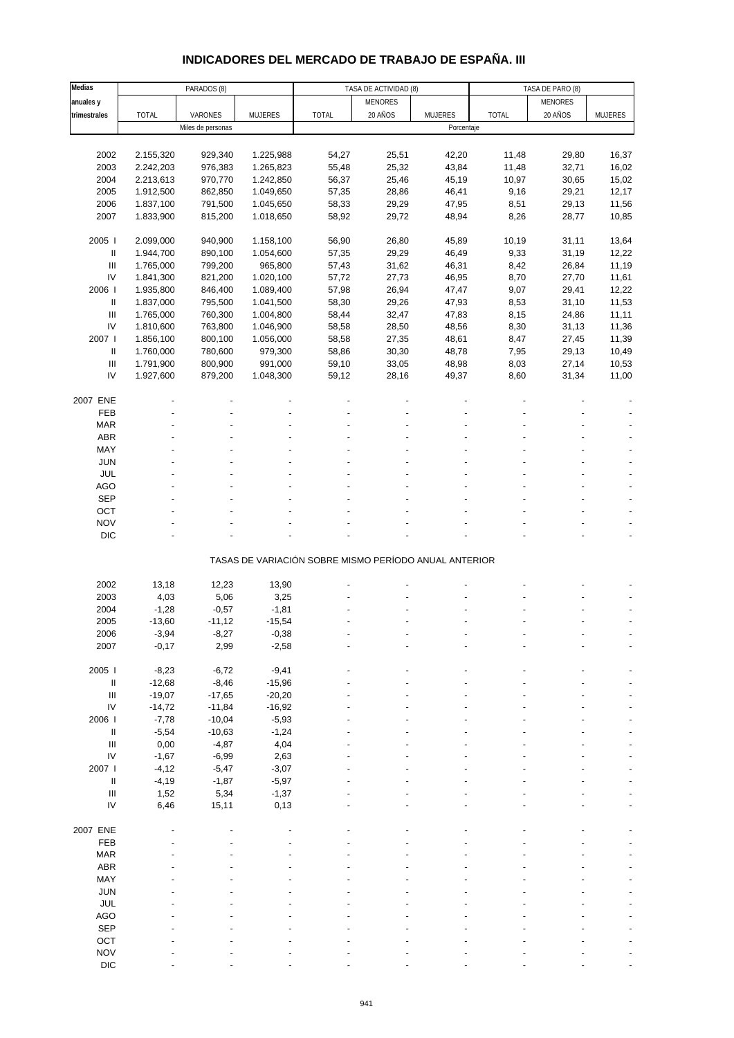# INDICADORES DEL MERCADO DE TRABAJO DE ESPAÑA. III

| Medias anuales y trimestrales | PARADOS (8) | | | TASA DE ACTIVIDAD (8) | | | TASA DE PARO (8) | | |
|---|---|---|---|---|---|---|---|---|---|
| | TOTAL | VARONES | MUJERES | TOTAL | MENORES 20 AÑOS | MUJERES | TOTAL | MENORES 20 AÑOS | MUJERES |
| | Miles de personas | | | Porcentaje | | | | | |
| 2002 | 2.155,320 | 929,340 | 1.225,988 | 54,27 | 25,51 | 42,20 | 11,48 | 29,80 | 16,37 |
| 2003 | 2.242,203 | 976,383 | 1.265,823 | 55,48 | 25,32 | 43,84 | 11,48 | 32,71 | 16,02 |
| 2004 | 2.213,613 | 970,770 | 1.242,850 | 56,37 | 25,46 | 45,19 | 10,97 | 30,65 | 15,02 |
| 2005 | 1.912,500 | 862,850 | 1.049,650 | 57,35 | 28,86 | 46,41 | 9,16 | 29,21 | 12,17 |
| 2006 | 1.837,100 | 791,500 | 1.045,650 | 58,33 | 29,29 | 47,95 | 8,51 | 29,13 | 11,56 |
| 2007 | 1.833,900 | 815,200 | 1.018,650 | 58,92 | 29,72 | 48,94 | 8,26 | 28,77 | 10,85 |
| 2005 I | 2.099,000 | 940,900 | 1.158,100 | 56,90 | 26,80 | 45,89 | 10,19 | 31,11 | 13,64 |
| II | 1.944,700 | 890,100 | 1.054,600 | 57,35 | 29,29 | 46,49 | 9,33 | 31,19 | 12,22 |
| III | 1.765,000 | 799,200 | 965,800 | 57,43 | 31,62 | 46,31 | 8,42 | 26,84 | 11,19 |
| IV | 1.841,300 | 821,200 | 1.020,100 | 57,72 | 27,73 | 46,95 | 8,70 | 27,70 | 11,61 |
| 2006 I | 1.935,800 | 846,400 | 1.089,400 | 57,98 | 26,94 | 47,47 | 9,07 | 29,41 | 12,22 |
| II | 1.837,000 | 795,500 | 1.041,500 | 58,30 | 29,26 | 47,93 | 8,53 | 31,10 | 11,53 |
| III | 1.765,000 | 760,300 | 1.004,800 | 58,44 | 32,47 | 47,83 | 8,15 | 24,86 | 11,11 |
| IV | 1.810,600 | 763,800 | 1.046,900 | 58,58 | 28,50 | 48,56 | 8,30 | 31,13 | 11,36 |
| 2007 I | 1.856,100 | 800,100 | 1.056,000 | 58,58 | 27,35 | 48,61 | 8,47 | 27,45 | 11,39 |
| II | 1.760,000 | 780,600 | 979,300 | 58,86 | 30,30 | 48,78 | 7,95 | 29,13 | 10,49 |
| III | 1.791,900 | 800,900 | 991,000 | 59,10 | 33,05 | 48,98 | 8,03 | 27,14 | 10,53 |
| IV | 1.927,600 | 879,200 | 1.048,300 | 59,12 | 28,16 | 49,37 | 8,60 | 31,34 | 11,00 |
| 2007 ENE | - | - | - | - | - | - | - | - | - |
| FEB | - | - | - | - | - | - | - | - | - |
| MAR | - | - | - | - | - | - | - | - | - |
| ABR | - | - | - | - | - | - | - | - | - |
| MAY | - | - | - | - | - | - | - | - | - |
| JUN | - | - | - | - | - | - | - | - | - |
| JUL | - | - | - | - | - | - | - | - | - |
| AGO | - | - | - | - | - | - | - | - | - |
| SEP | - | - | - | - | - | - | - | - | - |
| OCT | - | - | - | - | - | - | - | - | - |
| NOV | - | - | - | - | - | - | - | - | - |
| DIC | - | - | - | - | - | - | - | - | - |
| | TASAS DE VARIACIÓN SOBRE MISMO PERÍODO ANUAL ANTERIOR | | | | | | | | |
| 2002 | 13,18 | 12,23 | 13,90 | - | - | - | - | - | - |
| 2003 | 4,03 | 5,06 | 3,25 | - | - | - | - | - | - |
| 2004 | -1,28 | -0,57 | -1,81 | - | - | - | - | - | - |
| 2005 | -13,60 | -11,12 | -15,54 | - | - | - | - | - | - |
| 2006 | -3,94 | -8,27 | -0,38 | - | - | - | - | - | - |
| 2007 | -0,17 | 2,99 | -2,58 | - | - | - | - | - | - |
| 2005 I | -8,23 | -6,72 | -9,41 | - | - | - | - | - | - |
| II | -12,68 | -8,46 | -15,96 | - | - | - | - | - | - |
| III | -19,07 | -17,65 | -20,20 | - | - | - | - | - | - |
| IV | -14,72 | -11,84 | -16,92 | - | - | - | - | - | - |
| 2006 I | -7,78 | -10,04 | -5,93 | - | - | - | - | - | - |
| II | -5,54 | -10,63 | -1,24 | - | - | - | - | - | - |
| III | 0,00 | -4,87 | 4,04 | - | - | - | - | - | - |
| IV | -1,67 | -6,99 | 2,63 | - | - | - | - | - | - |
| 2007 I | -4,12 | -5,47 | -3,07 | - | - | - | - | - | - |
| II | -4,19 | -1,87 | -5,97 | - | - | - | - | - | - |
| III | 1,52 | 5,34 | -1,37 | - | - | - | - | - | - |
| IV | 6,46 | 15,11 | 0,13 | - | - | - | - | - | - |
| 2007 ENE | - | - | - | - | - | - | - | - | - |
| FEB | - | - | - | - | - | - | - | - | - |
| MAR | - | - | - | - | - | - | - | - | - |
| ABR | - | - | - | - | - | - | - | - | - |
| MAY | - | - | - | - | - | - | - | - | - |
| JUN | - | - | - | - | - | - | - | - | - |
| JUL | - | - | - | - | - | - | - | - | - |
| AGO | - | - | - | - | - | - | - | - | - |
| SEP | - | - | - | - | - | - | - | - | - |
| OCT | - | - | - | - | - | - | - | - | - |
| NOV | - | - | - | - | - | - | - | - | - |
| DIC | - | - | - | - | - | - | - | - | - |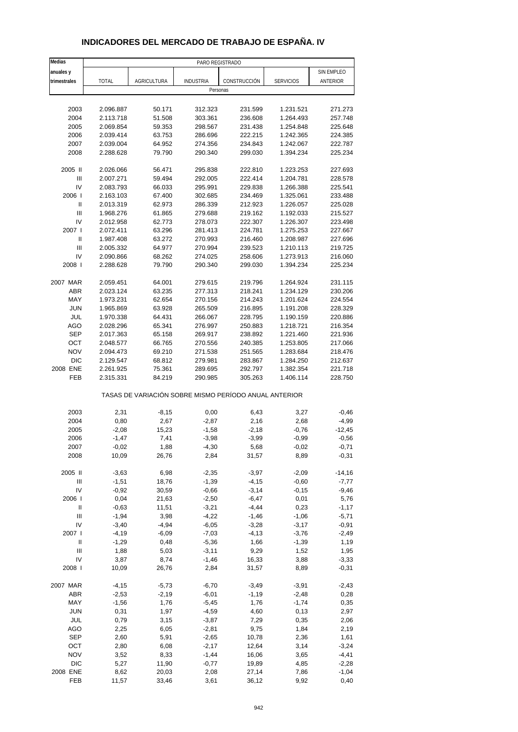# INDICADORES DEL MERCADO DE TRABAJO DE ESPAÑA. IV

| Medias anuales y trimestrales | PARO REGISTRADO | | | | | |
|---|---|---|---|---|---|---|
| | TOTAL | AGRICULTURA | INDUSTRIA | CONSTRUCCIÓN | SERVICIOS | SIN EMPLEO ANTERIOR |
| | Personas | | | | | |
| 2003 | 2.096.887 | 50.171 | 312.323 | 231.599 | 1.231.521 | 271.273 |
| 2004 | 2.113.718 | 51.508 | 303.361 | 236.608 | 1.264.493 | 257.748 |
| 2005 | 2.069.854 | 59.353 | 298.567 | 231.438 | 1.254.848 | 225.648 |
| 2006 | 2.039.414 | 63.753 | 286.696 | 222.215 | 1.242.365 | 224.385 |
| 2007 | 2.039.004 | 64.952 | 274.356 | 234.843 | 1.242.067 | 222.787 |
| 2008 | 2.288.628 | 79.790 | 290.340 | 299.030 | 1.394.234 | 225.234 |
| 2005 II | 2.026.066 | 56.471 | 295.838 | 222.810 | 1.223.253 | 227.693 |
| III | 2.007.271 | 59.494 | 292.005 | 222.414 | 1.204.781 | 228.578 |
| IV | 2.083.793 | 66.033 | 295.991 | 229.838 | 1.266.388 | 225.541 |
| 2006 I | 2.163.103 | 67.400 | 302.685 | 234.469 | 1.325.061 | 233.488 |
| II | 2.013.319 | 62.973 | 286.339 | 212.923 | 1.226.057 | 225.028 |
| III | 1.968.276 | 61.865 | 279.688 | 219.162 | 1.192.033 | 215.527 |
| IV | 2.012.958 | 62.773 | 278.073 | 222.307 | 1.226.307 | 223.498 |
| 2007 I | 2.072.411 | 63.296 | 281.413 | 224.781 | 1.275.253 | 227.667 |
| II | 1.987.408 | 63.272 | 270.993 | 216.460 | 1.208.987 | 227.696 |
| III | 2.005.332 | 64.977 | 270.994 | 239.523 | 1.210.113 | 219.725 |
| IV | 2.090.866 | 68.262 | 274.025 | 258.606 | 1.273.913 | 216.060 |
| 2008 I | 2.288.628 | 79.790 | 290.340 | 299.030 | 1.394.234 | 225.234 |
| 2007 MAR | 2.059.451 | 64.001 | 279.615 | 219.796 | 1.264.924 | 231.115 |
| ABR | 2.023.124 | 63.235 | 277.313 | 218.241 | 1.234.129 | 230.206 |
| MAY | 1.973.231 | 62.654 | 270.156 | 214.243 | 1.201.624 | 224.554 |
| JUN | 1.965.869 | 63.928 | 265.509 | 216.895 | 1.191.208 | 228.329 |
| JUL | 1.970.338 | 64.431 | 266.067 | 228.795 | 1.190.159 | 220.886 |
| AGO | 2.028.296 | 65.341 | 276.997 | 250.883 | 1.218.721 | 216.354 |
| SEP | 2.017.363 | 65.158 | 269.917 | 238.892 | 1.221.460 | 221.936 |
| OCT | 2.048.577 | 66.765 | 270.556 | 240.385 | 1.253.805 | 217.066 |
| NOV | 2.094.473 | 69.210 | 271.538 | 251.565 | 1.283.684 | 218.476 |
| DIC | 2.129.547 | 68.812 | 279.981 | 283.867 | 1.284.250 | 212.637 |
| 2008 ENE | 2.261.925 | 75.361 | 289.695 | 292.797 | 1.382.354 | 221.718 |
| FEB | 2.315.331 | 84.219 | 290.985 | 305.263 | 1.406.114 | 228.750 |
| | TASAS DE VARIACIÓN SOBRE MISMO PERÍODO ANUAL ANTERIOR | | | | | |
| 2003 | 2,31 | -8,15 | 0,00 | 6,43 | 3,27 | -0,46 |
| 2004 | 0,80 | 2,67 | -2,87 | 2,16 | 2,68 | -4,99 |
| 2005 | -2,08 | 15,23 | -1,58 | -2,18 | -0,76 | -12,45 |
| 2006 | -1,47 | 7,41 | -3,98 | -3,99 | -0,99 | -0,56 |
| 2007 | -0,02 | 1,88 | -4,30 | 5,68 | -0,02 | -0,71 |
| 2008 | 10,09 | 26,76 | 2,84 | 31,57 | 8,89 | -0,31 |
| 2005 II | -3,63 | 6,98 | -2,35 | -3,97 | -2,09 | -14,16 |
| III | -1,51 | 18,76 | -1,39 | -4,15 | -0,60 | -7,77 |
| IV | -0,92 | 30,59 | -0,66 | -3,14 | -0,15 | -9,46 |
| 2006 I | 0,04 | 21,63 | -2,50 | -6,47 | 0,01 | 5,76 |
| II | -0,63 | 11,51 | -3,21 | -4,44 | 0,23 | -1,17 |
| III | -1,94 | 3,98 | -4,22 | -1,46 | -1,06 | -5,71 |
| IV | -3,40 | -4,94 | -6,05 | -3,28 | -3,17 | -0,91 |
| 2007 I | -4,19 | -6,09 | -7,03 | -4,13 | -3,76 | -2,49 |
| II | -1,29 | 0,48 | -5,36 | 1,66 | -1,39 | 1,19 |
| III | 1,88 | 5,03 | -3,11 | 9,29 | 1,52 | 1,95 |
| IV | 3,87 | 8,74 | -1,46 | 16,33 | 3,88 | -3,33 |
| 2008 I | 10,09 | 26,76 | 2,84 | 31,57 | 8,89 | -0,31 |
| 2007 MAR | -4,15 | -5,73 | -6,70 | -3,49 | -3,91 | -2,43 |
| ABR | -2,53 | -2,19 | -6,01 | -1,19 | -2,48 | 0,28 |
| MAY | -1,56 | 1,76 | -5,45 | 1,76 | -1,74 | 0,35 |
| JUN | 0,31 | 1,97 | -4,59 | 4,60 | 0,13 | 2,97 |
| JUL | 0,79 | 3,15 | -3,87 | 7,29 | 0,35 | 2,06 |
| AGO | 2,25 | 6,05 | -2,81 | 9,75 | 1,84 | 2,19 |
| SEP | 2,60 | 5,91 | -2,65 | 10,78 | 2,36 | 1,61 |
| OCT | 2,80 | 6,08 | -2,17 | 12,64 | 3,14 | -3,24 |
| NOV | 3,52 | 8,33 | -1,44 | 16,06 | 3,65 | -4,41 |
| DIC | 5,27 | 11,90 | -0,77 | 19,89 | 4,85 | -2,28 |
| 2008 ENE | 8,62 | 20,03 | 2,08 | 27,14 | 7,86 | -1,04 |
| FEB | 11,57 | 33,46 | 3,61 | 36,12 | 9,92 | 0,40 |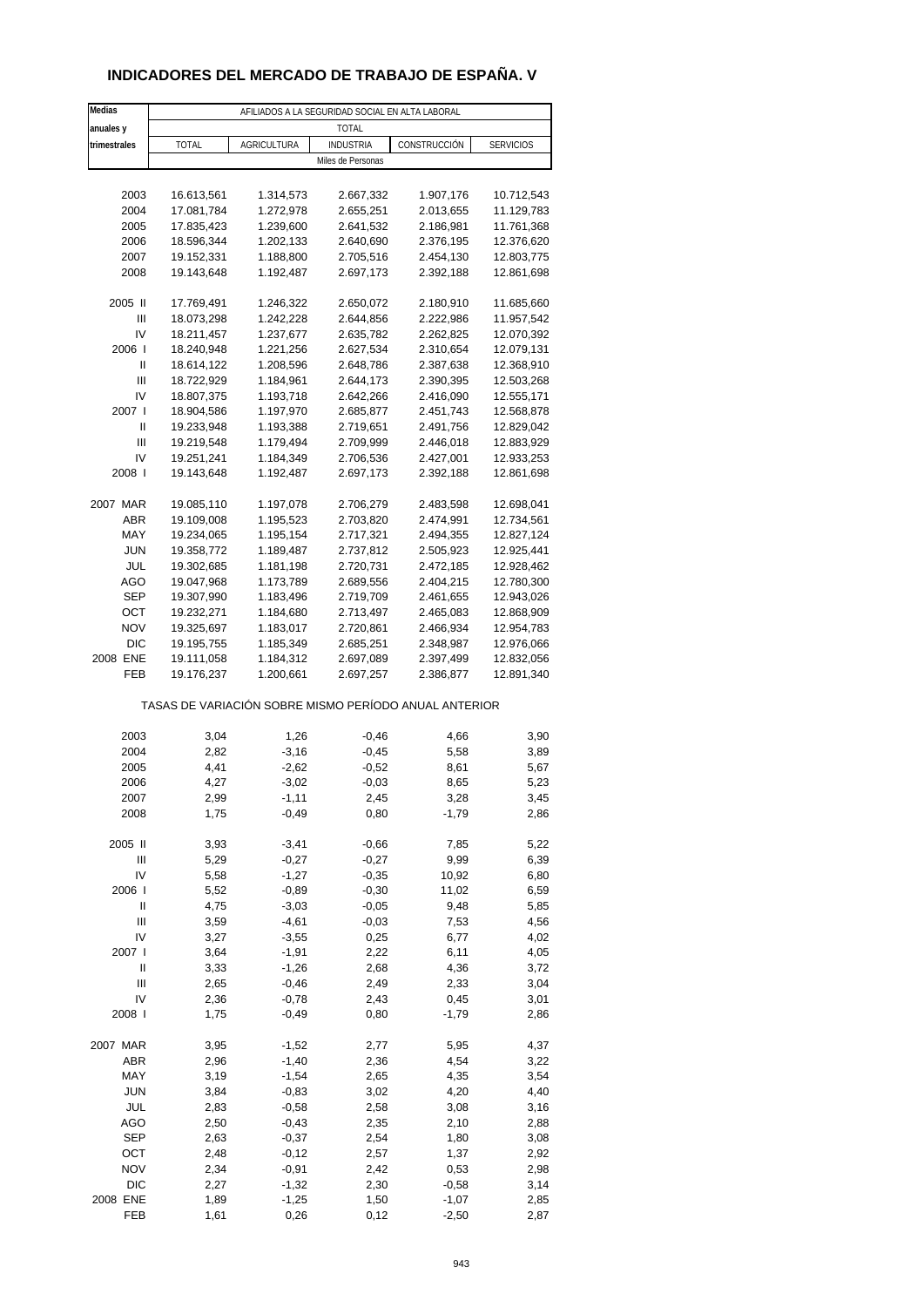# INDICADORES DEL MERCADO DE TRABAJO DE ESPAÑA. V

| Medias anuales y trimestrales | AFILIADOS A LA SEGURIDAD SOCIAL EN ALTA LABORAL | | | | |
|---|---|---|---|---|---|
| | TOTAL | | | | |
| | TOTAL | AGRICULTURA | INDUSTRIA | CONSTRUCCIÓN | SERVICIOS |
| | Miles de Personas | | | | |
| 2003 | 16.613,561 | 1.314,573 | 2.667,332 | 1.907,176 | 10.712,543 |
| 2004 | 17.081,784 | 1.272,978 | 2.655,251 | 2.013,655 | 11.129,783 |
| 2005 | 17.835,423 | 1.239,600 | 2.641,532 | 2.186,981 | 11.761,368 |
| 2006 | 18.596,344 | 1.202,133 | 2.640,690 | 2.376,195 | 12.376,620 |
| 2007 | 19.152,331 | 1.188,800 | 2.705,516 | 2.454,130 | 12.803,775 |
| 2008 | 19.143,648 | 1.192,487 | 2.697,173 | 2.392,188 | 12.861,698 |
| 2005 II | 17.769,491 | 1.246,322 | 2.650,072 | 2.180,910 | 11.685,660 |
| III | 18.073,298 | 1.242,228 | 2.644,856 | 2.222,986 | 11.957,542 |
| IV | 18.211,457 | 1.237,677 | 2.635,782 | 2.262,825 | 12.070,392 |
| 2006 I | 18.240,948 | 1.221,256 | 2.627,534 | 2.310,654 | 12.079,131 |
| II | 18.614,122 | 1.208,596 | 2.648,786 | 2.387,638 | 12.368,910 |
| III | 18.722,929 | 1.184,961 | 2.644,173 | 2.390,395 | 12.503,268 |
| IV | 18.807,375 | 1.193,718 | 2.642,266 | 2.416,090 | 12.555,171 |
| 2007 I | 18.904,586 | 1.197,970 | 2.685,877 | 2.451,743 | 12.568,878 |
| II | 19.233,948 | 1.193,388 | 2.719,651 | 2.491,756 | 12.829,042 |
| III | 19.219,548 | 1.179,494 | 2.709,999 | 2.446,018 | 12.883,929 |
| IV | 19.251,241 | 1.184,349 | 2.706,536 | 2.427,001 | 12.933,253 |
| 2008 I | 19.143,648 | 1.192,487 | 2.697,173 | 2.392,188 | 12.861,698 |
| 2007 MAR | 19.085,110 | 1.197,078 | 2.706,279 | 2.483,598 | 12.698,041 |
| ABR | 19.109,008 | 1.195,523 | 2.703,820 | 2.474,991 | 12.734,561 |
| MAY | 19.234,065 | 1.195,154 | 2.717,321 | 2.494,355 | 12.827,124 |
| JUN | 19.358,772 | 1.189,487 | 2.737,812 | 2.505,923 | 12.925,441 |
| JUL | 19.302,685 | 1.181,198 | 2.720,731 | 2.472,185 | 12.928,462 |
| AGO | 19.047,968 | 1.173,789 | 2.689,556 | 2.404,215 | 12.780,300 |
| SEP | 19.307,990 | 1.183,496 | 2.719,709 | 2.461,655 | 12.943,026 |
| OCT | 19.232,271 | 1.184,680 | 2.713,497 | 2.465,083 | 12.868,909 |
| NOV | 19.325,697 | 1.183,017 | 2.720,861 | 2.466,934 | 12.954,783 |
| DIC | 19.195,755 | 1.185,349 | 2.685,251 | 2.348,987 | 12.976,066 |
| 2008 ENE | 19.111,058 | 1.184,312 | 2.697,089 | 2.397,499 | 12.832,056 |
| FEB | 19.176,237 | 1.200,661 | 2.697,257 | 2.386,877 | 12.891,340 |
| | TASAS DE VARIACIÓN SOBRE MISMO PERÍODO ANUAL ANTERIOR | | | | |
| 2003 | 3,04 | 1,26 | -0,46 | 4,66 | 3,90 |
| 2004 | 2,82 | -3,16 | -0,45 | 5,58 | 3,89 |
| 2005 | 4,41 | -2,62 | -0,52 | 8,61 | 5,67 |
| 2006 | 4,27 | -3,02 | -0,03 | 8,65 | 5,23 |
| 2007 | 2,99 | -1,11 | 2,45 | 3,28 | 3,45 |
| 2008 | 1,75 | -0,49 | 0,80 | -1,79 | 2,86 |
| 2005 II | 3,93 | -3,41 | -0,66 | 7,85 | 5,22 |
| III | 5,29 | -0,27 | -0,27 | 9,99 | 6,39 |
| IV | 5,58 | -1,27 | -0,35 | 10,92 | 6,80 |
| 2006 I | 5,52 | -0,89 | -0,30 | 11,02 | 6,59 |
| II | 4,75 | -3,03 | -0,05 | 9,48 | 5,85 |
| III | 3,59 | -4,61 | -0,03 | 7,53 | 4,56 |
| IV | 3,27 | -3,55 | 0,25 | 6,77 | 4,02 |
| 2007 I | 3,64 | -1,91 | 2,22 | 6,11 | 4,05 |
| II | 3,33 | -1,26 | 2,68 | 4,36 | 3,72 |
| III | 2,65 | -0,46 | 2,49 | 2,33 | 3,04 |
| IV | 2,36 | -0,78 | 2,43 | 0,45 | 3,01 |
| 2008 I | 1,75 | -0,49 | 0,80 | -1,79 | 2,86 |
| 2007 MAR | 3,95 | -1,52 | 2,77 | 5,95 | 4,37 |
| ABR | 2,96 | -1,40 | 2,36 | 4,54 | 3,22 |
| MAY | 3,19 | -1,54 | 2,65 | 4,35 | 3,54 |
| JUN | 3,84 | -0,83 | 3,02 | 4,20 | 4,40 |
| JUL | 2,83 | -0,58 | 2,58 | 3,08 | 3,16 |
| AGO | 2,50 | -0,43 | 2,35 | 2,10 | 2,88 |
| SEP | 2,63 | -0,37 | 2,54 | 1,80 | 3,08 |
| OCT | 2,48 | -0,12 | 2,57 | 1,37 | 2,92 |
| NOV | 2,34 | -0,91 | 2,42 | 0,53 | 2,98 |
| DIC | 2,27 | -1,32 | 2,30 | -0,58 | 3,14 |
| 2008 ENE | 1,89 | -1,25 | 1,50 | -1,07 | 2,85 |
| FEB | 1,61 | 0,26 | 0,12 | -2,50 | 2,87 |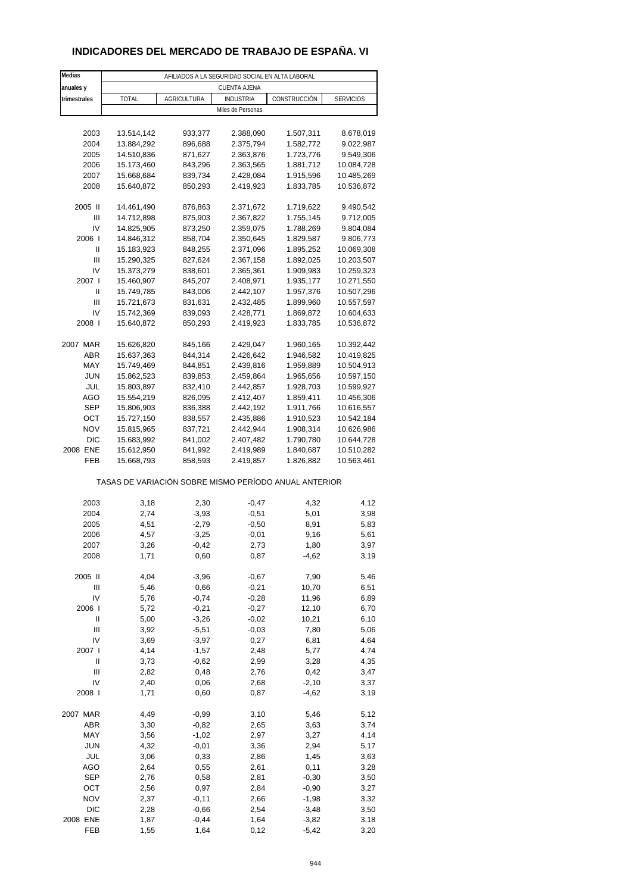# INDICADORES DEL MERCADO DE TRABAJO DE ESPAÑA. VI

| Medias anuales y trimestrales | AFILIADOS A LA SEGURIDAD SOCIAL EN ALTA LABORAL | | | | |
|---|---|---|---|---|---|
| | CUENTA AJENA | | | | |
| | TOTAL | AGRICULTURA | INDUSTRIA | CONSTRUCCIÓN | SERVICIOS |
| | Miles de Personas | | | | |
| 2003 | 13.514,142 | 933,377 | 2.388,090 | 1.507,311 | 8.678,019 |
| 2004 | 13.884,292 | 896,688 | 2.375,794 | 1.582,772 | 9.022,987 |
| 2005 | 14.510,836 | 871,627 | 2.363,876 | 1.723,776 | 9.549,306 |
| 2006 | 15.173,460 | 843,296 | 2.363,565 | 1.881,712 | 10.084,728 |
| 2007 | 15.668,684 | 839,734 | 2.428,084 | 1.915,596 | 10.485,269 |
| 2008 | 15.640,872 | 850,293 | 2.419,923 | 1.833,785 | 10.536,872 |
| 2005 II | 14.461,490 | 876,863 | 2.371,672 | 1.719,622 | 9.490,542 |
| III | 14.712,898 | 875,903 | 2.367,822 | 1.755,145 | 9.712,005 |
| IV | 14.825,905 | 873,250 | 2.359,075 | 1.788,269 | 9.804,084 |
| 2006 I | 14.846,312 | 858,704 | 2.350,645 | 1.829,587 | 9.806,773 |
| II | 15.183,923 | 848,255 | 2.371,096 | 1.895,252 | 10.069,308 |
| III | 15.290,325 | 827,624 | 2.367,158 | 1.892,025 | 10.203,507 |
| IV | 15.373,279 | 838,601 | 2.365,361 | 1.909,983 | 10.259,323 |
| 2007 I | 15.460,907 | 845,207 | 2.408,971 | 1.935,177 | 10.271,550 |
| II | 15.749,785 | 843,006 | 2.442,107 | 1.957,376 | 10.507,296 |
| III | 15.721,673 | 831,631 | 2.432,485 | 1.899,960 | 10.557,597 |
| IV | 15.742,369 | 839,093 | 2.428,771 | 1.869,872 | 10.604,633 |
| 2008 I | 15.640,872 | 850,293 | 2.419,923 | 1.833,785 | 10.536,872 |
| 2007 MAR | 15.626,820 | 845,166 | 2.429,047 | 1.960,165 | 10.392,442 |
| ABR | 15.637,363 | 844,314 | 2.426,642 | 1.946,582 | 10.419,825 |
| MAY | 15.749,469 | 844,851 | 2.439,816 | 1.959,889 | 10.504,913 |
| JUN | 15.862,523 | 839,853 | 2.459,864 | 1.965,656 | 10.597,150 |
| JUL | 15.803,897 | 832,410 | 2.442,857 | 1.928,703 | 10.599,927 |
| AGO | 15.554,219 | 826,095 | 2.412,407 | 1.859,411 | 10.456,306 |
| SEP | 15.806,903 | 836,388 | 2.442,192 | 1.911,766 | 10.616,557 |
| OCT | 15.727,150 | 838,557 | 2.435,886 | 1.910,523 | 10.542,184 |
| NOV | 15.815,965 | 837,721 | 2.442,944 | 1.908,314 | 10.626,986 |
| DIC | 15.683,992 | 841,002 | 2.407,482 | 1.790,780 | 10.644,728 |
| 2008 ENE | 15.612,950 | 841,992 | 2.419,989 | 1.840,687 | 10.510,282 |
| FEB | 15.668,793 | 858,593 | 2.419,857 | 1.826,882 | 10.563,461 |
| | TASAS DE VARIACIÓN SOBRE MISMO PERÍODO ANUAL ANTERIOR | | | | |
| 2003 | 3,18 | 2,30 | -0,47 | 4,32 | 4,12 |
| 2004 | 2,74 | -3,93 | -0,51 | 5,01 | 3,98 |
| 2005 | 4,51 | -2,79 | -0,50 | 8,91 | 5,83 |
| 2006 | 4,57 | -3,25 | -0,01 | 9,16 | 5,61 |
| 2007 | 3,26 | -0,42 | 2,73 | 1,80 | 3,97 |
| 2008 | 1,71 | 0,60 | 0,87 | -4,62 | 3,19 |
| 2005 II | 4,04 | -3,96 | -0,67 | 7,90 | 5,46 |
| III | 5,46 | 0,66 | -0,21 | 10,70 | 6,51 |
| IV | 5,76 | -0,74 | -0,28 | 11,96 | 6,89 |
| 2006 I | 5,72 | -0,21 | -0,27 | 12,10 | 6,70 |
| II | 5,00 | -3,26 | -0,02 | 10,21 | 6,10 |
| III | 3,92 | -5,51 | -0,03 | 7,80 | 5,06 |
| IV | 3,69 | -3,97 | 0,27 | 6,81 | 4,64 |
| 2007 I | 4,14 | -1,57 | 2,48 | 5,77 | 4,74 |
| II | 3,73 | -0,62 | 2,99 | 3,28 | 4,35 |
| III | 2,82 | 0,48 | 2,76 | 0,42 | 3,47 |
| IV | 2,40 | 0,06 | 2,68 | -2,10 | 3,37 |
| 2008 I | 1,71 | 0,60 | 0,87 | -4,62 | 3,19 |
| 2007 MAR | 4,49 | -0,99 | 3,10 | 5,46 | 5,12 |
| ABR | 3,30 | -0,82 | 2,65 | 3,63 | 3,74 |
| MAY | 3,56 | -1,02 | 2,97 | 3,27 | 4,14 |
| JUN | 4,32 | -0,01 | 3,36 | 2,94 | 5,17 |
| JUL | 3,06 | 0,33 | 2,86 | 1,45 | 3,63 |
| AGO | 2,64 | 0,55 | 2,61 | 0,11 | 3,28 |
| SEP | 2,76 | 0,58 | 2,81 | -0,30 | 3,50 |
| OCT | 2,56 | 0,97 | 2,84 | -0,90 | 3,27 |
| NOV | 2,37 | -0,11 | 2,66 | -1,98 | 3,32 |
| DIC | 2,28 | -0,66 | 2,54 | -3,48 | 3,50 |
| 2008 ENE | 1,87 | -0,44 | 1,64 | -3,82 | 3,18 |
| FEB | 1,55 | 1,64 | 0,12 | -5,42 | 3,20 |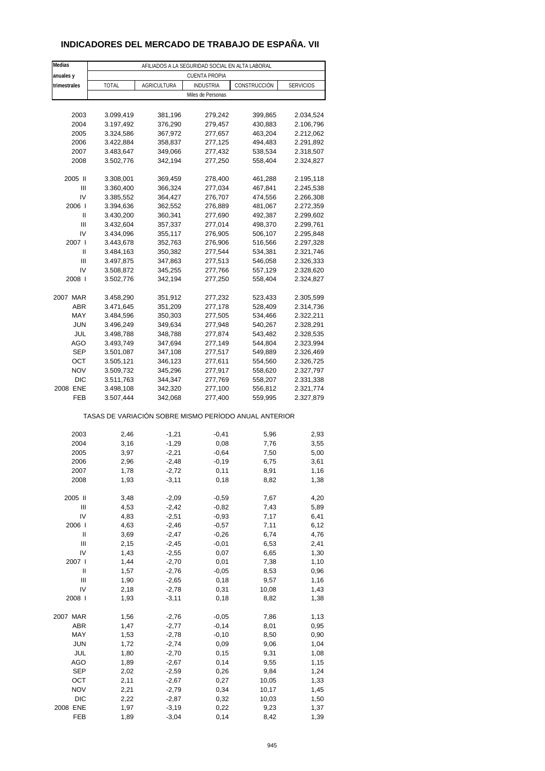# INDICADORES DEL MERCADO DE TRABAJO DE ESPAÑA. VII

| Medias anuales y trimestrales | AFILIADOS A LA SEGURIDAD SOCIAL EN ALTA LABORAL | | | | |
|---|---|---|---|---|---|
| | CUENTA PROPIA | | | | |
| | TOTAL | AGRICULTURA | INDUSTRIA | CONSTRUCCIÓN | SERVICIOS |
| | Miles de Personas | | | | |
| 2003 | 3.099,419 | 381,196 | 279,242 | 399,865 | 2.034,524 |
| 2004 | 3.197,492 | 376,290 | 279,457 | 430,883 | 2.106,796 |
| 2005 | 3.324,586 | 367,972 | 277,657 | 463,204 | 2.212,062 |
| 2006 | 3.422,884 | 358,837 | 277,125 | 494,483 | 2.291,892 |
| 2007 | 3.483,647 | 349,066 | 277,432 | 538,534 | 2.318,507 |
| 2008 | 3.502,776 | 342,194 | 277,250 | 558,404 | 2.324,827 |
| 2005 II | 3.308,001 | 369,459 | 278,400 | 461,288 | 2.195,118 |
| III | 3.360,400 | 366,324 | 277,034 | 467,841 | 2.245,538 |
| IV | 3.385,552 | 364,427 | 276,707 | 474,556 | 2.266,308 |
| 2006 I | 3.394,636 | 362,552 | 276,889 | 481,067 | 2.272,359 |
| II | 3.430,200 | 360,341 | 277,690 | 492,387 | 2.299,602 |
| III | 3.432,604 | 357,337 | 277,014 | 498,370 | 2.299,761 |
| IV | 3.434,096 | 355,117 | 276,905 | 506,107 | 2.295,848 |
| 2007 I | 3.443,678 | 352,763 | 276,906 | 516,566 | 2.297,328 |
| II | 3.484,163 | 350,382 | 277,544 | 534,381 | 2.321,746 |
| III | 3.497,875 | 347,863 | 277,513 | 546,058 | 2.326,333 |
| IV | 3.508,872 | 345,255 | 277,766 | 557,129 | 2.328,620 |
| 2008 I | 3.502,776 | 342,194 | 277,250 | 558,404 | 2.324,827 |
| 2007 MAR | 3.458,290 | 351,912 | 277,232 | 523,433 | 2.305,599 |
| ABR | 3.471,645 | 351,209 | 277,178 | 528,409 | 2.314,736 |
| MAY | 3.484,596 | 350,303 | 277,505 | 534,466 | 2.322,211 |
| JUN | 3.496,249 | 349,634 | 277,948 | 540,267 | 2.328,291 |
| JUL | 3.498,788 | 348,788 | 277,874 | 543,482 | 2.328,535 |
| AGO | 3.493,749 | 347,694 | 277,149 | 544,804 | 2.323,994 |
| SEP | 3.501,087 | 347,108 | 277,517 | 549,889 | 2.326,469 |
| OCT | 3.505,121 | 346,123 | 277,611 | 554,560 | 2.326,725 |
| NOV | 3.509,732 | 345,296 | 277,917 | 558,620 | 2.327,797 |
| DIC | 3.511,763 | 344,347 | 277,769 | 558,207 | 2.331,338 |
| 2008 ENE | 3.498,108 | 342,320 | 277,100 | 556,812 | 2.321,774 |
| FEB | 3.507,444 | 342,068 | 277,400 | 559,995 | 2.327,879 |
| | TASAS DE VARIACIÓN SOBRE MISMO PERÍODO ANUAL ANTERIOR | | | | |
| 2003 | 2,46 | -1,21 | -0,41 | 5,96 | 2,93 |
| 2004 | 3,16 | -1,29 | 0,08 | 7,76 | 3,55 |
| 2005 | 3,97 | -2,21 | -0,64 | 7,50 | 5,00 |
| 2006 | 2,96 | -2,48 | -0,19 | 6,75 | 3,61 |
| 2007 | 1,78 | -2,72 | 0,11 | 8,91 | 1,16 |
| 2008 | 1,93 | -3,11 | 0,18 | 8,82 | 1,38 |
| 2005 II | 3,48 | -2,09 | -0,59 | 7,67 | 4,20 |
| III | 4,53 | -2,42 | -0,82 | 7,43 | 5,89 |
| IV | 4,83 | -2,51 | -0,93 | 7,17 | 6,41 |
| 2006 I | 4,63 | -2,46 | -0,57 | 7,11 | 6,12 |
| II | 3,69 | -2,47 | -0,26 | 6,74 | 4,76 |
| III | 2,15 | -2,45 | -0,01 | 6,53 | 2,41 |
| IV | 1,43 | -2,55 | 0,07 | 6,65 | 1,30 |
| 2007 I | 1,44 | -2,70 | 0,01 | 7,38 | 1,10 |
| II | 1,57 | -2,76 | -0,05 | 8,53 | 0,96 |
| III | 1,90 | -2,65 | 0,18 | 9,57 | 1,16 |
| IV | 2,18 | -2,78 | 0,31 | 10,08 | 1,43 |
| 2008 I | 1,93 | -3,11 | 0,18 | 8,82 | 1,38 |
| 2007 MAR | 1,56 | -2,76 | -0,05 | 7,86 | 1,13 |
| ABR | 1,47 | -2,77 | -0,14 | 8,01 | 0,95 |
| MAY | 1,53 | -2,78 | -0,10 | 8,50 | 0,90 |
| JUN | 1,72 | -2,74 | 0,09 | 9,06 | 1,04 |
| JUL | 1,80 | -2,70 | 0,15 | 9,31 | 1,08 |
| AGO | 1,89 | -2,67 | 0,14 | 9,55 | 1,15 |
| SEP | 2,02 | -2,59 | 0,26 | 9,84 | 1,24 |
| OCT | 2,11 | -2,67 | 0,27 | 10,05 | 1,33 |
| NOV | 2,21 | -2,79 | 0,34 | 10,17 | 1,45 |
| DIC | 2,22 | -2,87 | 0,32 | 10,03 | 1,50 |
| 2008 ENE | 1,97 | -3,19 | 0,22 | 9,23 | 1,37 |
| FEB | 1,89 | -3,04 | 0,14 | 8,42 | 1,39 |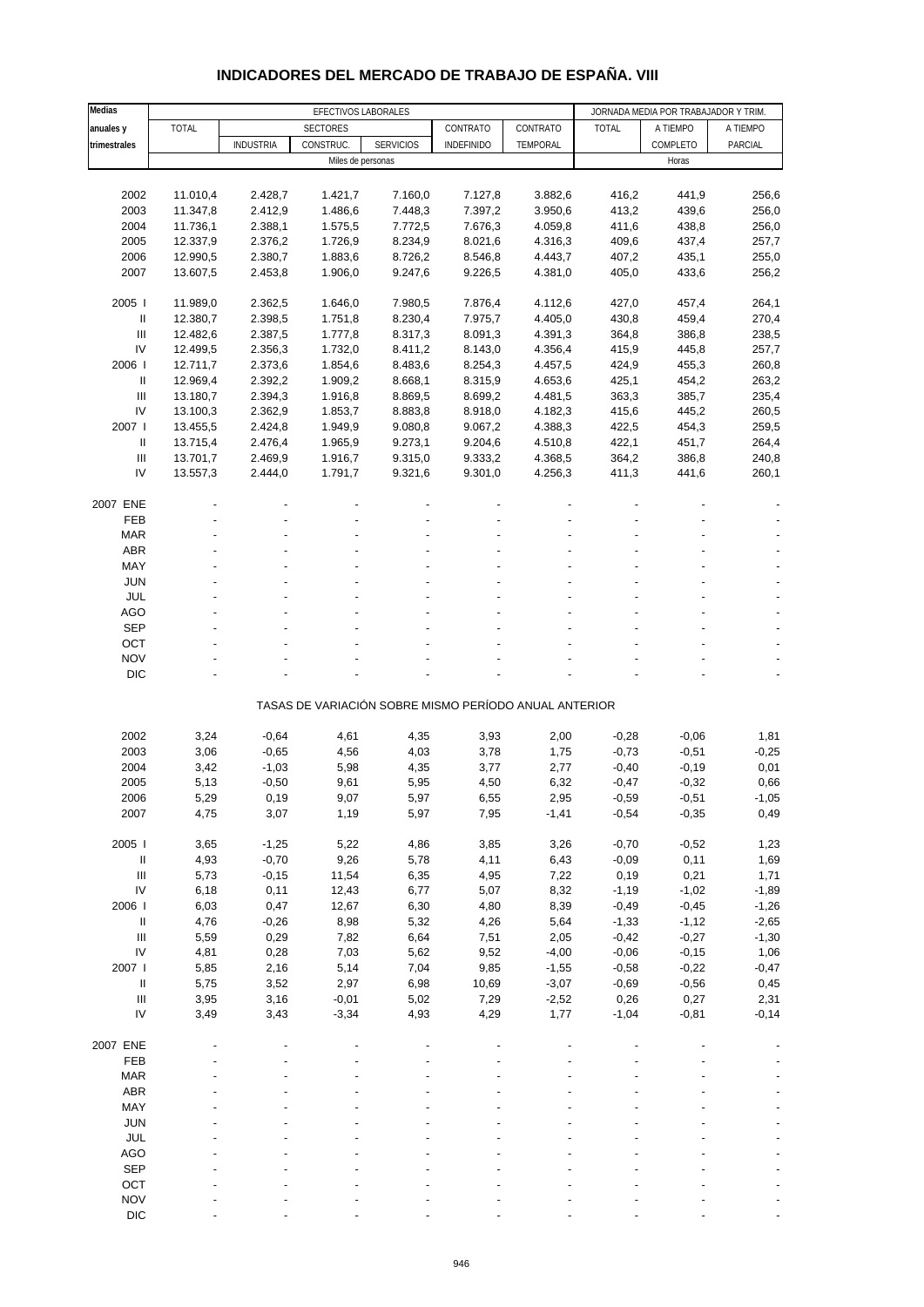# INDICADORES DEL MERCADO DE TRABAJO DE ESPAÑA. VIII

| Medias anuales y trimestrales | EFECTIVOS LABORALES | | | | | | JORNADA MEDIA POR TRABAJADOR Y TRIM. | | |
|---|---|---|---|---|---|---|---|---|---|
| | TOTAL | SECTORES | | | CONTRATO INDEFINIDO | CONTRATO TEMPORAL | TOTAL | A TIEMPO COMPLETO | A TIEMPO PARCIAL |
| | | INDUSTRIA | CONSTRUC. | SERVICIOS | | | | | |
| | Miles de personas | | | | | | Horas | | |
| 2002 | 11.010,4 | 2.428,7 | 1.421,7 | 7.160,0 | 7.127,8 | 3.882,6 | 416,2 | 441,9 | 256,6 |
| 2003 | 11.347,8 | 2.412,9 | 1.486,6 | 7.448,3 | 7.397,2 | 3.950,6 | 413,2 | 439,6 | 256,0 |
| 2004 | 11.736,1 | 2.388,1 | 1.575,5 | 7.772,5 | 7.676,3 | 4.059,8 | 411,6 | 438,8 | 256,0 |
| 2005 | 12.337,9 | 2.376,2 | 1.726,9 | 8.234,9 | 8.021,6 | 4.316,3 | 409,6 | 437,4 | 257,7 |
| 2006 | 12.990,5 | 2.380,7 | 1.883,6 | 8.726,2 | 8.546,8 | 4.443,7 | 407,2 | 435,1 | 255,0 |
| 2007 | 13.607,5 | 2.453,8 | 1.906,0 | 9.247,6 | 9.226,5 | 4.381,0 | 405,0 | 433,6 | 256,2 |
| 2005 I | 11.989,0 | 2.362,5 | 1.646,0 | 7.980,5 | 7.876,4 | 4.112,6 | 427,0 | 457,4 | 264,1 |
| II | 12.380,7 | 2.398,5 | 1.751,8 | 8.230,4 | 7.975,7 | 4.405,0 | 430,8 | 459,4 | 270,4 |
| III | 12.482,6 | 2.387,5 | 1.777,8 | 8.317,3 | 8.091,3 | 4.391,3 | 364,8 | 386,8 | 238,5 |
| IV | 12.499,5 | 2.356,3 | 1.732,0 | 8.411,2 | 8.143,0 | 4.356,4 | 415,9 | 445,8 | 257,7 |
| 2006 I | 12.711,7 | 2.373,6 | 1.854,6 | 8.483,6 | 8.254,3 | 4.457,5 | 424,9 | 455,3 | 260,8 |
| II | 12.969,4 | 2.392,2 | 1.909,2 | 8.668,1 | 8.315,9 | 4.653,6 | 425,1 | 454,2 | 263,2 |
| III | 13.180,7 | 2.394,3 | 1.916,8 | 8.869,5 | 8.699,2 | 4.481,5 | 363,3 | 385,7 | 235,4 |
| IV | 13.100,3 | 2.362,9 | 1.853,7 | 8.883,8 | 8.918,0 | 4.182,3 | 415,6 | 445,2 | 260,5 |
| 2007 I | 13.455,5 | 2.424,8 | 1.949,9 | 9.080,8 | 9.067,2 | 4.388,3 | 422,5 | 454,3 | 259,5 |
| II | 13.715,4 | 2.476,4 | 1.965,9 | 9.273,1 | 9.204,6 | 4.510,8 | 422,1 | 451,7 | 264,4 |
| III | 13.701,7 | 2.469,9 | 1.916,7 | 9.315,0 | 9.333,2 | 4.368,5 | 364,2 | 386,8 | 240,8 |
| IV | 13.557,3 | 2.444,0 | 1.791,7 | 9.321,6 | 9.301,0 | 4.256,3 | 411,3 | 441,6 | 260,1 |
| 2007 ENE | - | - | - | - | - | - | - | - | - |
| FEB | - | - | - | - | - | - | - | - | - |
| MAR | - | - | - | - | - | - | - | - | - |
| ABR | - | - | - | - | - | - | - | - | - |
| MAY | - | - | - | - | - | - | - | - | - |
| JUN | - | - | - | - | - | - | - | - | - |
| JUL | - | - | - | - | - | - | - | - | - |
| AGO | - | - | - | - | - | - | - | - | - |
| SEP | - | - | - | - | - | - | - | - | - |
| OCT | - | - | - | - | - | - | - | - | - |
| NOV | - | - | - | - | - | - | - | - | - |
| DIC | - | - | - | - | - | - | - | - | - |
| | TASAS DE VARIACIÓN SOBRE MISMO PERÍODO ANUAL ANTERIOR | | | | | | | | |
| 2002 | 3,24 | -0,64 | 4,61 | 4,35 | 3,93 | 2,00 | -0,28 | -0,06 | 1,81 |
| 2003 | 3,06 | -0,65 | 4,56 | 4,03 | 3,78 | 1,75 | -0,73 | -0,51 | -0,25 |
| 2004 | 3,42 | -1,03 | 5,98 | 4,35 | 3,77 | 2,77 | -0,40 | -0,19 | 0,01 |
| 2005 | 5,13 | -0,50 | 9,61 | 5,95 | 4,50 | 6,32 | -0,47 | -0,32 | 0,66 |
| 2006 | 5,29 | 0,19 | 9,07 | 5,97 | 6,55 | 2,95 | -0,59 | -0,51 | -1,05 |
| 2007 | 4,75 | 3,07 | 1,19 | 5,97 | 7,95 | -1,41 | -0,54 | -0,35 | 0,49 |
| 2005 I | 3,65 | -1,25 | 5,22 | 4,86 | 3,85 | 3,26 | -0,70 | -0,52 | 1,23 |
| II | 4,93 | -0,70 | 9,26 | 5,78 | 4,11 | 6,43 | -0,09 | 0,11 | 1,69 |
| III | 5,73 | -0,15 | 11,54 | 6,35 | 4,95 | 7,22 | 0,19 | 0,21 | 1,71 |
| IV | 6,18 | 0,11 | 12,43 | 6,77 | 5,07 | 8,32 | -1,19 | -1,02 | -1,89 |
| 2006 I | 6,03 | 0,47 | 12,67 | 6,30 | 4,80 | 8,39 | -0,49 | -0,45 | -1,26 |
| II | 4,76 | -0,26 | 8,98 | 5,32 | 4,26 | 5,64 | -1,33 | -1,12 | -2,65 |
| III | 5,59 | 0,29 | 7,82 | 6,64 | 7,51 | 2,05 | -0,42 | -0,27 | -1,30 |
| IV | 4,81 | 0,28 | 7,03 | 5,62 | 9,52 | -4,00 | -0,06 | -0,15 | 1,06 |
| 2007 I | 5,85 | 2,16 | 5,14 | 7,04 | 9,85 | -1,55 | -0,58 | -0,22 | -0,47 |
| II | 5,75 | 3,52 | 2,97 | 6,98 | 10,69 | -3,07 | -0,69 | -0,56 | 0,45 |
| III | 3,95 | 3,16 | -0,01 | 5,02 | 7,29 | -2,52 | 0,26 | 0,27 | 2,31 |
| IV | 3,49 | 3,43 | -3,34 | 4,93 | 4,29 | 1,77 | -1,04 | -0,81 | -0,14 |
| 2007 ENE | - | - | - | - | - | - | - | - | - |
| FEB | - | - | - | - | - | - | - | - | - |
| MAR | - | - | - | - | - | - | - | - | - |
| ABR | - | - | - | - | - | - | - | - | - |
| MAY | - | - | - | - | - | - | - | - | - |
| JUN | - | - | - | - | - | - | - | - | - |
| JUL | - | - | - | - | - | - | - | - | - |
| AGO | - | - | - | - | - | - | - | - | - |
| SEP | - | - | - | - | - | - | - | - | - |
| OCT | - | - | - | - | - | - | - | - | - |
| NOV | - | - | - | - | - | - | - | - | - |
| DIC | - | - | - | - | - | - | - | - | - |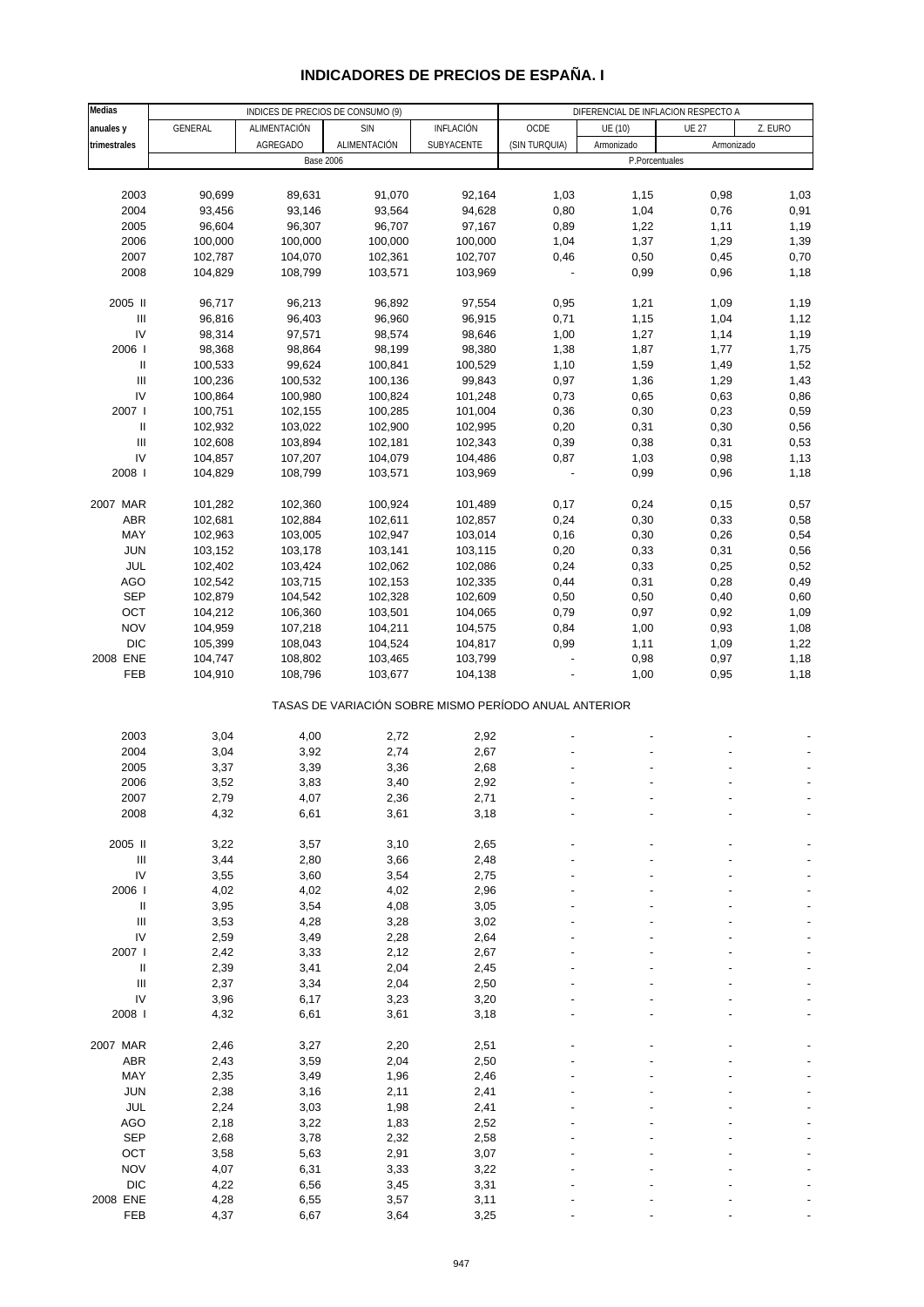# INDICADORES DE PRECIOS DE ESPAÑA. I

| Medias anuales y trimestrales | INDICES DE PRECIOS DE CONSUMO (9) | | | | DIFERENCIAL DE INFLACION RESPECTO A | | | |
|---|---|---|---|---|---|---|---|---|
| | GENERAL | ALIMENTACIÓN AGREGADO | SIN ALIMENTACIÓN | INFLACIÓN SUBYACENTE | OCDE (SIN TURQUIA) | UE (10) Armonizado | UE 27 Armonizado | Z. EURO Armonizado |
| | Base 2006 | | | | P.Porcentuales | | | |
| 2003 | 90,699 | 89,631 | 91,070 | 92,164 | 1,03 | 1,15 | 0,98 | 1,03 |
| 2004 | 93,456 | 93,146 | 93,564 | 94,628 | 0,80 | 1,04 | 0,76 | 0,91 |
| 2005 | 96,604 | 96,307 | 96,707 | 97,167 | 0,89 | 1,22 | 1,11 | 1,19 |
| 2006 | 100,000 | 100,000 | 100,000 | 100,000 | 1,04 | 1,37 | 1,29 | 1,39 |
| 2007 | 102,787 | 104,070 | 102,361 | 102,707 | 0,46 | 0,50 | 0,45 | 0,70 |
| 2008 | 104,829 | 108,799 | 103,571 | 103,969 | - | 0,99 | 0,96 | 1,18 |
| 2005 II | 96,717 | 96,213 | 96,892 | 97,554 | 0,95 | 1,21 | 1,09 | 1,19 |
| III | 96,816 | 96,403 | 96,960 | 96,915 | 0,71 | 1,15 | 1,04 | 1,12 |
| IV | 98,314 | 97,571 | 98,574 | 98,646 | 1,00 | 1,27 | 1,14 | 1,19 |
| 2006 I | 98,368 | 98,864 | 98,199 | 98,380 | 1,38 | 1,87 | 1,77 | 1,75 |
| II | 100,533 | 99,624 | 100,841 | 100,529 | 1,10 | 1,59 | 1,49 | 1,52 |
| III | 100,236 | 100,532 | 100,136 | 99,843 | 0,97 | 1,36 | 1,29 | 1,43 |
| IV | 100,864 | 100,980 | 100,824 | 101,248 | 0,73 | 0,65 | 0,63 | 0,86 |
| 2007 I | 100,751 | 102,155 | 100,285 | 101,004 | 0,36 | 0,30 | 0,23 | 0,59 |
| II | 102,932 | 103,022 | 102,900 | 102,995 | 0,20 | 0,31 | 0,30 | 0,56 |
| III | 102,608 | 103,894 | 102,181 | 102,343 | 0,39 | 0,38 | 0,31 | 0,53 |
| IV | 104,857 | 107,207 | 104,079 | 104,486 | 0,87 | 1,03 | 0,98 | 1,13 |
| 2008 I | 104,829 | 108,799 | 103,571 | 103,969 | - | 0,99 | 0,96 | 1,18 |
| 2007 MAR | 101,282 | 102,360 | 100,924 | 101,489 | 0,17 | 0,24 | 0,15 | 0,57 |
| ABR | 102,681 | 102,884 | 102,611 | 102,857 | 0,24 | 0,30 | 0,33 | 0,58 |
| MAY | 102,963 | 103,005 | 102,947 | 103,014 | 0,16 | 0,30 | 0,26 | 0,54 |
| JUN | 103,152 | 103,178 | 103,141 | 103,115 | 0,20 | 0,33 | 0,31 | 0,56 |
| JUL | 102,402 | 103,424 | 102,062 | 102,086 | 0,24 | 0,33 | 0,25 | 0,52 |
| AGO | 102,542 | 103,715 | 102,153 | 102,335 | 0,44 | 0,31 | 0,28 | 0,49 |
| SEP | 102,879 | 104,542 | 102,328 | 102,609 | 0,50 | 0,50 | 0,40 | 0,60 |
| OCT | 104,212 | 106,360 | 103,501 | 104,065 | 0,79 | 0,97 | 0,92 | 1,09 |
| NOV | 104,959 | 107,218 | 104,211 | 104,575 | 0,84 | 1,00 | 0,93 | 1,08 |
| DIC | 105,399 | 108,043 | 104,524 | 104,817 | 0,99 | 1,11 | 1,09 | 1,22 |
| 2008 ENE | 104,747 | 108,802 | 103,465 | 103,799 | - | 0,98 | 0,97 | 1,18 |
| FEB | 104,910 | 108,796 | 103,677 | 104,138 | - | 1,00 | 0,95 | 1,18 |
| | TASAS DE VARIACIÓN SOBRE MISMO PERÍODO ANUAL ANTERIOR | | | | | | | |
| 2003 | 3,04 | 4,00 | 2,72 | 2,92 | - | - | - | - |
| 2004 | 3,04 | 3,92 | 2,74 | 2,67 | - | - | - | - |
| 2005 | 3,37 | 3,39 | 3,36 | 2,68 | - | - | - | - |
| 2006 | 3,52 | 3,83 | 3,40 | 2,92 | - | - | - | - |
| 2007 | 2,79 | 4,07 | 2,36 | 2,71 | - | - | - | - |
| 2008 | 4,32 | 6,61 | 3,61 | 3,18 | - | - | - | - |
| 2005 II | 3,22 | 3,57 | 3,10 | 2,65 | - | - | - | - |
| III | 3,44 | 2,80 | 3,66 | 2,48 | - | - | - | - |
| IV | 3,55 | 3,60 | 3,54 | 2,75 | - | - | - | - |
| 2006 I | 4,02 | 4,02 | 4,02 | 2,96 | - | - | - | - |
| II | 3,95 | 3,54 | 4,08 | 3,05 | - | - | - | - |
| III | 3,53 | 4,28 | 3,28 | 3,02 | - | - | - | - |
| IV | 2,59 | 3,49 | 2,28 | 2,64 | - | - | - | - |
| 2007 I | 2,42 | 3,33 | 2,12 | 2,67 | - | - | - | - |
| II | 2,39 | 3,41 | 2,04 | 2,45 | - | - | - | - |
| III | 2,37 | 3,34 | 2,04 | 2,50 | - | - | - | - |
| IV | 3,96 | 6,17 | 3,23 | 3,20 | - | - | - | - |
| 2008 I | 4,32 | 6,61 | 3,61 | 3,18 | - | - | - | - |
| 2007 MAR | 2,46 | 3,27 | 2,20 | 2,51 | - | - | - | - |
| ABR | 2,43 | 3,59 | 2,04 | 2,50 | - | - | - | - |
| MAY | 2,35 | 3,49 | 1,96 | 2,46 | - | - | - | - |
| JUN | 2,38 | 3,16 | 2,11 | 2,41 | - | - | - | - |
| JUL | 2,24 | 3,03 | 1,98 | 2,41 | - | - | - | - |
| AGO | 2,18 | 3,22 | 1,83 | 2,52 | - | - | - | - |
| SEP | 2,68 | 3,78 | 2,32 | 2,58 | - | - | - | - |
| OCT | 3,58 | 5,63 | 2,91 | 3,07 | - | - | - | - |
| NOV | 4,07 | 6,31 | 3,33 | 3,22 | - | - | - | - |
| DIC | 4,22 | 6,56 | 3,45 | 3,31 | - | - | - | - |
| 2008 ENE | 4,28 | 6,55 | 3,57 | 3,11 | - | - | - | - |
| FEB | 4,37 | 6,67 | 3,64 | 3,25 | - | - | - | - |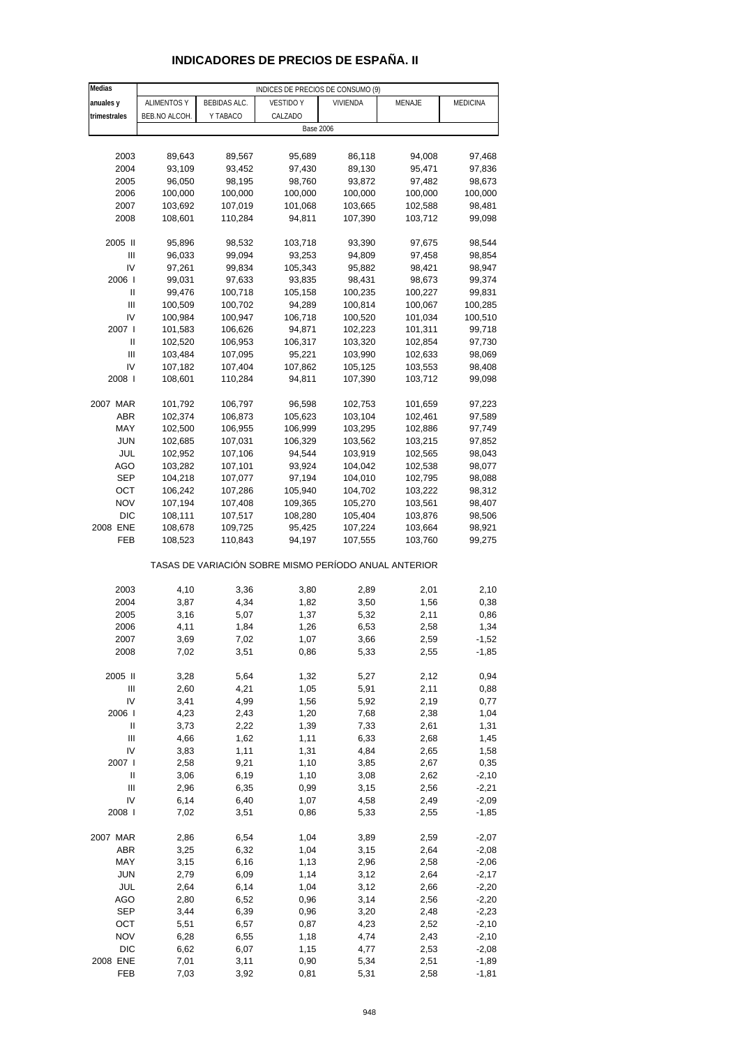## INDICADORES DE PRECIOS DE ESPAÑA. II

| Medias anuales y trimestrales | ALIMENTOS Y BEB.NO ALCOH. | BEBIDAS ALC. Y TABACO | VESTIDO Y CALZADO | VIVIENDA | MENAJE | MEDICINA |
|---|---|---|---|---|---|---|
| | INDICES DE PRECIOS DE CONSUMO (9) | | | | | |
| | Base 2006 | | | | | |
| 2003 | 89,643 | 89,567 | 95,689 | 86,118 | 94,008 | 97,468 |
| 2004 | 93,109 | 93,452 | 97,430 | 89,130 | 95,471 | 97,836 |
| 2005 | 96,050 | 98,195 | 98,760 | 93,872 | 97,482 | 98,673 |
| 2006 | 100,000 | 100,000 | 100,000 | 100,000 | 100,000 | 100,000 |
| 2007 | 103,692 | 107,019 | 101,068 | 103,665 | 102,588 | 98,481 |
| 2008 | 108,601 | 110,284 | 94,811 | 107,390 | 103,712 | 99,098 |
| 2005 II | 95,896 | 98,532 | 103,718 | 93,390 | 97,675 | 98,544 |
| III | 96,033 | 99,094 | 93,253 | 94,809 | 97,458 | 98,854 |
| IV | 97,261 | 99,834 | 105,343 | 95,882 | 98,421 | 98,947 |
| 2006 I | 99,031 | 97,633 | 93,835 | 98,431 | 98,673 | 99,374 |
| II | 99,476 | 100,718 | 105,158 | 100,235 | 100,227 | 99,831 |
| III | 100,509 | 100,702 | 94,289 | 100,814 | 100,067 | 100,285 |
| IV | 100,984 | 100,947 | 106,718 | 100,520 | 101,034 | 100,510 |
| 2007 I | 101,583 | 106,626 | 94,871 | 102,223 | 101,311 | 99,718 |
| II | 102,520 | 106,953 | 106,317 | 103,320 | 102,854 | 97,730 |
| III | 103,484 | 107,095 | 95,221 | 103,990 | 102,633 | 98,069 |
| IV | 107,182 | 107,404 | 107,862 | 105,125 | 103,553 | 98,408 |
| 2008 I | 108,601 | 110,284 | 94,811 | 107,390 | 103,712 | 99,098 |
| 2007 MAR | 101,792 | 106,797 | 96,598 | 102,753 | 101,659 | 97,223 |
| ABR | 102,374 | 106,873 | 105,623 | 103,104 | 102,461 | 97,589 |
| MAY | 102,500 | 106,955 | 106,999 | 103,295 | 102,886 | 97,749 |
| JUN | 102,685 | 107,031 | 106,329 | 103,562 | 103,215 | 97,852 |
| JUL | 102,952 | 107,106 | 94,544 | 103,919 | 102,565 | 98,043 |
| AGO | 103,282 | 107,101 | 93,924 | 104,042 | 102,538 | 98,077 |
| SEP | 104,218 | 107,077 | 97,194 | 104,010 | 102,795 | 98,088 |
| OCT | 106,242 | 107,286 | 105,940 | 104,702 | 103,222 | 98,312 |
| NOV | 107,194 | 107,408 | 109,365 | 105,270 | 103,561 | 98,407 |
| DIC | 108,111 | 107,517 | 108,280 | 105,404 | 103,876 | 98,506 |
| 2008 ENE | 108,678 | 109,725 | 95,425 | 107,224 | 103,664 | 98,921 |
| FEB | 108,523 | 110,843 | 94,197 | 107,555 | 103,760 | 99,275 |
| | TASAS DE VARIACIÓN SOBRE MISMO PERÍODO ANUAL ANTERIOR | | | | | |
| 2003 | 4,10 | 3,36 | 3,80 | 2,89 | 2,01 | 2,10 |
| 2004 | 3,87 | 4,34 | 1,82 | 3,50 | 1,56 | 0,38 |
| 2005 | 3,16 | 5,07 | 1,37 | 5,32 | 2,11 | 0,86 |
| 2006 | 4,11 | 1,84 | 1,26 | 6,53 | 2,58 | 1,34 |
| 2007 | 3,69 | 7,02 | 1,07 | 3,66 | 2,59 | -1,52 |
| 2008 | 7,02 | 3,51 | 0,86 | 5,33 | 2,55 | -1,85 |
| 2005 II | 3,28 | 5,64 | 1,32 | 5,27 | 2,12 | 0,94 |
| III | 2,60 | 4,21 | 1,05 | 5,91 | 2,11 | 0,88 |
| IV | 3,41 | 4,99 | 1,56 | 5,92 | 2,19 | 0,77 |
| 2006 I | 4,23 | 2,43 | 1,20 | 7,68 | 2,38 | 1,04 |
| II | 3,73 | 2,22 | 1,39 | 7,33 | 2,61 | 1,31 |
| III | 4,66 | 1,62 | 1,11 | 6,33 | 2,68 | 1,45 |
| IV | 3,83 | 1,11 | 1,31 | 4,84 | 2,65 | 1,58 |
| 2007 I | 2,58 | 9,21 | 1,10 | 3,85 | 2,67 | 0,35 |
| II | 3,06 | 6,19 | 1,10 | 3,08 | 2,62 | -2,10 |
| III | 2,96 | 6,35 | 0,99 | 3,15 | 2,56 | -2,21 |
| IV | 6,14 | 6,40 | 1,07 | 4,58 | 2,49 | -2,09 |
| 2008 I | 7,02 | 3,51 | 0,86 | 5,33 | 2,55 | -1,85 |
| 2007 MAR | 2,86 | 6,54 | 1,04 | 3,89 | 2,59 | -2,07 |
| ABR | 3,25 | 6,32 | 1,04 | 3,15 | 2,64 | -2,08 |
| MAY | 3,15 | 6,16 | 1,13 | 2,96 | 2,58 | -2,06 |
| JUN | 2,79 | 6,09 | 1,14 | 3,12 | 2,64 | -2,17 |
| JUL | 2,64 | 6,14 | 1,04 | 3,12 | 2,66 | -2,20 |
| AGO | 2,80 | 6,52 | 0,96 | 3,14 | 2,56 | -2,20 |
| SEP | 3,44 | 6,39 | 0,96 | 3,20 | 2,48 | -2,23 |
| OCT | 5,51 | 6,57 | 0,87 | 4,23 | 2,52 | -2,10 |
| NOV | 6,28 | 6,55 | 1,18 | 4,74 | 2,43 | -2,10 |
| DIC | 6,62 | 6,07 | 1,15 | 4,77 | 2,53 | -2,08 |
| 2008 ENE | 7,01 | 3,11 | 0,90 | 5,34 | 2,51 | -1,89 |
| FEB | 7,03 | 3,92 | 0,81 | 5,31 | 2,58 | -1,81 |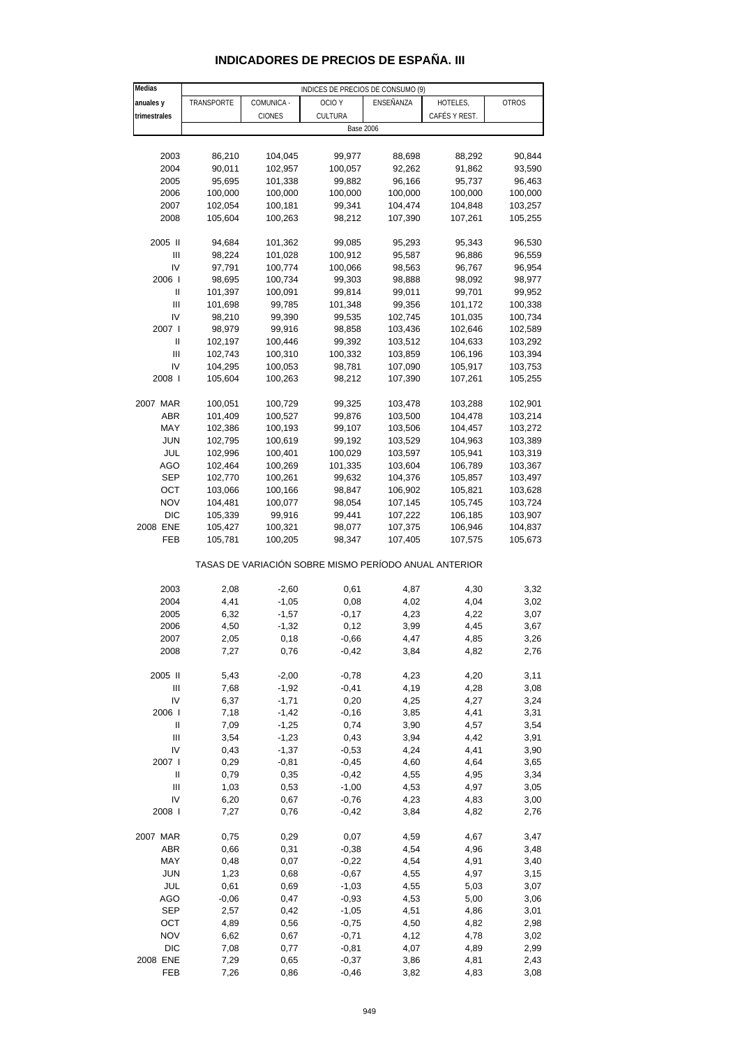# INDICADORES DE PRECIOS DE ESPAÑA. III

| Medias anuales y trimestrales | INDICES DE PRECIOS DE CONSUMO (9) | | | | | |
|---|---|---|---|---|---|---|
| | TRANSPORTE | COMUNICA - CIONES | OCIO Y CULTURA | ENSEÑANZA | HOTELES, CAFÉS Y REST. | OTROS |
| | Base 2006 | | | | | |
| 2003 | 86,210 | 104,045 | 99,977 | 88,698 | 88,292 | 90,844 |
| 2004 | 90,011 | 102,957 | 100,057 | 92,262 | 91,862 | 93,590 |
| 2005 | 95,695 | 101,338 | 99,882 | 96,166 | 95,737 | 96,463 |
| 2006 | 100,000 | 100,000 | 100,000 | 100,000 | 100,000 | 100,000 |
| 2007 | 102,054 | 100,181 | 99,341 | 104,474 | 104,848 | 103,257 |
| 2008 | 105,604 | 100,263 | 98,212 | 107,390 | 107,261 | 105,255 |
| 2005 II | 94,684 | 101,362 | 99,085 | 95,293 | 95,343 | 96,530 |
| III | 98,224 | 101,028 | 100,912 | 95,587 | 96,886 | 96,559 |
| IV | 97,791 | 100,774 | 100,066 | 98,563 | 96,767 | 96,954 |
| 2006 I | 98,695 | 100,734 | 99,303 | 98,888 | 98,092 | 98,977 |
| II | 101,397 | 100,091 | 99,814 | 99,011 | 99,701 | 99,952 |
| III | 101,698 | 99,785 | 101,348 | 99,356 | 101,172 | 100,338 |
| IV | 98,210 | 99,390 | 99,535 | 102,745 | 101,035 | 100,734 |
| 2007 I | 98,979 | 99,916 | 98,858 | 103,436 | 102,646 | 102,589 |
| II | 102,197 | 100,446 | 99,392 | 103,512 | 104,633 | 103,292 |
| III | 102,743 | 100,310 | 100,332 | 103,859 | 106,196 | 103,394 |
| IV | 104,295 | 100,053 | 98,781 | 107,090 | 105,917 | 103,753 |
| 2008 I | 105,604 | 100,263 | 98,212 | 107,390 | 107,261 | 105,255 |
| 2007 MAR | 100,051 | 100,729 | 99,325 | 103,478 | 103,288 | 102,901 |
| ABR | 101,409 | 100,527 | 99,876 | 103,500 | 104,478 | 103,214 |
| MAY | 102,386 | 100,193 | 99,107 | 103,506 | 104,457 | 103,272 |
| JUN | 102,795 | 100,619 | 99,192 | 103,529 | 104,963 | 103,389 |
| JUL | 102,996 | 100,401 | 100,029 | 103,597 | 105,941 | 103,319 |
| AGO | 102,464 | 100,269 | 101,335 | 103,604 | 106,789 | 103,367 |
| SEP | 102,770 | 100,261 | 99,632 | 104,376 | 105,857 | 103,497 |
| OCT | 103,066 | 100,166 | 98,847 | 106,902 | 105,821 | 103,628 |
| NOV | 104,481 | 100,077 | 98,054 | 107,145 | 105,745 | 103,724 |
| DIC | 105,339 | 99,916 | 99,441 | 107,222 | 106,185 | 103,907 |
| 2008 ENE | 105,427 | 100,321 | 98,077 | 107,375 | 106,946 | 104,837 |
| FEB | 105,781 | 100,205 | 98,347 | 107,405 | 107,575 | 105,673 |
| | TASAS DE VARIACIÓN SOBRE MISMO PERÍODO ANUAL ANTERIOR | | | | | |
| 2003 | 2,08 | -2,60 | 0,61 | 4,87 | 4,30 | 3,32 |
| 2004 | 4,41 | -1,05 | 0,08 | 4,02 | 4,04 | 3,02 |
| 2005 | 6,32 | -1,57 | -0,17 | 4,23 | 4,22 | 3,07 |
| 2006 | 4,50 | -1,32 | 0,12 | 3,99 | 4,45 | 3,67 |
| 2007 | 2,05 | 0,18 | -0,66 | 4,47 | 4,85 | 3,26 |
| 2008 | 7,27 | 0,76 | -0,42 | 3,84 | 4,82 | 2,76 |
| 2005 II | 5,43 | -2,00 | -0,78 | 4,23 | 4,20 | 3,11 |
| III | 7,68 | -1,92 | -0,41 | 4,19 | 4,28 | 3,08 |
| IV | 6,37 | -1,71 | 0,20 | 4,25 | 4,27 | 3,24 |
| 2006 I | 7,18 | -1,42 | -0,16 | 3,85 | 4,41 | 3,31 |
| II | 7,09 | -1,25 | 0,74 | 3,90 | 4,57 | 3,54 |
| III | 3,54 | -1,23 | 0,43 | 3,94 | 4,42 | 3,91 |
| IV | 0,43 | -1,37 | -0,53 | 4,24 | 4,41 | 3,90 |
| 2007 I | 0,29 | -0,81 | -0,45 | 4,60 | 4,64 | 3,65 |
| II | 0,79 | 0,35 | -0,42 | 4,55 | 4,95 | 3,34 |
| III | 1,03 | 0,53 | -1,00 | 4,53 | 4,97 | 3,05 |
| IV | 6,20 | 0,67 | -0,76 | 4,23 | 4,83 | 3,00 |
| 2008 I | 7,27 | 0,76 | -0,42 | 3,84 | 4,82 | 2,76 |
| 2007 MAR | 0,75 | 0,29 | 0,07 | 4,59 | 4,67 | 3,47 |
| ABR | 0,66 | 0,31 | -0,38 | 4,54 | 4,96 | 3,48 |
| MAY | 0,48 | 0,07 | -0,22 | 4,54 | 4,91 | 3,40 |
| JUN | 1,23 | 0,68 | -0,67 | 4,55 | 4,97 | 3,15 |
| JUL | 0,61 | 0,69 | -1,03 | 4,55 | 5,03 | 3,07 |
| AGO | -0,06 | 0,47 | -0,93 | 4,53 | 5,00 | 3,06 |
| SEP | 2,57 | 0,42 | -1,05 | 4,51 | 4,86 | 3,01 |
| OCT | 4,89 | 0,56 | -0,75 | 4,50 | 4,82 | 2,98 |
| NOV | 6,62 | 0,67 | -0,71 | 4,12 | 4,78 | 3,02 |
| DIC | 7,08 | 0,77 | -0,81 | 4,07 | 4,89 | 2,99 |
| 2008 ENE | 7,29 | 0,65 | -0,37 | 3,86 | 4,81 | 2,43 |
| FEB | 7,26 | 0,86 | -0,46 | 3,82 | 4,83 | 3,08 |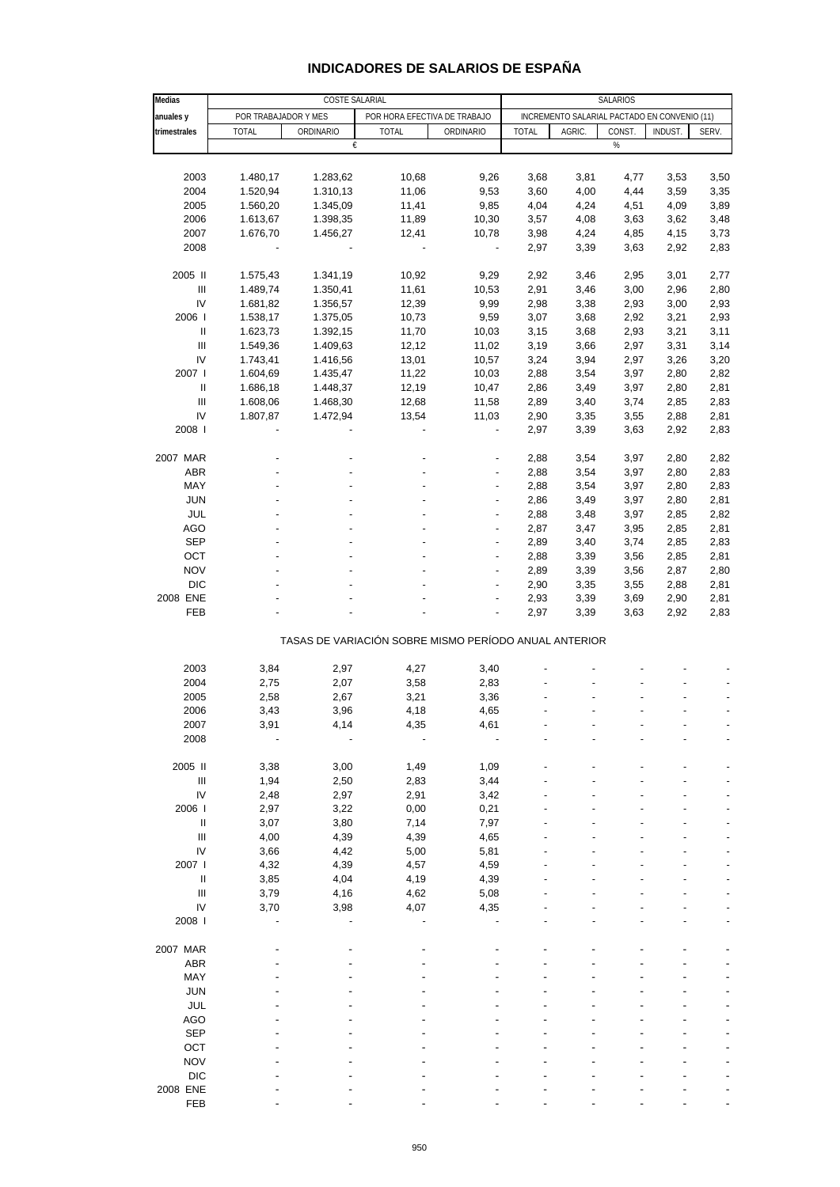# INDICADORES DE SALARIOS DE ESPAÑA

| Medias anuales y trimestrales | COSTE SALARIAL | | | | SALARIOS | | | | |
|---|---|---|---|---|---|---|---|---|---|
| | POR TRABAJADOR Y MES | | POR HORA EFECTIVA DE TRABAJO | | INCREMENTO SALARIAL PACTADO EN CONVENIO (11) | | | | |
| | TOTAL | ORDINARIO | TOTAL | ORDINARIO | TOTAL | AGRIC. | CONST. | INDUST. | SERV. |
| | € | | | | % | | | | |
| 2003 | 1.480,17 | 1.283,62 | 10,68 | 9,26 | 3,68 | 3,81 | 4,77 | 3,53 | 3,50 |
| 2004 | 1.520,94 | 1.310,13 | 11,06 | 9,53 | 3,60 | 4,00 | 4,44 | 3,59 | 3,35 |
| 2005 | 1.560,20 | 1.345,09 | 11,41 | 9,85 | 4,04 | 4,24 | 4,51 | 4,09 | 3,89 |
| 2006 | 1.613,67 | 1.398,35 | 11,89 | 10,30 | 3,57 | 4,08 | 3,63 | 3,62 | 3,48 |
| 2007 | 1.676,70 | 1.456,27 | 12,41 | 10,78 | 3,98 | 4,24 | 4,85 | 4,15 | 3,73 |
| 2008 | - | - | - | - | 2,97 | 3,39 | 3,63 | 2,92 | 2,83 |
| 2005 II | 1.575,43 | 1.341,19 | 10,92 | 9,29 | 2,92 | 3,46 | 2,95 | 3,01 | 2,77 |
| III | 1.489,74 | 1.350,41 | 11,61 | 10,53 | 2,91 | 3,46 | 3,00 | 2,96 | 2,80 |
| IV | 1.681,82 | 1.356,57 | 12,39 | 9,99 | 2,98 | 3,38 | 2,93 | 3,00 | 2,93 |
| 2006 I | 1.538,17 | 1.375,05 | 10,73 | 9,59 | 3,07 | 3,68 | 2,92 | 3,21 | 2,93 |
| II | 1.623,73 | 1.392,15 | 11,70 | 10,03 | 3,15 | 3,68 | 2,93 | 3,21 | 3,11 |
| III | 1.549,36 | 1.409,63 | 12,12 | 11,02 | 3,19 | 3,66 | 2,97 | 3,31 | 3,14 |
| IV | 1.743,41 | 1.416,56 | 13,01 | 10,57 | 3,24 | 3,94 | 2,97 | 3,26 | 3,20 |
| 2007 I | 1.604,69 | 1.435,47 | 11,22 | 10,03 | 2,88 | 3,54 | 3,97 | 2,80 | 2,82 |
| II | 1.686,18 | 1.448,37 | 12,19 | 10,47 | 2,86 | 3,49 | 3,97 | 2,80 | 2,81 |
| III | 1.608,06 | 1.468,30 | 12,68 | 11,58 | 2,89 | 3,40 | 3,74 | 2,85 | 2,83 |
| IV | 1.807,87 | 1.472,94 | 13,54 | 11,03 | 2,90 | 3,35 | 3,55 | 2,88 | 2,81 |
| 2008 I | - | - | - | - | 2,97 | 3,39 | 3,63 | 2,92 | 2,83 |
| 2007 MAR | - | - | - | - | 2,88 | 3,54 | 3,97 | 2,80 | 2,82 |
| ABR | - | - | - | - | 2,88 | 3,54 | 3,97 | 2,80 | 2,83 |
| MAY | - | - | - | - | 2,88 | 3,54 | 3,97 | 2,80 | 2,83 |
| JUN | - | - | - | - | 2,86 | 3,49 | 3,97 | 2,80 | 2,81 |
| JUL | - | - | - | - | 2,88 | 3,48 | 3,97 | 2,85 | 2,82 |
| AGO | - | - | - | - | 2,87 | 3,47 | 3,95 | 2,85 | 2,81 |
| SEP | - | - | - | - | 2,89 | 3,40 | 3,74 | 2,85 | 2,83 |
| OCT | - | - | - | - | 2,88 | 3,39 | 3,56 | 2,85 | 2,81 |
| NOV | - | - | - | - | 2,89 | 3,39 | 3,56 | 2,87 | 2,80 |
| DIC | - | - | - | - | 2,90 | 3,35 | 3,55 | 2,88 | 2,81 |
| 2008 ENE | - | - | - | - | 2,93 | 3,39 | 3,69 | 2,90 | 2,81 |
| FEB | - | - | - | - | 2,97 | 3,39 | 3,63 | 2,92 | 2,83 |
| | TASAS DE VARIACIÓN SOBRE MISMO PERÍODO ANUAL ANTERIOR | | | | | | | | |
| 2003 | 3,84 | 2,97 | 4,27 | 3,40 | - | - | - | - | - |
| 2004 | 2,75 | 2,07 | 3,58 | 2,83 | - | - | - | - | - |
| 2005 | 2,58 | 2,67 | 3,21 | 3,36 | - | - | - | - | - |
| 2006 | 3,43 | 3,96 | 4,18 | 4,65 | - | - | - | - | - |
| 2007 | 3,91 | 4,14 | 4,35 | 4,61 | - | - | - | - | - |
| 2008 | - | - | - | - | - | - | - | - | - |
| 2005 II | 3,38 | 3,00 | 1,49 | 1,09 | - | - | - | - | - |
| III | 1,94 | 2,50 | 2,83 | 3,44 | - | - | - | - | - |
| IV | 2,48 | 2,97 | 2,91 | 3,42 | - | - | - | - | - |
| 2006 I | 2,97 | 3,22 | 0,00 | 0,21 | - | - | - | - | - |
| II | 3,07 | 3,80 | 7,14 | 7,97 | - | - | - | - | - |
| III | 4,00 | 4,39 | 4,39 | 4,65 | - | - | - | - | - |
| IV | 3,66 | 4,42 | 5,00 | 5,81 | - | - | - | - | - |
| 2007 I | 4,32 | 4,39 | 4,57 | 4,59 | - | - | - | - | - |
| II | 3,85 | 4,04 | 4,19 | 4,39 | - | - | - | - | - |
| III | 3,79 | 4,16 | 4,62 | 5,08 | - | - | - | - | - |
| IV | 3,70 | 3,98 | 4,07 | 4,35 | - | - | - | - | - |
| 2008 I | - | - | - | - | - | - | - | - | - |
| 2007 MAR | - | - | - | - | - | - | - | - | - |
| ABR | - | - | - | - | - | - | - | - | - |
| MAY | - | - | - | - | - | - | - | - | - |
| JUN | - | - | - | - | - | - | - | - | - |
| JUL | - | - | - | - | - | - | - | - | - |
| AGO | - | - | - | - | - | - | - | - | - |
| SEP | - | - | - | - | - | - | - | - | - |
| OCT | - | - | - | - | - | - | - | - | - |
| NOV | - | - | - | - | - | - | - | - | - |
| DIC | - | - | - | - | - | - | - | - | - |
| 2008 ENE | - | - | - | - | - | - | - | - | - |
| FEB | - | - | - | - | - | - | - | - | - |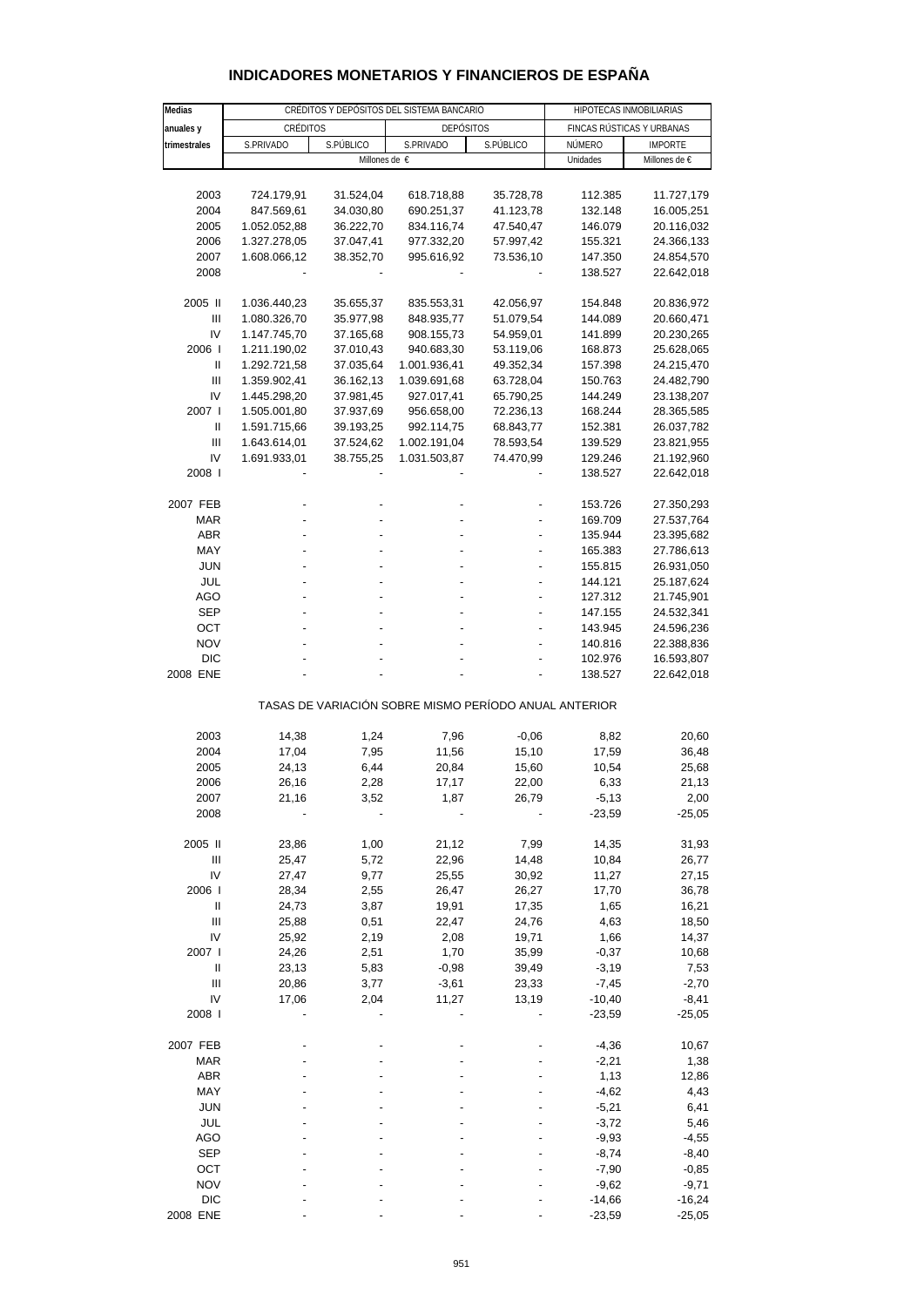# INDICADORES MONETARIOS Y FINANCIEROS DE ESPAÑA

| Medias anuales y trimestrales | CRÉDITOS Y DEPÓSITOS DEL SISTEMA BANCARIO | | | | HIPOTECAS INMOBILIARIAS | |
|---|---|---|---|---|---|---|
| | CRÉDITOS | | DEPÓSITOS | | FINCAS RÚSTICAS Y URBANAS | |
| | S.PRIVADO | S.PÚBLICO | S.PRIVADO | S.PÚBLICO | NÚMERO | IMPORTE |
| | Millones de € | | | | Unidades | Millones de € |
| 2003 | 724.179,91 | 31.524,04 | 618.718,88 | 35.728,78 | 112.385 | 11.727,179 |
| 2004 | 847.569,61 | 34.030,80 | 690.251,37 | 41.123,78 | 132.148 | 16.005,251 |
| 2005 | 1.052.052,88 | 36.222,70 | 834.116,74 | 47.540,47 | 146.079 | 20.116,032 |
| 2006 | 1.327.278,05 | 37.047,41 | 977.332,20 | 57.997,42 | 155.321 | 24.366,133 |
| 2007 | 1.608.066,12 | 38.352,70 | 995.616,92 | 73.536,10 | 147.350 | 24.854,570 |
| 2008 | - | - | - | - | 138.527 | 22.642,018 |
| 2005 II | 1.036.440,23 | 35.655,37 | 835.553,31 | 42.056,97 | 154.848 | 20.836,972 |
| III | 1.080.326,70 | 35.977,98 | 848.935,77 | 51.079,54 | 144.089 | 20.660,471 |
| IV | 1.147.745,70 | 37.165,68 | 908.155,73 | 54.959,01 | 141.899 | 20.230,265 |
| 2006 I | 1.211.190,02 | 37.010,43 | 940.683,30 | 53.119,06 | 168.873 | 25.628,065 |
| II | 1.292.721,58 | 37.035,64 | 1.001.936,41 | 49.352,34 | 157.398 | 24.215,470 |
| III | 1.359.902,41 | 36.162,13 | 1.039.691,68 | 63.728,04 | 150.763 | 24.482,790 |
| IV | 1.445.298,20 | 37.981,45 | 927.017,41 | 65.790,25 | 144.249 | 23.138,207 |
| 2007 I | 1.505.001,80 | 37.937,69 | 956.658,00 | 72.236,13 | 168.244 | 28.365,585 |
| II | 1.591.715,66 | 39.193,25 | 992.114,75 | 68.843,77 | 152.381 | 26.037,782 |
| III | 1.643.614,01 | 37.524,62 | 1.002.191,04 | 78.593,54 | 139.529 | 23.821,955 |
| IV | 1.691.933,01 | 38.755,25 | 1.031.503,87 | 74.470,99 | 129.246 | 21.192,960 |
| 2008 I | - | - | - | - | 138.527 | 22.642,018 |
| 2007 FEB | - | - | - | - | 153.726 | 27.350,293 |
| MAR | - | - | - | - | 169.709 | 27.537,764 |
| ABR | - | - | - | - | 135.944 | 23.395,682 |
| MAY | - | - | - | - | 165.383 | 27.786,613 |
| JUN | - | - | - | - | 155.815 | 26.931,050 |
| JUL | - | - | - | - | 144.121 | 25.187,624 |
| AGO | - | - | - | - | 127.312 | 21.745,901 |
| SEP | - | - | - | - | 147.155 | 24.532,341 |
| OCT | - | - | - | - | 143.945 | 24.596,236 |
| NOV | - | - | - | - | 140.816 | 22.388,836 |
| DIC | - | - | - | - | 102.976 | 16.593,807 |
| 2008 ENE | - | - | - | - | 138.527 | 22.642,018 |
| | TASAS DE VARIACIÓN SOBRE MISMO PERÍODO ANUAL ANTERIOR | | | | | |
| 2003 | 14,38 | 1,24 | 7,96 | -0,06 | 8,82 | 20,60 |
| 2004 | 17,04 | 7,95 | 11,56 | 15,10 | 17,59 | 36,48 |
| 2005 | 24,13 | 6,44 | 20,84 | 15,60 | 10,54 | 25,68 |
| 2006 | 26,16 | 2,28 | 17,17 | 22,00 | 6,33 | 21,13 |
| 2007 | 21,16 | 3,52 | 1,87 | 26,79 | -5,13 | 2,00 |
| 2008 | - | - | - | - | -23,59 | -25,05 |
| 2005 II | 23,86 | 1,00 | 21,12 | 7,99 | 14,35 | 31,93 |
| III | 25,47 | 5,72 | 22,96 | 14,48 | 10,84 | 26,77 |
| IV | 27,47 | 9,77 | 25,55 | 30,92 | 11,27 | 27,15 |
| 2006 I | 28,34 | 2,55 | 26,47 | 26,27 | 17,70 | 36,78 |
| II | 24,73 | 3,87 | 19,91 | 17,35 | 1,65 | 16,21 |
| III | 25,88 | 0,51 | 22,47 | 24,76 | 4,63 | 18,50 |
| IV | 25,92 | 2,19 | 2,08 | 19,71 | 1,66 | 14,37 |
| 2007 I | 24,26 | 2,51 | 1,70 | 35,99 | -0,37 | 10,68 |
| II | 23,13 | 5,83 | -0,98 | 39,49 | -3,19 | 7,53 |
| III | 20,86 | 3,77 | -3,61 | 23,33 | -7,45 | -2,70 |
| IV | 17,06 | 2,04 | 11,27 | 13,19 | -10,40 | -8,41 |
| 2008 I | - | - | - | - | -23,59 | -25,05 |
| 2007 FEB | - | - | - | - | -4,36 | 10,67 |
| MAR | - | - | - | - | -2,21 | 1,38 |
| ABR | - | - | - | - | 1,13 | 12,86 |
| MAY | - | - | - | - | -4,62 | 4,43 |
| JUN | - | - | - | - | -5,21 | 6,41 |
| JUL | - | - | - | - | -3,72 | 5,46 |
| AGO | - | - | - | - | -9,93 | -4,55 |
| SEP | - | - | - | - | -8,74 | -8,40 |
| OCT | - | - | - | - | -7,90 | -0,85 |
| NOV | - | - | - | - | -9,62 | -9,71 |
| DIC | - | - | - | - | -14,66 | -16,24 |
| 2008 ENE | - | - | - | - | -23,59 | -25,05 |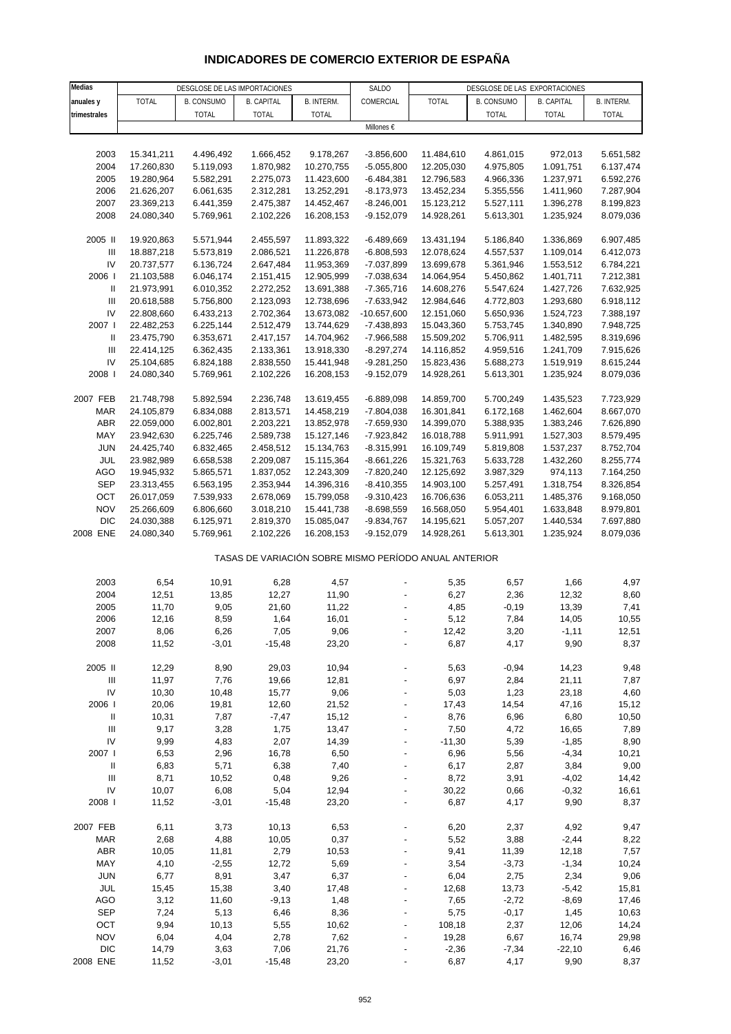# INDICADORES DE COMERCIO EXTERIOR DE ESPAÑA

| Medias anuales y trimestrales | DESGLOSE DE LAS IMPORTACIONES | | | | SALDO | DESGLOSE DE LAS EXPORTACIONES | | | |
|---|---|---|---|---|---|---|---|---|---|
| | TOTAL | B. CONSUMO TOTAL | B. CAPITAL TOTAL | B. INTERM. TOTAL | COMERCIAL | TOTAL | B. CONSUMO TOTAL | B. CAPITAL TOTAL | B. INTERM. TOTAL |
| | | | | | Millones € | | | | |
| 2003 | 15.341,211 | 4.496,492 | 1.666,452 | 9.178,267 | -3.856,600 | 11.484,610 | 4.861,015 | 972,013 | 5.651,582 |
| 2004 | 17.260,830 | 5.119,093 | 1.870,982 | 10.270,755 | -5.055,800 | 12.205,030 | 4.975,805 | 1.091,751 | 6.137,474 |
| 2005 | 19.280,964 | 5.582,291 | 2.275,073 | 11.423,600 | -6.484,381 | 12.796,583 | 4.966,336 | 1.237,971 | 6.592,276 |
| 2006 | 21.626,207 | 6.061,635 | 2.312,281 | 13.252,291 | -8.173,973 | 13.452,234 | 5.355,556 | 1.411,960 | 7.287,904 |
| 2007 | 23.369,213 | 6.441,359 | 2.475,387 | 14.452,467 | -8.246,001 | 15.123,212 | 5.527,111 | 1.396,278 | 8.199,823 |
| 2008 | 24.080,340 | 5.769,961 | 2.102,226 | 16.208,153 | -9.152,079 | 14.928,261 | 5.613,301 | 1.235,924 | 8.079,036 |
| 2005 II | 19.920,863 | 5.571,944 | 2.455,597 | 11.893,322 | -6.489,669 | 13.431,194 | 5.186,840 | 1.336,869 | 6.907,485 |
| III | 18.887,218 | 5.573,819 | 2.086,521 | 11.226,878 | -6.808,593 | 12.078,624 | 4.557,537 | 1.109,014 | 6.412,073 |
| IV | 20.737,577 | 6.136,724 | 2.647,484 | 11.953,369 | -7.037,899 | 13.699,678 | 5.361,946 | 1.553,512 | 6.784,221 |
| 2006 I | 21.103,588 | 6.046,174 | 2.151,415 | 12.905,999 | -7.038,634 | 14.064,954 | 5.450,862 | 1.401,711 | 7.212,381 |
| II | 21.973,991 | 6.010,352 | 2.272,252 | 13.691,388 | -7.365,716 | 14.608,276 | 5.547,624 | 1.427,726 | 7.632,925 |
| III | 20.618,588 | 5.756,800 | 2.123,093 | 12.738,696 | -7.633,942 | 12.984,646 | 4.772,803 | 1.293,680 | 6.918,112 |
| IV | 22.808,660 | 6.433,213 | 2.702,364 | 13.673,082 | -10.657,600 | 12.151,060 | 5.650,936 | 1.524,723 | 7.388,197 |
| 2007 I | 22.482,253 | 6.225,144 | 2.512,479 | 13.744,629 | -7.438,893 | 15.043,360 | 5.753,745 | 1.340,890 | 7.948,725 |
| II | 23.475,790 | 6.353,671 | 2.417,157 | 14.704,962 | -7.966,588 | 15.509,202 | 5.706,911 | 1.482,595 | 8.319,696 |
| III | 22.414,125 | 6.362,435 | 2.133,361 | 13.918,330 | -8.297,274 | 14.116,852 | 4.959,516 | 1.241,709 | 7.915,626 |
| IV | 25.104,685 | 6.824,188 | 2.838,550 | 15.441,948 | -9.281,250 | 15.823,436 | 5.688,273 | 1.519,919 | 8.615,244 |
| 2008 I | 24.080,340 | 5.769,961 | 2.102,226 | 16.208,153 | -9.152,079 | 14.928,261 | 5.613,301 | 1.235,924 | 8.079,036 |
| 2007 FEB | 21.748,798 | 5.892,594 | 2.236,748 | 13.619,455 | -6.889,098 | 14.859,700 | 5.700,249 | 1.435,523 | 7.723,929 |
| MAR | 24.105,879 | 6.834,088 | 2.813,571 | 14.458,219 | -7.804,038 | 16.301,841 | 6.172,168 | 1.462,604 | 8.667,070 |
| ABR | 22.059,000 | 6.002,801 | 2.203,221 | 13.852,978 | -7.659,930 | 14.399,070 | 5.388,935 | 1.383,246 | 7.626,890 |
| MAY | 23.942,630 | 6.225,746 | 2.589,738 | 15.127,146 | -7.923,842 | 16.018,788 | 5.911,991 | 1.527,303 | 8.579,495 |
| JUN | 24.425,740 | 6.832,465 | 2.458,512 | 15.134,763 | -8.315,991 | 16.109,749 | 5.819,808 | 1.537,237 | 8.752,704 |
| JUL | 23.982,989 | 6.658,538 | 2.209,087 | 15.115,364 | -8.661,226 | 15.321,763 | 5.633,728 | 1.432,260 | 8.255,774 |
| AGO | 19.945,932 | 5.865,571 | 1.837,052 | 12.243,309 | -7.820,240 | 12.125,692 | 3.987,329 | 974,113 | 7.164,250 |
| SEP | 23.313,455 | 6.563,195 | 2.353,944 | 14.396,316 | -8.410,355 | 14.903,100 | 5.257,491 | 1.318,754 | 8.326,854 |
| OCT | 26.017,059 | 7.539,933 | 2.678,069 | 15.799,058 | -9.310,423 | 16.706,636 | 6.053,211 | 1.485,376 | 9.168,050 |
| NOV | 25.266,609 | 6.806,660 | 3.018,210 | 15.441,738 | -8.698,559 | 16.568,050 | 5.954,401 | 1.633,848 | 8.979,801 |
| DIC | 24.030,388 | 6.125,971 | 2.819,370 | 15.085,047 | -9.834,767 | 14.195,621 | 5.057,207 | 1.440,534 | 7.697,880 |
| 2008 ENE | 24.080,340 | 5.769,961 | 2.102,226 | 16.208,153 | -9.152,079 | 14.928,261 | 5.613,301 | 1.235,924 | 8.079,036 |
| | TASAS DE VARIACIÓN SOBRE MISMO PERÍODO ANUAL ANTERIOR | | | | | | | | |
| 2003 | 6,54 | 10,91 | 6,28 | 4,57 | - | 5,35 | 6,57 | 1,66 | 4,97 |
| 2004 | 12,51 | 13,85 | 12,27 | 11,90 | - | 6,27 | 2,36 | 12,32 | 8,60 |
| 2005 | 11,70 | 9,05 | 21,60 | 11,22 | - | 4,85 | -0,19 | 13,39 | 7,41 |
| 2006 | 12,16 | 8,59 | 1,64 | 16,01 | - | 5,12 | 7,84 | 14,05 | 10,55 |
| 2007 | 8,06 | 6,26 | 7,05 | 9,06 | - | 12,42 | 3,20 | -1,11 | 12,51 |
| 2008 | 11,52 | -3,01 | -15,48 | 23,20 | - | 6,87 | 4,17 | 9,90 | 8,37 |
| 2005 II | 12,29 | 8,90 | 29,03 | 10,94 | - | 5,63 | -0,94 | 14,23 | 9,48 |
| III | 11,97 | 7,76 | 19,66 | 12,81 | - | 6,97 | 2,84 | 21,11 | 7,87 |
| IV | 10,30 | 10,48 | 15,77 | 9,06 | - | 5,03 | 1,23 | 23,18 | 4,60 |
| 2006 I | 20,06 | 19,81 | 12,60 | 21,52 | - | 17,43 | 14,54 | 47,16 | 15,12 |
| II | 10,31 | 7,87 | -7,47 | 15,12 | - | 8,76 | 6,96 | 6,80 | 10,50 |
| III | 9,17 | 3,28 | 1,75 | 13,47 | - | 7,50 | 4,72 | 16,65 | 7,89 |
| IV | 9,99 | 4,83 | 2,07 | 14,39 | - | -11,30 | 5,39 | -1,85 | 8,90 |
| 2007 I | 6,53 | 2,96 | 16,78 | 6,50 | - | 6,96 | 5,56 | -4,34 | 10,21 |
| II | 6,83 | 5,71 | 6,38 | 7,40 | - | 6,17 | 2,87 | 3,84 | 9,00 |
| III | 8,71 | 10,52 | 0,48 | 9,26 | - | 8,72 | 3,91 | -4,02 | 14,42 |
| IV | 10,07 | 6,08 | 5,04 | 12,94 | - | 30,22 | 0,66 | -0,32 | 16,61 |
| 2008 I | 11,52 | -3,01 | -15,48 | 23,20 | - | 6,87 | 4,17 | 9,90 | 8,37 |
| 2007 FEB | 6,11 | 3,73 | 10,13 | 6,53 | - | 6,20 | 2,37 | 4,92 | 9,47 |
| MAR | 2,68 | 4,88 | 10,05 | 0,37 | - | 5,52 | 3,88 | -2,44 | 8,22 |
| ABR | 10,05 | 11,81 | 2,79 | 10,53 | - | 9,41 | 11,39 | 12,18 | 7,57 |
| MAY | 4,10 | -2,55 | 12,72 | 5,69 | - | 3,54 | -3,73 | -1,34 | 10,24 |
| JUN | 6,77 | 8,91 | 3,47 | 6,37 | - | 6,04 | 2,75 | 2,34 | 9,06 |
| JUL | 15,45 | 15,38 | 3,40 | 17,48 | - | 12,68 | 13,73 | -5,42 | 15,81 |
| AGO | 3,12 | 11,60 | -9,13 | 1,48 | - | 7,65 | -2,72 | -8,69 | 17,46 |
| SEP | 7,24 | 5,13 | 6,46 | 8,36 | - | 5,75 | -0,17 | 1,45 | 10,63 |
| OCT | 9,94 | 10,13 | 5,55 | 10,62 | - | 108,18 | 2,37 | 12,06 | 14,24 |
| NOV | 6,04 | 4,04 | 2,78 | 7,62 | - | 19,28 | 6,67 | 16,74 | 29,98 |
| DIC | 14,79 | 3,63 | 7,06 | 21,76 | - | -2,36 | -7,34 | -22,10 | 6,46 |
| 2008 ENE | 11,52 | -3,01 | -15,48 | 23,20 | - | 6,87 | 4,17 | 9,90 | 8,37 |